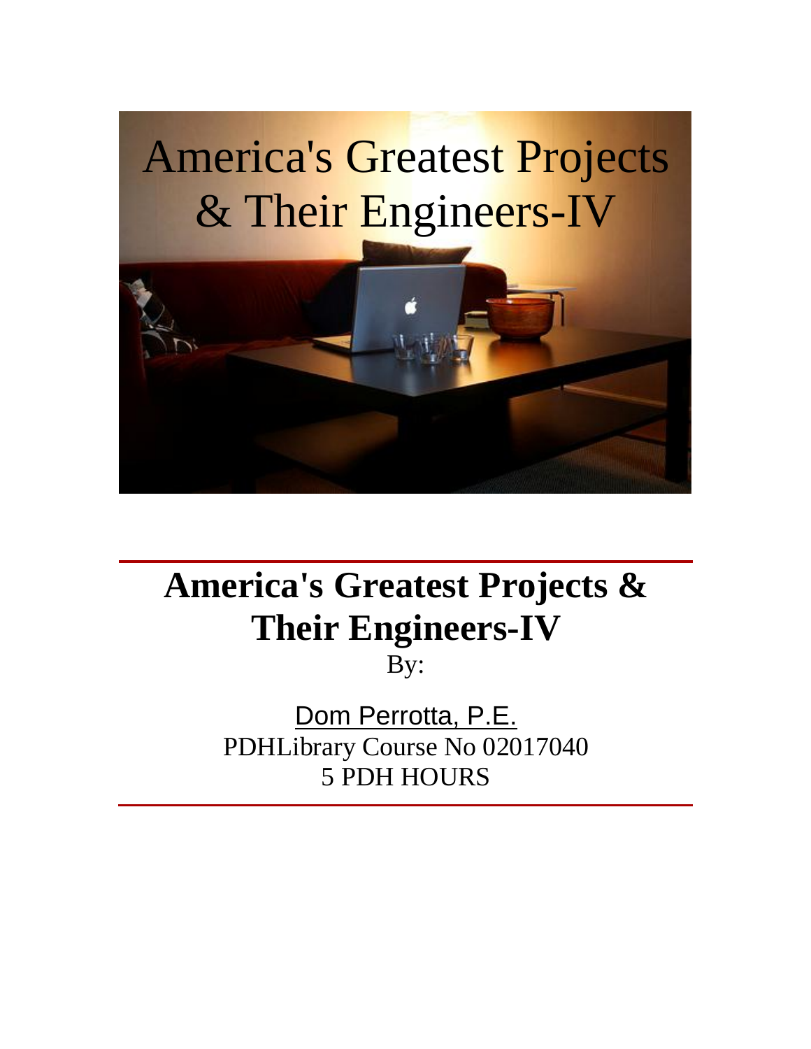# America's Greatest Projects & Their Engineers-IV

By:

Dom Perrotta, P.E.

PDHLibrary Course No 02017040

5 PDH HOURS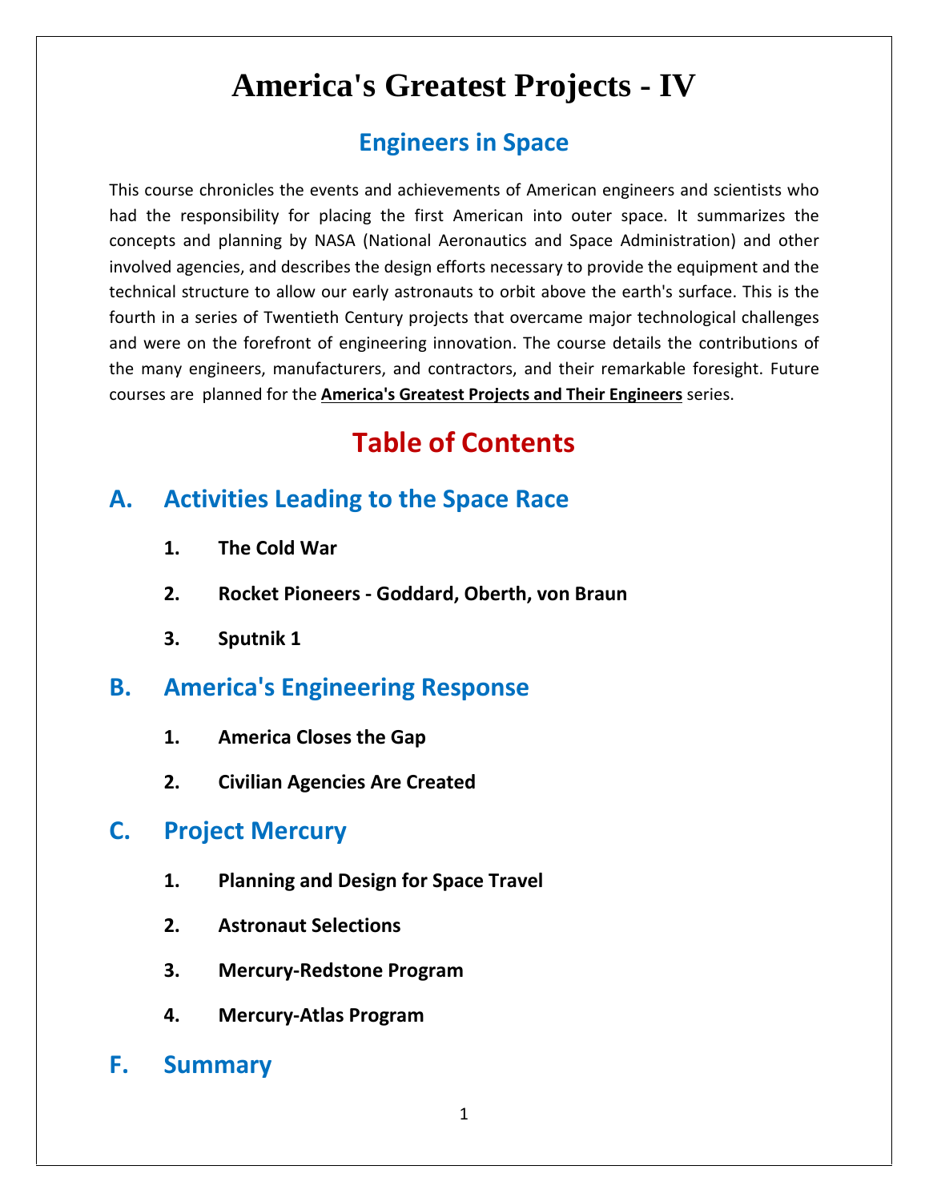# America's Greatest Projects - IV

## Engineers in Space

This course chronicles the events and achievements of American engineers and scientists who had the responsibility for placing the first American into outer space. It summarizes the concepts and planning by NASA (National Aeronautics and Space Administration) and other involved agencies, and describes the design efforts necessary to provide the equipment and the technical structure to allow our early astronauts to orbit above the earth's surface. This is the fourth in a series of Twentieth Century projects that overcame major technological challenges and were on the forefront of engineering innovation. The course details the contributions of the many engineers, manufacturers, and contractors, and their remarkable foresight. Future courses are planned for the **America's Greatest Projects and Their Engineers** series.

## Table of Contents

### A. Activities Leading to the Space Race

1. **The Cold War**
2. **Rocket Pioneers - Goddard, Oberth, von Braun**
3. **Sputnik 1**

### B. America's Engineering Response

1. **America Closes the Gap**
2. **Civilian Agencies Are Created**

### C. Project Mercury

1. **Planning and Design for Space Travel**
2. **Astronaut Selections**
3. **Mercury-Redstone Program**
4. **Mercury-Atlas Program**

### F. Summary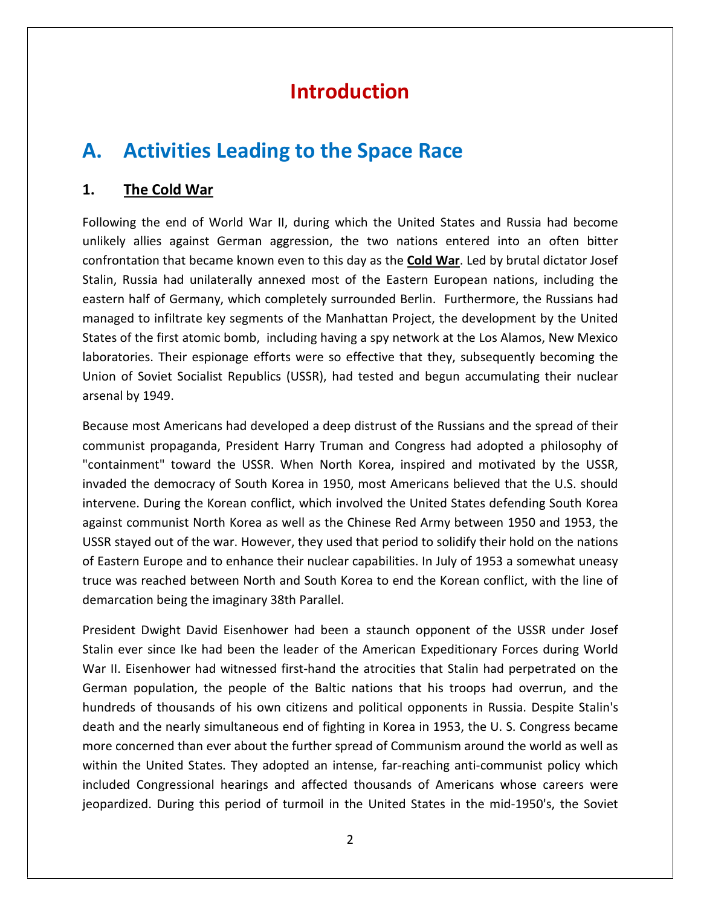# Introduction

## A. Activities Leading to the Space Race

### 1. The Cold War

Following the end of World War II, during which the United States and Russia had become unlikely allies against German aggression, the two nations entered into an often bitter confrontation that became known even to this day as the **Cold War**. Led by brutal dictator Josef Stalin, Russia had unilaterally annexed most of the Eastern European nations, including the eastern half of Germany, which completely surrounded Berlin. Furthermore, the Russians had managed to infiltrate key segments of the Manhattan Project, the development by the United States of the first atomic bomb, including having a spy network at the Los Alamos, New Mexico laboratories. Their espionage efforts were so effective that they, subsequently becoming the Union of Soviet Socialist Republics (USSR), had tested and begun accumulating their nuclear arsenal by 1949.

Because most Americans had developed a deep distrust of the Russians and the spread of their communist propaganda, President Harry Truman and Congress had adopted a philosophy of "containment" toward the USSR. When North Korea, inspired and motivated by the USSR, invaded the democracy of South Korea in 1950, most Americans believed that the U.S. should intervene. During the Korean conflict, which involved the United States defending South Korea against communist North Korea as well as the Chinese Red Army between 1950 and 1953, the USSR stayed out of the war. However, they used that period to solidify their hold on the nations of Eastern Europe and to enhance their nuclear capabilities. In July of 1953 a somewhat uneasy truce was reached between North and South Korea to end the Korean conflict, with the line of demarcation being the imaginary 38th Parallel.

President Dwight David Eisenhower had been a staunch opponent of the USSR under Josef Stalin ever since Ike had been the leader of the American Expeditionary Forces during World War II. Eisenhower had witnessed first-hand the atrocities that Stalin had perpetrated on the German population, the people of the Baltic nations that his troops had overrun, and the hundreds of thousands of his own citizens and political opponents in Russia. Despite Stalin's death and the nearly simultaneous end of fighting in Korea in 1953, the U. S. Congress became more concerned than ever about the further spread of Communism around the world as well as within the United States. They adopted an intense, far-reaching anti-communist policy which included Congressional hearings and affected thousands of Americans whose careers were jeopardized. During this period of turmoil in the United States in the mid-1950's, the Soviet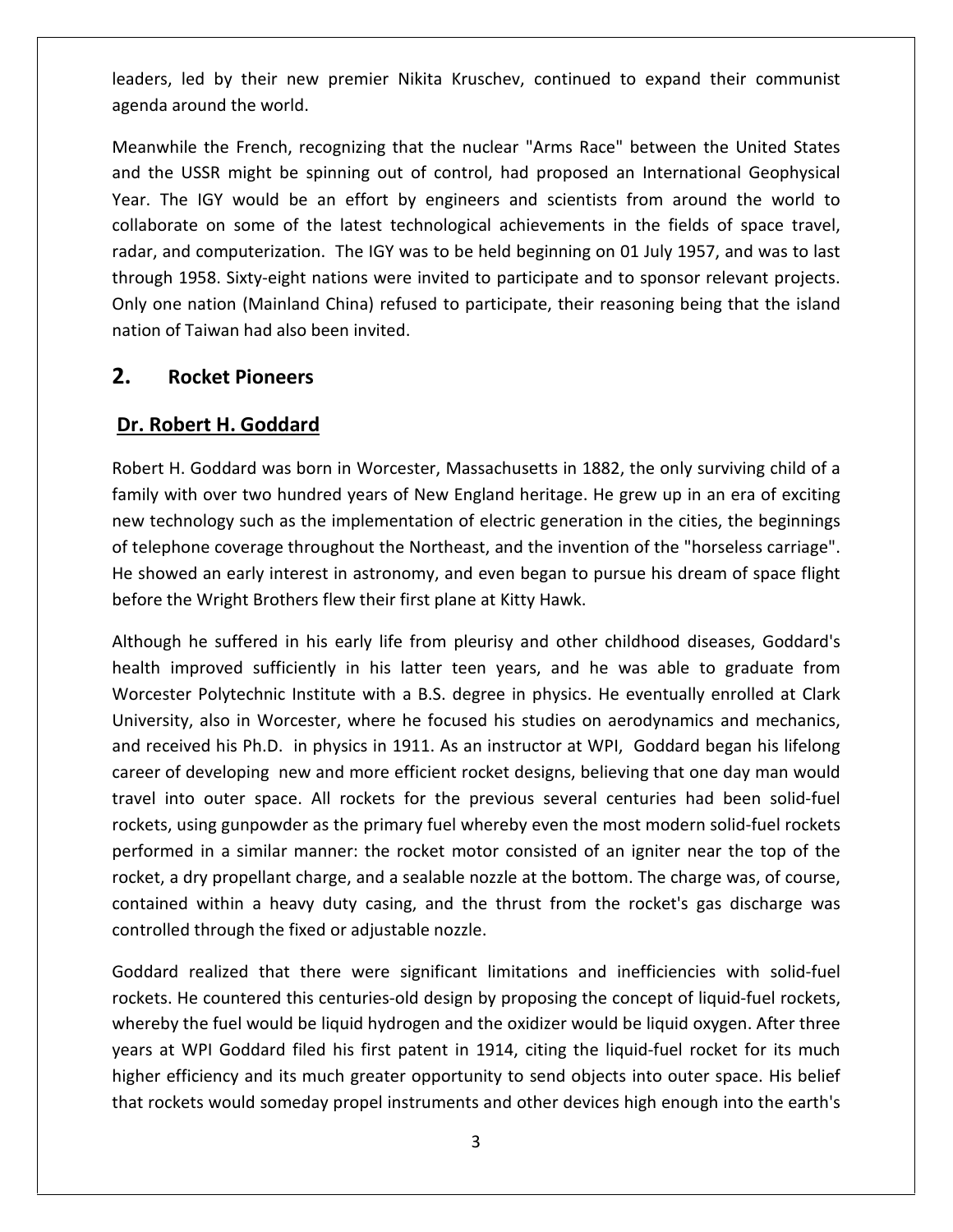leaders, led by their new premier Nikita Kruschev, continued to expand their communist agenda around the world.

Meanwhile the French, recognizing that the nuclear "Arms Race" between the United States and the USSR might be spinning out of control, had proposed an International Geophysical Year. The IGY would be an effort by engineers and scientists from around the world to collaborate on some of the latest technological achievements in the fields of space travel, radar, and computerization. The IGY was to be held beginning on 01 July 1957, and was to last through 1958. Sixty-eight nations were invited to participate and to sponsor relevant projects. Only one nation (Mainland China) refused to participate, their reasoning being that the island nation of Taiwan had also been invited.

## 2. Rocket Pioneers

### Dr. Robert H. Goddard

Robert H. Goddard was born in Worcester, Massachusetts in 1882, the only surviving child of a family with over two hundred years of New England heritage. He grew up in an era of exciting new technology such as the implementation of electric generation in the cities, the beginnings of telephone coverage throughout the Northeast, and the invention of the "horseless carriage". He showed an early interest in astronomy, and even began to pursue his dream of space flight before the Wright Brothers flew their first plane at Kitty Hawk.

Although he suffered in his early life from pleurisy and other childhood diseases, Goddard's health improved sufficiently in his latter teen years, and he was able to graduate from Worcester Polytechnic Institute with a B.S. degree in physics. He eventually enrolled at Clark University, also in Worcester, where he focused his studies on aerodynamics and mechanics, and received his Ph.D. in physics in 1911. As an instructor at WPI, Goddard began his lifelong career of developing new and more efficient rocket designs, believing that one day man would travel into outer space. All rockets for the previous several centuries had been solid-fuel rockets, using gunpowder as the primary fuel whereby even the most modern solid-fuel rockets performed in a similar manner: the rocket motor consisted of an igniter near the top of the rocket, a dry propellant charge, and a sealable nozzle at the bottom. The charge was, of course, contained within a heavy duty casing, and the thrust from the rocket's gas discharge was controlled through the fixed or adjustable nozzle.

Goddard realized that there were significant limitations and inefficiencies with solid-fuel rockets. He countered this centuries-old design by proposing the concept of liquid-fuel rockets, whereby the fuel would be liquid hydrogen and the oxidizer would be liquid oxygen. After three years at WPI Goddard filed his first patent in 1914, citing the liquid-fuel rocket for its much higher efficiency and its much greater opportunity to send objects into outer space. His belief that rockets would someday propel instruments and other devices high enough into the earth's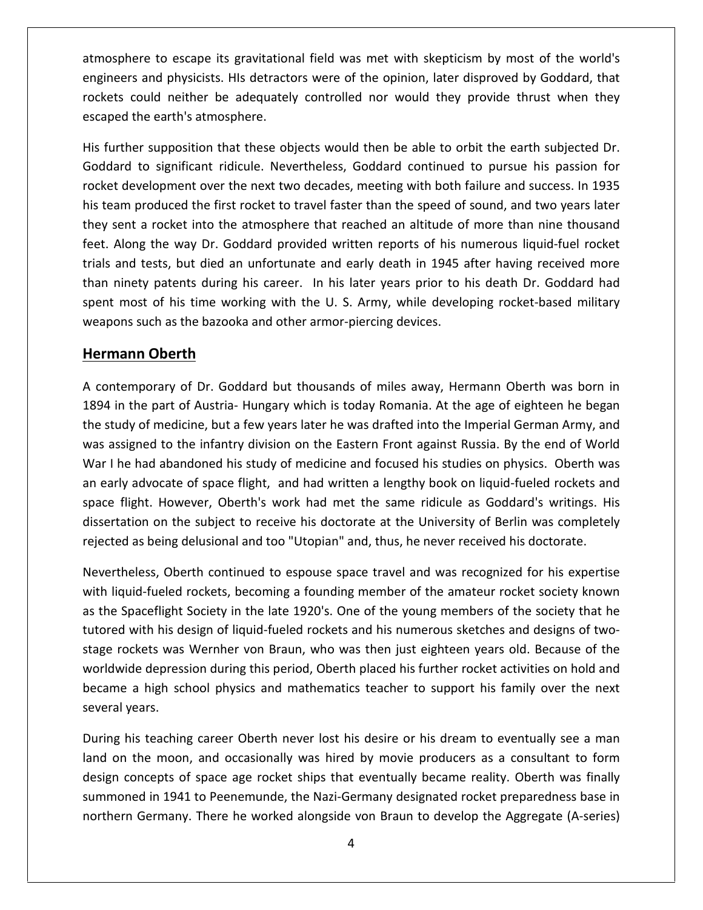atmosphere to escape its gravitational field was met with skepticism by most of the world's engineers and physicists. HIs detractors were of the opinion, later disproved by Goddard, that rockets could neither be adequately controlled nor would they provide thrust when they escaped the earth's atmosphere.

His further supposition that these objects would then be able to orbit the earth subjected Dr. Goddard to significant ridicule. Nevertheless, Goddard continued to pursue his passion for rocket development over the next two decades, meeting with both failure and success. In 1935 his team produced the first rocket to travel faster than the speed of sound, and two years later they sent a rocket into the atmosphere that reached an altitude of more than nine thousand feet. Along the way Dr. Goddard provided written reports of his numerous liquid-fuel rocket trials and tests, but died an unfortunate and early death in 1945 after having received more than ninety patents during his career. In his later years prior to his death Dr. Goddard had spent most of his time working with the U. S. Army, while developing rocket-based military weapons such as the bazooka and other armor-piercing devices.

## Hermann Oberth

A contemporary of Dr. Goddard but thousands of miles away, Hermann Oberth was born in 1894 in the part of Austria- Hungary which is today Romania. At the age of eighteen he began the study of medicine, but a few years later he was drafted into the Imperial German Army, and was assigned to the infantry division on the Eastern Front against Russia. By the end of World War I he had abandoned his study of medicine and focused his studies on physics. Oberth was an early advocate of space flight, and had written a lengthy book on liquid-fueled rockets and space flight. However, Oberth's work had met the same ridicule as Goddard's writings. His dissertation on the subject to receive his doctorate at the University of Berlin was completely rejected as being delusional and too "Utopian" and, thus, he never received his doctorate.

Nevertheless, Oberth continued to espouse space travel and was recognized for his expertise with liquid-fueled rockets, becoming a founding member of the amateur rocket society known as the Spaceflight Society in the late 1920's. One of the young members of the society that he tutored with his design of liquid-fueled rockets and his numerous sketches and designs of two-stage rockets was Wernher von Braun, who was then just eighteen years old. Because of the worldwide depression during this period, Oberth placed his further rocket activities on hold and became a high school physics and mathematics teacher to support his family over the next several years.

During his teaching career Oberth never lost his desire or his dream to eventually see a man land on the moon, and occasionally was hired by movie producers as a consultant to form design concepts of space age rocket ships that eventually became reality. Oberth was finally summoned in 1941 to Peenemunde, the Nazi-Germany designated rocket preparedness base in northern Germany. There he worked alongside von Braun to develop the Aggregate (A-series)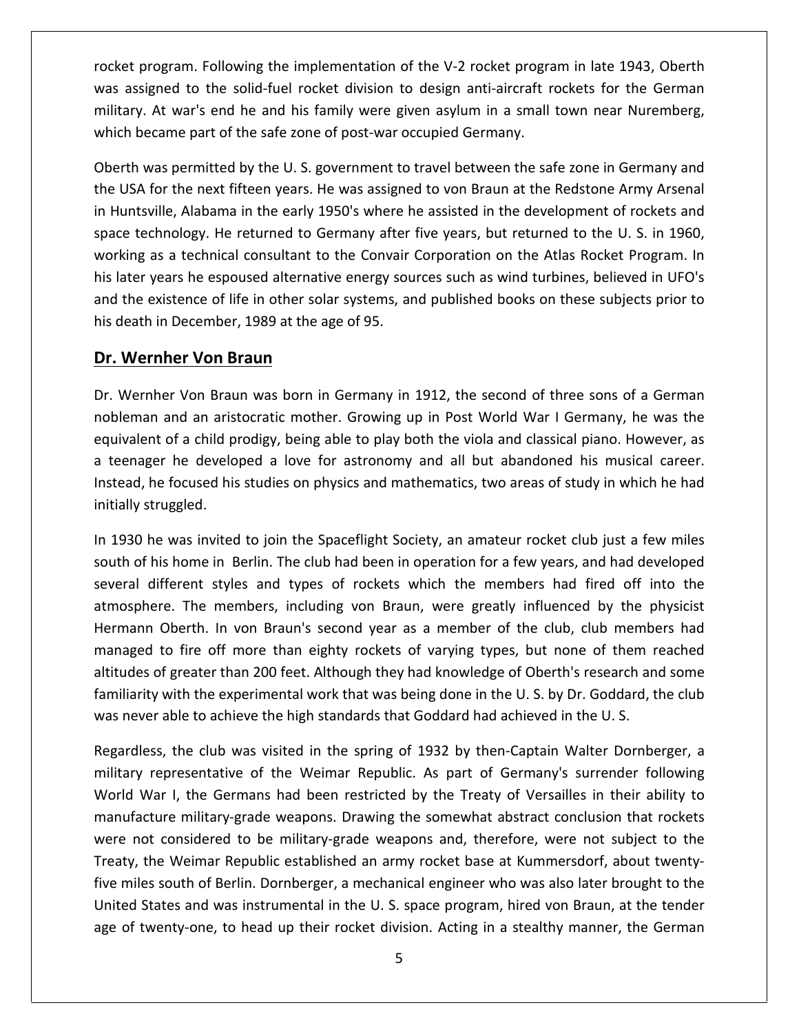rocket program. Following the implementation of the V-2 rocket program in late 1943, Oberth was assigned to the solid-fuel rocket division to design anti-aircraft rockets for the German military. At war's end he and his family were given asylum in a small town near Nuremberg, which became part of the safe zone of post-war occupied Germany.

Oberth was permitted by the U. S. government to travel between the safe zone in Germany and the USA for the next fifteen years. He was assigned to von Braun at the Redstone Army Arsenal in Huntsville, Alabama in the early 1950's where he assisted in the development of rockets and space technology. He returned to Germany after five years, but returned to the U. S. in 1960, working as a technical consultant to the Convair Corporation on the Atlas Rocket Program. In his later years he espoused alternative energy sources such as wind turbines, believed in UFO's and the existence of life in other solar systems, and published books on these subjects prior to his death in December, 1989 at the age of 95.

## Dr. Wernher Von Braun

Dr. Wernher Von Braun was born in Germany in 1912, the second of three sons of a German nobleman and an aristocratic mother. Growing up in Post World War I Germany, he was the equivalent of a child prodigy, being able to play both the viola and classical piano. However, as a teenager he developed a love for astronomy and all but abandoned his musical career. Instead, he focused his studies on physics and mathematics, two areas of study in which he had initially struggled.

In 1930 he was invited to join the Spaceflight Society, an amateur rocket club just a few miles south of his home in Berlin. The club had been in operation for a few years, and had developed several different styles and types of rockets which the members had fired off into the atmosphere. The members, including von Braun, were greatly influenced by the physicist Hermann Oberth. In von Braun's second year as a member of the club, club members had managed to fire off more than eighty rockets of varying types, but none of them reached altitudes of greater than 200 feet. Although they had knowledge of Oberth's research and some familiarity with the experimental work that was being done in the U. S. by Dr. Goddard, the club was never able to achieve the high standards that Goddard had achieved in the U. S.

Regardless, the club was visited in the spring of 1932 by then-Captain Walter Dornberger, a military representative of the Weimar Republic. As part of Germany's surrender following World War I, the Germans had been restricted by the Treaty of Versailles in their ability to manufacture military-grade weapons. Drawing the somewhat abstract conclusion that rockets were not considered to be military-grade weapons and, therefore, were not subject to the Treaty, the Weimar Republic established an army rocket base at Kummersdorf, about twenty-five miles south of Berlin. Dornberger, a mechanical engineer who was also later brought to the United States and was instrumental in the U. S. space program, hired von Braun, at the tender age of twenty-one, to head up their rocket division. Acting in a stealthy manner, the German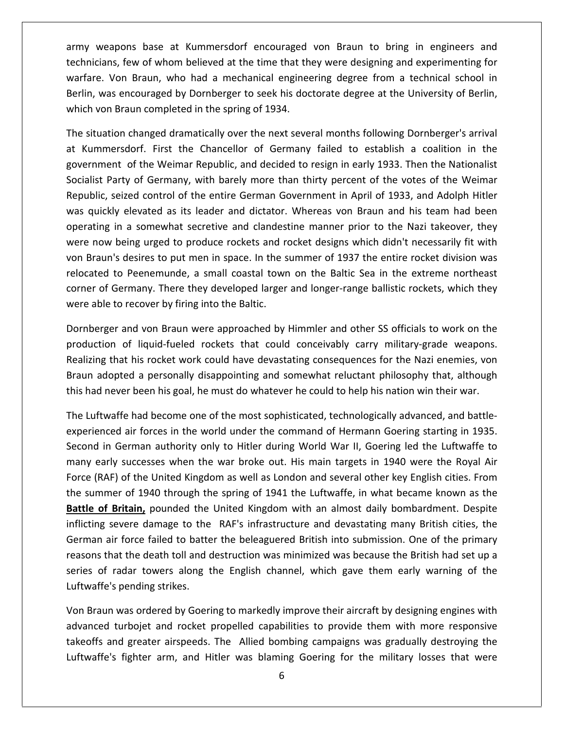army weapons base at Kummersdorf encouraged von Braun to bring in engineers and technicians, few of whom believed at the time that they were designing and experimenting for warfare. Von Braun, who had a mechanical engineering degree from a technical school in Berlin, was encouraged by Dornberger to seek his doctorate degree at the University of Berlin, which von Braun completed in the spring of 1934.

The situation changed dramatically over the next several months following Dornberger's arrival at Kummersdorf. First the Chancellor of Germany failed to establish a coalition in the government of the Weimar Republic, and decided to resign in early 1933. Then the Nationalist Socialist Party of Germany, with barely more than thirty percent of the votes of the Weimar Republic, seized control of the entire German Government in April of 1933, and Adolph Hitler was quickly elevated as its leader and dictator. Whereas von Braun and his team had been operating in a somewhat secretive and clandestine manner prior to the Nazi takeover, they were now being urged to produce rockets and rocket designs which didn't necessarily fit with von Braun's desires to put men in space. In the summer of 1937 the entire rocket division was relocated to Peenemunde, a small coastal town on the Baltic Sea in the extreme northeast corner of Germany. There they developed larger and longer-range ballistic rockets, which they were able to recover by firing into the Baltic.

Dornberger and von Braun were approached by Himmler and other SS officials to work on the production of liquid-fueled rockets that could conceivably carry military-grade weapons. Realizing that his rocket work could have devastating consequences for the Nazi enemies, von Braun adopted a personally disappointing and somewhat reluctant philosophy that, although this had never been his goal, he must do whatever he could to help his nation win their war.

The Luftwaffe had become one of the most sophisticated, technologically advanced, and battle-experienced air forces in the world under the command of Hermann Goering starting in 1935. Second in German authority only to Hitler during World War II, Goering led the Luftwaffe to many early successes when the war broke out. His main targets in 1940 were the Royal Air Force (RAF) of the United Kingdom as well as London and several other key English cities. From the summer of 1940 through the spring of 1941 the Luftwaffe, in what became known as the **Battle of Britain,** pounded the United Kingdom with an almost daily bombardment. Despite inflicting severe damage to the RAF's infrastructure and devastating many British cities, the German air force failed to batter the beleaguered British into submission. One of the primary reasons that the death toll and destruction was minimized was because the British had set up a series of radar towers along the English channel, which gave them early warning of the Luftwaffe's pending strikes.

Von Braun was ordered by Goering to markedly improve their aircraft by designing engines with advanced turbojet and rocket propelled capabilities to provide them with more responsive takeoffs and greater airspeeds. The Allied bombing campaigns was gradually destroying the Luftwaffe's fighter arm, and Hitler was blaming Goering for the military losses that were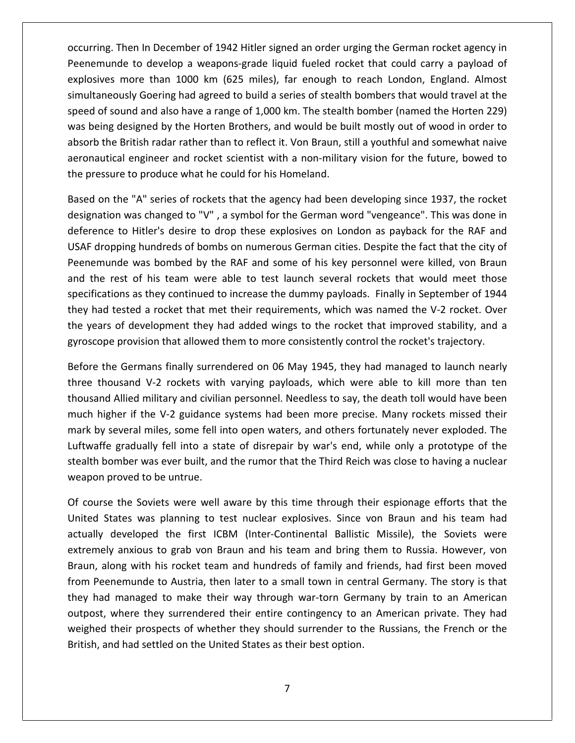occurring. Then In December of 1942 Hitler signed an order urging the German rocket agency in Peenemunde to develop a weapons-grade liquid fueled rocket that could carry a payload of explosives more than 1000 km (625 miles), far enough to reach London, England. Almost simultaneously Goering had agreed to build a series of stealth bombers that would travel at the speed of sound and also have a range of 1,000 km. The stealth bomber (named the Horten 229) was being designed by the Horten Brothers, and would be built mostly out of wood in order to absorb the British radar rather than to reflect it. Von Braun, still a youthful and somewhat naive aeronautical engineer and rocket scientist with a non-military vision for the future, bowed to the pressure to produce what he could for his Homeland.

Based on the "A" series of rockets that the agency had been developing since 1937, the rocket designation was changed to "V" , a symbol for the German word "vengeance". This was done in deference to Hitler's desire to drop these explosives on London as payback for the RAF and USAF dropping hundreds of bombs on numerous German cities. Despite the fact that the city of Peenemunde was bombed by the RAF and some of his key personnel were killed, von Braun and the rest of his team were able to test launch several rockets that would meet those specifications as they continued to increase the dummy payloads. Finally in September of 1944 they had tested a rocket that met their requirements, which was named the V-2 rocket. Over the years of development they had added wings to the rocket that improved stability, and a gyroscope provision that allowed them to more consistently control the rocket's trajectory.

Before the Germans finally surrendered on 06 May 1945, they had managed to launch nearly three thousand V-2 rockets with varying payloads, which were able to kill more than ten thousand Allied military and civilian personnel. Needless to say, the death toll would have been much higher if the V-2 guidance systems had been more precise. Many rockets missed their mark by several miles, some fell into open waters, and others fortunately never exploded. The Luftwaffe gradually fell into a state of disrepair by war's end, while only a prototype of the stealth bomber was ever built, and the rumor that the Third Reich was close to having a nuclear weapon proved to be untrue.

Of course the Soviets were well aware by this time through their espionage efforts that the United States was planning to test nuclear explosives. Since von Braun and his team had actually developed the first ICBM (Inter-Continental Ballistic Missile), the Soviets were extremely anxious to grab von Braun and his team and bring them to Russia. However, von Braun, along with his rocket team and hundreds of family and friends, had first been moved from Peenemunde to Austria, then later to a small town in central Germany. The story is that they had managed to make their way through war-torn Germany by train to an American outpost, where they surrendered their entire contingency to an American private. They had weighed their prospects of whether they should surrender to the Russians, the French or the British, and had settled on the United States as their best option.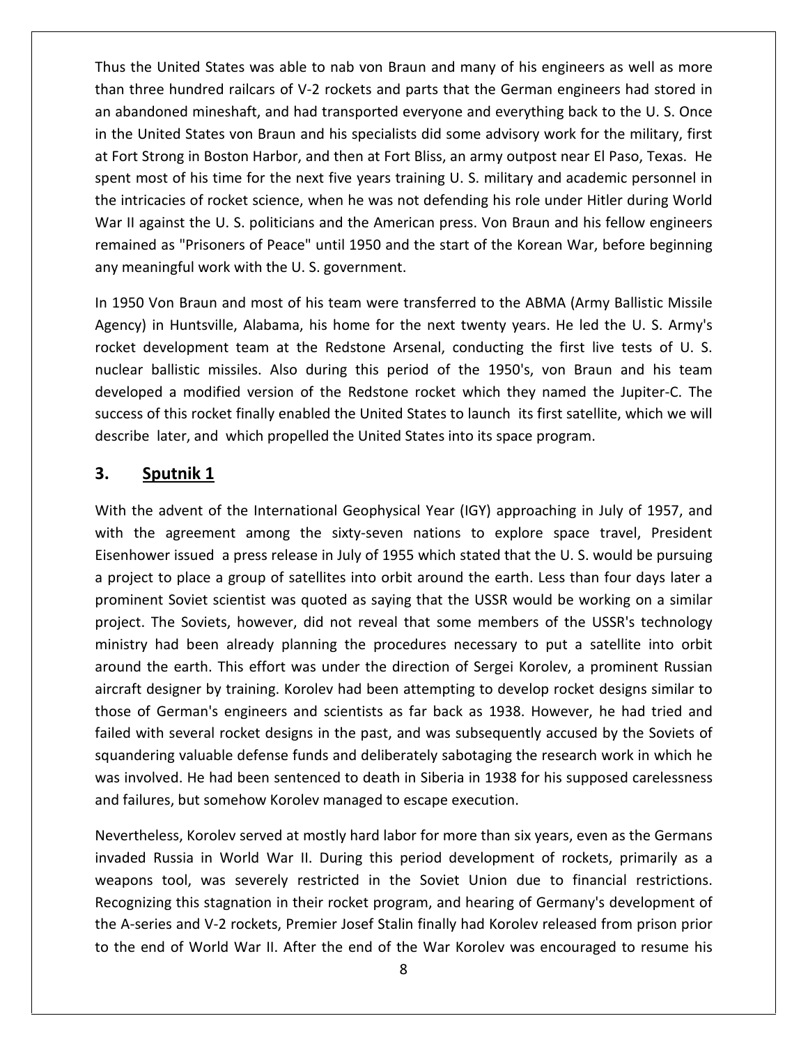Thus the United States was able to nab von Braun and many of his engineers as well as more than three hundred railcars of V-2 rockets and parts that the German engineers had stored in an abandoned mineshaft, and had transported everyone and everything back to the U. S. Once in the United States von Braun and his specialists did some advisory work for the military, first at Fort Strong in Boston Harbor, and then at Fort Bliss, an army outpost near El Paso, Texas. He spent most of his time for the next five years training U. S. military and academic personnel in the intricacies of rocket science, when he was not defending his role under Hitler during World War II against the U. S. politicians and the American press. Von Braun and his fellow engineers remained as "Prisoners of Peace" until 1950 and the start of the Korean War, before beginning any meaningful work with the U. S. government.

In 1950 Von Braun and most of his team were transferred to the ABMA (Army Ballistic Missile Agency) in Huntsville, Alabama, his home for the next twenty years. He led the U. S. Army's rocket development team at the Redstone Arsenal, conducting the first live tests of U. S. nuclear ballistic missiles. Also during this period of the 1950's, von Braun and his team developed a modified version of the Redstone rocket which they named the Jupiter-C. The success of this rocket finally enabled the United States to launch its first satellite, which we will describe later, and which propelled the United States into its space program.

## 3. Sputnik 1

With the advent of the International Geophysical Year (IGY) approaching in July of 1957, and with the agreement among the sixty-seven nations to explore space travel, President Eisenhower issued a press release in July of 1955 which stated that the U. S. would be pursuing a project to place a group of satellites into orbit around the earth. Less than four days later a prominent Soviet scientist was quoted as saying that the USSR would be working on a similar project. The Soviets, however, did not reveal that some members of the USSR's technology ministry had been already planning the procedures necessary to put a satellite into orbit around the earth. This effort was under the direction of Sergei Korolev, a prominent Russian aircraft designer by training. Korolev had been attempting to develop rocket designs similar to those of German's engineers and scientists as far back as 1938. However, he had tried and failed with several rocket designs in the past, and was subsequently accused by the Soviets of squandering valuable defense funds and deliberately sabotaging the research work in which he was involved. He had been sentenced to death in Siberia in 1938 for his supposed carelessness and failures, but somehow Korolev managed to escape execution.

Nevertheless, Korolev served at mostly hard labor for more than six years, even as the Germans invaded Russia in World War II. During this period development of rockets, primarily as a weapons tool, was severely restricted in the Soviet Union due to financial restrictions. Recognizing this stagnation in their rocket program, and hearing of Germany's development of the A-series and V-2 rockets, Premier Josef Stalin finally had Korolev released from prison prior to the end of World War II. After the end of the War Korolev was encouraged to resume his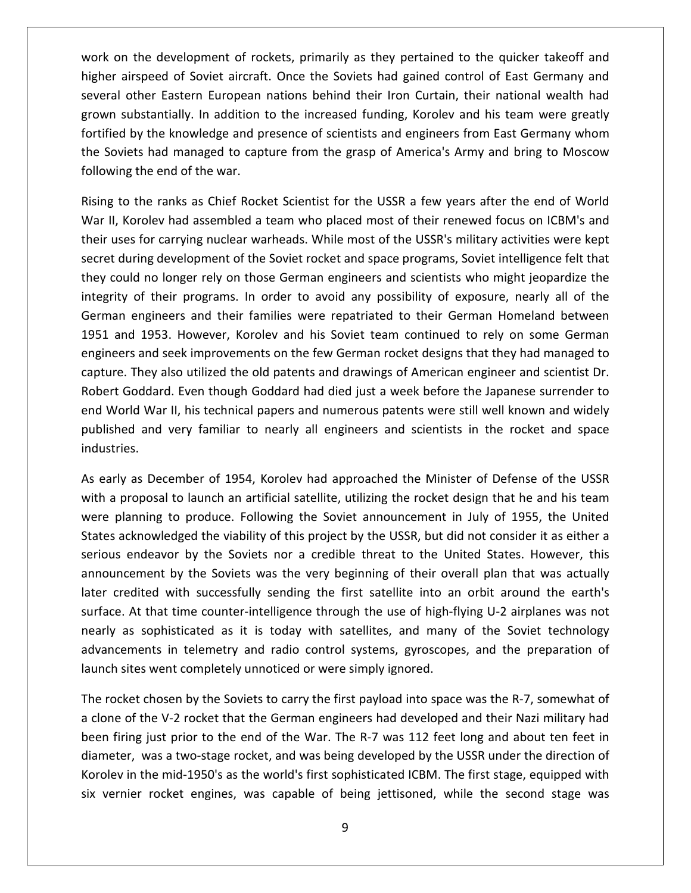work on the development of rockets, primarily as they pertained to the quicker takeoff and higher airspeed of Soviet aircraft. Once the Soviets had gained control of East Germany and several other Eastern European nations behind their Iron Curtain, their national wealth had grown substantially. In addition to the increased funding, Korolev and his team were greatly fortified by the knowledge and presence of scientists and engineers from East Germany whom the Soviets had managed to capture from the grasp of America's Army and bring to Moscow following the end of the war.

Rising to the ranks as Chief Rocket Scientist for the USSR a few years after the end of World War II, Korolev had assembled a team who placed most of their renewed focus on ICBM's and their uses for carrying nuclear warheads. While most of the USSR's military activities were kept secret during development of the Soviet rocket and space programs, Soviet intelligence felt that they could no longer rely on those German engineers and scientists who might jeopardize the integrity of their programs. In order to avoid any possibility of exposure, nearly all of the German engineers and their families were repatriated to their German Homeland between 1951 and 1953. However, Korolev and his Soviet team continued to rely on some German engineers and seek improvements on the few German rocket designs that they had managed to capture. They also utilized the old patents and drawings of American engineer and scientist Dr. Robert Goddard. Even though Goddard had died just a week before the Japanese surrender to end World War II, his technical papers and numerous patents were still well known and widely published and very familiar to nearly all engineers and scientists in the rocket and space industries.

As early as December of 1954, Korolev had approached the Minister of Defense of the USSR with a proposal to launch an artificial satellite, utilizing the rocket design that he and his team were planning to produce. Following the Soviet announcement in July of 1955, the United States acknowledged the viability of this project by the USSR, but did not consider it as either a serious endeavor by the Soviets nor a credible threat to the United States. However, this announcement by the Soviets was the very beginning of their overall plan that was actually later credited with successfully sending the first satellite into an orbit around the earth's surface. At that time counter-intelligence through the use of high-flying U-2 airplanes was not nearly as sophisticated as it is today with satellites, and many of the Soviet technology advancements in telemetry and radio control systems, gyroscopes, and the preparation of launch sites went completely unnoticed or were simply ignored.

The rocket chosen by the Soviets to carry the first payload into space was the R-7, somewhat of a clone of the V-2 rocket that the German engineers had developed and their Nazi military had been firing just prior to the end of the War. The R-7 was 112 feet long and about ten feet in diameter, was a two-stage rocket, and was being developed by the USSR under the direction of Korolev in the mid-1950's as the world's first sophisticated ICBM. The first stage, equipped with six vernier rocket engines, was capable of being jettisoned, while the second stage was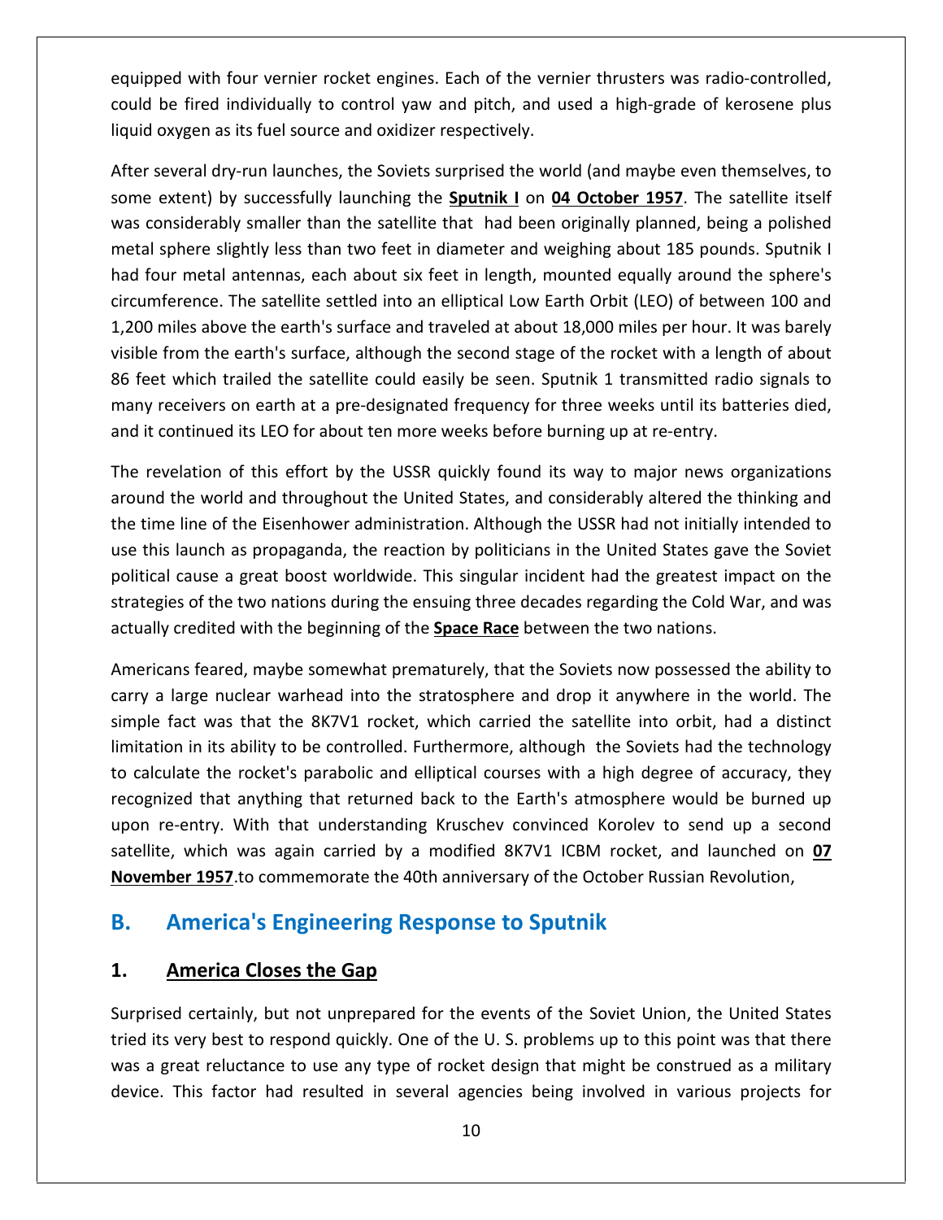equipped with four vernier rocket engines. Each of the vernier thrusters was radio-controlled, could be fired individually to control yaw and pitch, and used a high-grade of kerosene plus liquid oxygen as its fuel source and oxidizer respectively.

After several dry-run launches, the Soviets surprised the world (and maybe even themselves, to some extent) by successfully launching the **Sputnik I** on **04 October 1957**. The satellite itself was considerably smaller than the satellite that had been originally planned, being a polished metal sphere slightly less than two feet in diameter and weighing about 185 pounds. Sputnik I had four metal antennas, each about six feet in length, mounted equally around the sphere's circumference. The satellite settled into an elliptical Low Earth Orbit (LEO) of between 100 and 1,200 miles above the earth's surface and traveled at about 18,000 miles per hour. It was barely visible from the earth's surface, although the second stage of the rocket with a length of about 86 feet which trailed the satellite could easily be seen. Sputnik 1 transmitted radio signals to many receivers on earth at a pre-designated frequency for three weeks until its batteries died, and it continued its LEO for about ten more weeks before burning up at re-entry.

The revelation of this effort by the USSR quickly found its way to major news organizations around the world and throughout the United States, and considerably altered the thinking and the time line of the Eisenhower administration. Although the USSR had not initially intended to use this launch as propaganda, the reaction by politicians in the United States gave the Soviet political cause a great boost worldwide. This singular incident had the greatest impact on the strategies of the two nations during the ensuing three decades regarding the Cold War, and was actually credited with the beginning of the **Space Race** between the two nations.

Americans feared, maybe somewhat prematurely, that the Soviets now possessed the ability to carry a large nuclear warhead into the stratosphere and drop it anywhere in the world. The simple fact was that the 8K7V1 rocket, which carried the satellite into orbit, had a distinct limitation in its ability to be controlled. Furthermore, although the Soviets had the technology to calculate the rocket's parabolic and elliptical courses with a high degree of accuracy, they recognized that anything that returned back to the Earth's atmosphere would be burned up upon re-entry. With that understanding Kruschev convinced Korolev to send up a second satellite, which was again carried by a modified 8K7V1 ICBM rocket, and launched on **07 November 1957**.to commemorate the 40th anniversary of the October Russian Revolution,

## B. America's Engineering Response to Sputnik

### 1. America Closes the Gap

Surprised certainly, but not unprepared for the events of the Soviet Union, the United States tried its very best to respond quickly. One of the U. S. problems up to this point was that there was a great reluctance to use any type of rocket design that might be construed as a military device. This factor had resulted in several agencies being involved in various projects for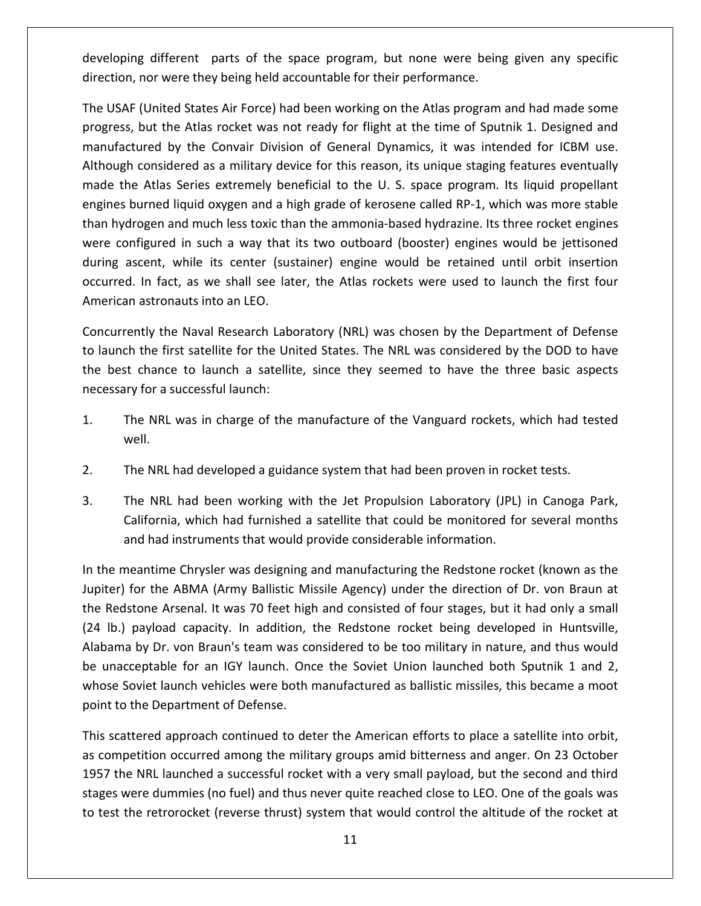developing different parts of the space program, but none were being given any specific direction, nor were they being held accountable for their performance.

The USAF (United States Air Force) had been working on the Atlas program and had made some progress, but the Atlas rocket was not ready for flight at the time of Sputnik 1. Designed and manufactured by the Convair Division of General Dynamics, it was intended for ICBM use. Although considered as a military device for this reason, its unique staging features eventually made the Atlas Series extremely beneficial to the U. S. space program. Its liquid propellant engines burned liquid oxygen and a high grade of kerosene called RP-1, which was more stable than hydrogen and much less toxic than the ammonia-based hydrazine. Its three rocket engines were configured in such a way that its two outboard (booster) engines would be jettisoned during ascent, while its center (sustainer) engine would be retained until orbit insertion occurred. In fact, as we shall see later, the Atlas rockets were used to launch the first four American astronauts into an LEO.

Concurrently the Naval Research Laboratory (NRL) was chosen by the Department of Defense to launch the first satellite for the United States. The NRL was considered by the DOD to have the best chance to launch a satellite, since they seemed to have the three basic aspects necessary for a successful launch:

1. The NRL was in charge of the manufacture of the Vanguard rockets, which had tested well.
2. The NRL had developed a guidance system that had been proven in rocket tests.
3. The NRL had been working with the Jet Propulsion Laboratory (JPL) in Canoga Park, California, which had furnished a satellite that could be monitored for several months and had instruments that would provide considerable information.

In the meantime Chrysler was designing and manufacturing the Redstone rocket (known as the Jupiter) for the ABMA (Army Ballistic Missile Agency) under the direction of Dr. von Braun at the Redstone Arsenal. It was 70 feet high and consisted of four stages, but it had only a small (24 lb.) payload capacity. In addition, the Redstone rocket being developed in Huntsville, Alabama by Dr. von Braun's team was considered to be too military in nature, and thus would be unacceptable for an IGY launch. Once the Soviet Union launched both Sputnik 1 and 2, whose Soviet launch vehicles were both manufactured as ballistic missiles, this became a moot point to the Department of Defense.

This scattered approach continued to deter the American efforts to place a satellite into orbit, as competition occurred among the military groups amid bitterness and anger. On 23 October 1957 the NRL launched a successful rocket with a very small payload, but the second and third stages were dummies (no fuel) and thus never quite reached close to LEO. One of the goals was to test the retrorocket (reverse thrust) system that would control the altitude of the rocket at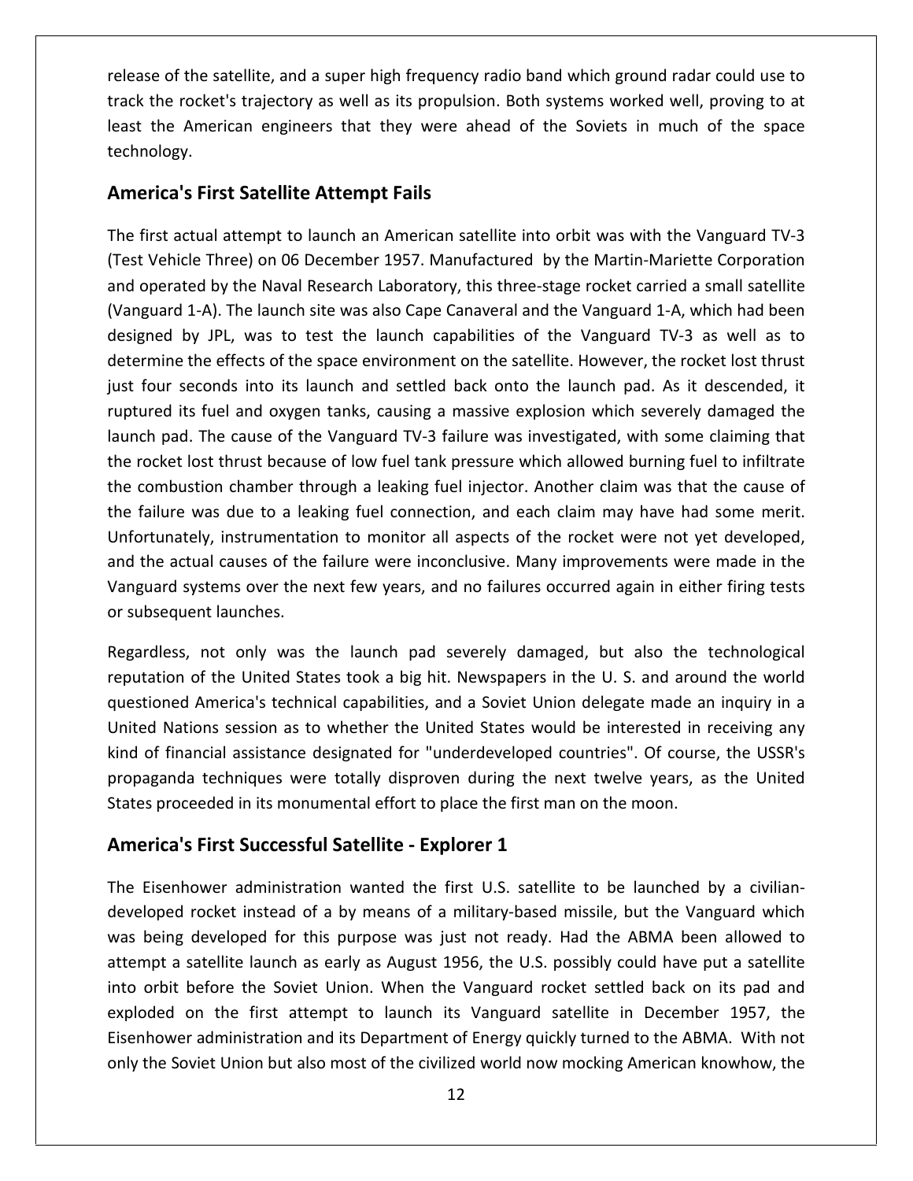release of the satellite, and a super high frequency radio band which ground radar could use to track the rocket's trajectory as well as its propulsion. Both systems worked well, proving to at least the American engineers that they were ahead of the Soviets in much of the space technology.

## America's First Satellite Attempt Fails

The first actual attempt to launch an American satellite into orbit was with the Vanguard TV-3 (Test Vehicle Three) on 06 December 1957. Manufactured by the Martin-Mariette Corporation and operated by the Naval Research Laboratory, this three-stage rocket carried a small satellite (Vanguard 1-A). The launch site was also Cape Canaveral and the Vanguard 1-A, which had been designed by JPL, was to test the launch capabilities of the Vanguard TV-3 as well as to determine the effects of the space environment on the satellite. However, the rocket lost thrust just four seconds into its launch and settled back onto the launch pad. As it descended, it ruptured its fuel and oxygen tanks, causing a massive explosion which severely damaged the launch pad. The cause of the Vanguard TV-3 failure was investigated, with some claiming that the rocket lost thrust because of low fuel tank pressure which allowed burning fuel to infiltrate the combustion chamber through a leaking fuel injector. Another claim was that the cause of the failure was due to a leaking fuel connection, and each claim may have had some merit. Unfortunately, instrumentation to monitor all aspects of the rocket were not yet developed, and the actual causes of the failure were inconclusive. Many improvements were made in the Vanguard systems over the next few years, and no failures occurred again in either firing tests or subsequent launches.

Regardless, not only was the launch pad severely damaged, but also the technological reputation of the United States took a big hit. Newspapers in the U. S. and around the world questioned America's technical capabilities, and a Soviet Union delegate made an inquiry in a United Nations session as to whether the United States would be interested in receiving any kind of financial assistance designated for "underdeveloped countries". Of course, the USSR's propaganda techniques were totally disproven during the next twelve years, as the United States proceeded in its monumental effort to place the first man on the moon.

## America's First Successful Satellite - Explorer 1

The Eisenhower administration wanted the first U.S. satellite to be launched by a civilian-developed rocket instead of a by means of a military-based missile, but the Vanguard which was being developed for this purpose was just not ready. Had the ABMA been allowed to attempt a satellite launch as early as August 1956, the U.S. possibly could have put a satellite into orbit before the Soviet Union. When the Vanguard rocket settled back on its pad and exploded on the first attempt to launch its Vanguard satellite in December 1957, the Eisenhower administration and its Department of Energy quickly turned to the ABMA. With not only the Soviet Union but also most of the civilized world now mocking American knowhow, the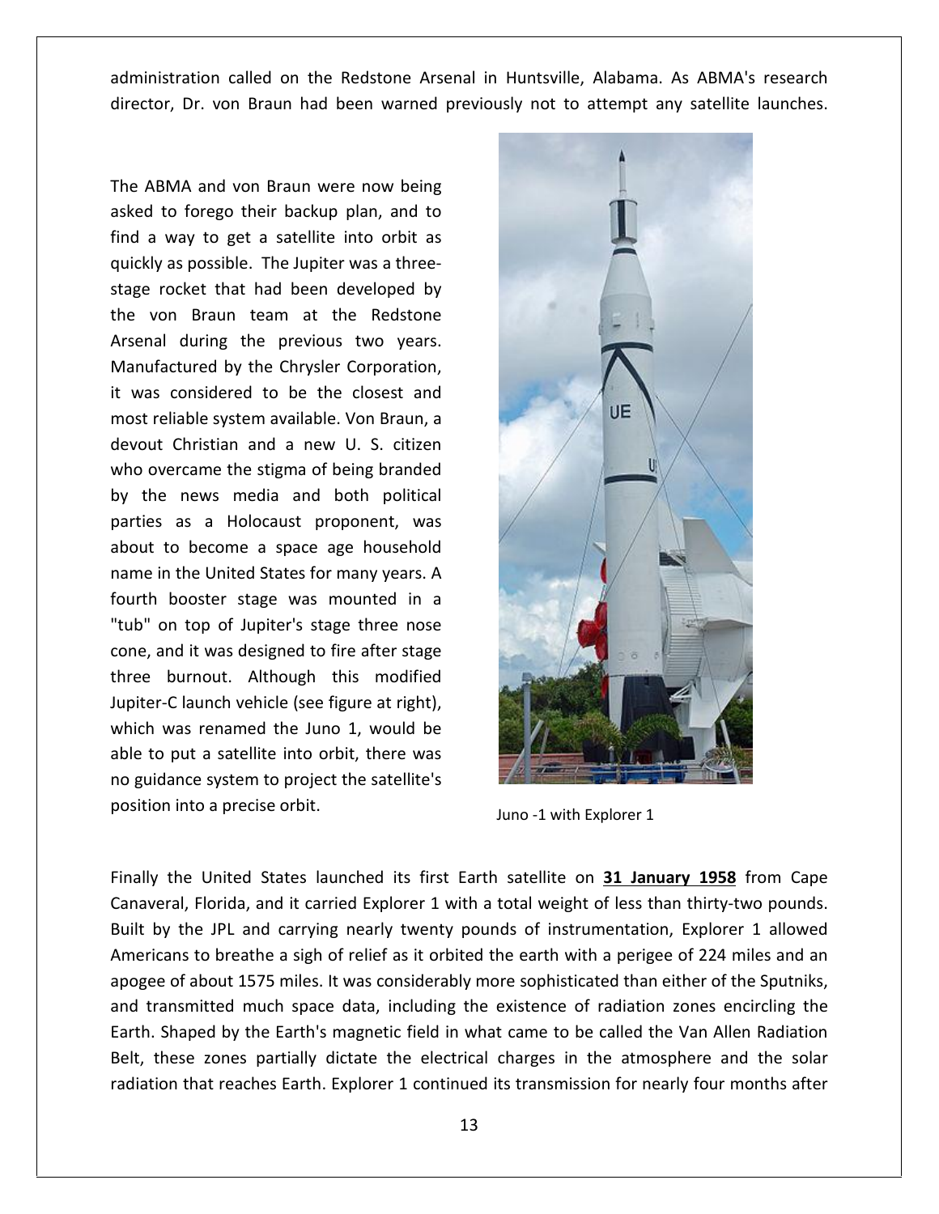administration called on the Redstone Arsenal in Huntsville, Alabama. As ABMA's research director, Dr. von Braun had been warned previously not to attempt any satellite launches.

The ABMA and von Braun were now being asked to forego their backup plan, and to find a way to get a satellite into orbit as quickly as possible. The Jupiter was a three-stage rocket that had been developed by the von Braun team at the Redstone Arsenal during the previous two years. Manufactured by the Chrysler Corporation, it was considered to be the closest and most reliable system available. Von Braun, a devout Christian and a new U. S. citizen who overcame the stigma of being branded by the news media and both political parties as a Holocaust proponent, was about to become a space age household name in the United States for many years. A fourth booster stage was mounted in a "tub" on top of Jupiter's stage three nose cone, and it was designed to fire after stage three burnout. Although this modified Jupiter-C launch vehicle (see figure at right), which was renamed the Juno 1, would be able to put a satellite into orbit, there was no guidance system to project the satellite's position into a precise orbit.

Juno -1 with Explorer 1

Finally the United States launched its first Earth satellite on **31 January 1958** from Cape Canaveral, Florida, and it carried Explorer 1 with a total weight of less than thirty-two pounds. Built by the JPL and carrying nearly twenty pounds of instrumentation, Explorer 1 allowed Americans to breathe a sigh of relief as it orbited the earth with a perigee of 224 miles and an apogee of about 1575 miles. It was considerably more sophisticated than either of the Sputniks, and transmitted much space data, including the existence of radiation zones encircling the Earth. Shaped by the Earth's magnetic field in what came to be called the Van Allen Radiation Belt, these zones partially dictate the electrical charges in the atmosphere and the solar radiation that reaches Earth. Explorer 1 continued its transmission for nearly four months after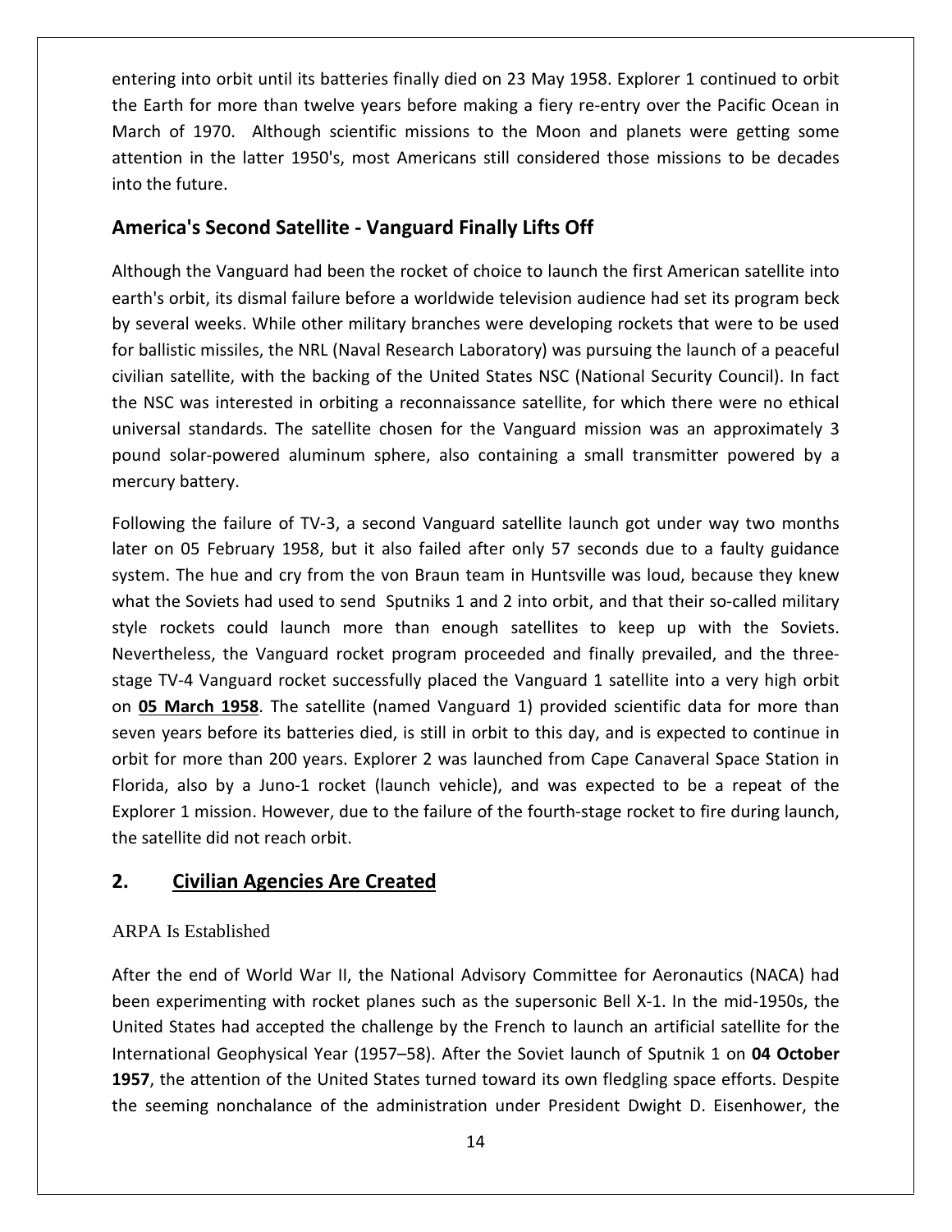entering into orbit until its batteries finally died on 23 May 1958. Explorer 1 continued to orbit the Earth for more than twelve years before making a fiery re-entry over the Pacific Ocean in March of 1970. Although scientific missions to the Moon and planets were getting some attention in the latter 1950's, most Americans still considered those missions to be decades into the future.

### America's Second Satellite - Vanguard Finally Lifts Off

Although the Vanguard had been the rocket of choice to launch the first American satellite into earth's orbit, its dismal failure before a worldwide television audience had set its program beck by several weeks. While other military branches were developing rockets that were to be used for ballistic missiles, the NRL (Naval Research Laboratory) was pursuing the launch of a peaceful civilian satellite, with the backing of the United States NSC (National Security Council). In fact the NSC was interested in orbiting a reconnaissance satellite, for which there were no ethical universal standards. The satellite chosen for the Vanguard mission was an approximately 3 pound solar-powered aluminum sphere, also containing a small transmitter powered by a mercury battery.

Following the failure of TV-3, a second Vanguard satellite launch got under way two months later on 05 February 1958, but it also failed after only 57 seconds due to a faulty guidance system. The hue and cry from the von Braun team in Huntsville was loud, because they knew what the Soviets had used to send Sputniks 1 and 2 into orbit, and that their so-called military style rockets could launch more than enough satellites to keep up with the Soviets. Nevertheless, the Vanguard rocket program proceeded and finally prevailed, and the three-stage TV-4 Vanguard rocket successfully placed the Vanguard 1 satellite into a very high orbit on **05 March 1958**. The satellite (named Vanguard 1) provided scientific data for more than seven years before its batteries died, is still in orbit to this day, and is expected to continue in orbit for more than 200 years. Explorer 2 was launched from Cape Canaveral Space Station in Florida, also by a Juno-1 rocket (launch vehicle), and was expected to be a repeat of the Explorer 1 mission. However, due to the failure of the fourth-stage rocket to fire during launch, the satellite did not reach orbit.

## 2. Civilian Agencies Are Created

ARPA Is Established

After the end of World War II, the National Advisory Committee for Aeronautics (NACA) had been experimenting with rocket planes such as the supersonic Bell X-1. In the mid-1950s, the United States had accepted the challenge by the French to launch an artificial satellite for the International Geophysical Year (1957–58). After the Soviet launch of Sputnik 1 on **04 October 1957**, the attention of the United States turned toward its own fledgling space efforts. Despite the seeming nonchalance of the administration under President Dwight D. Eisenhower, the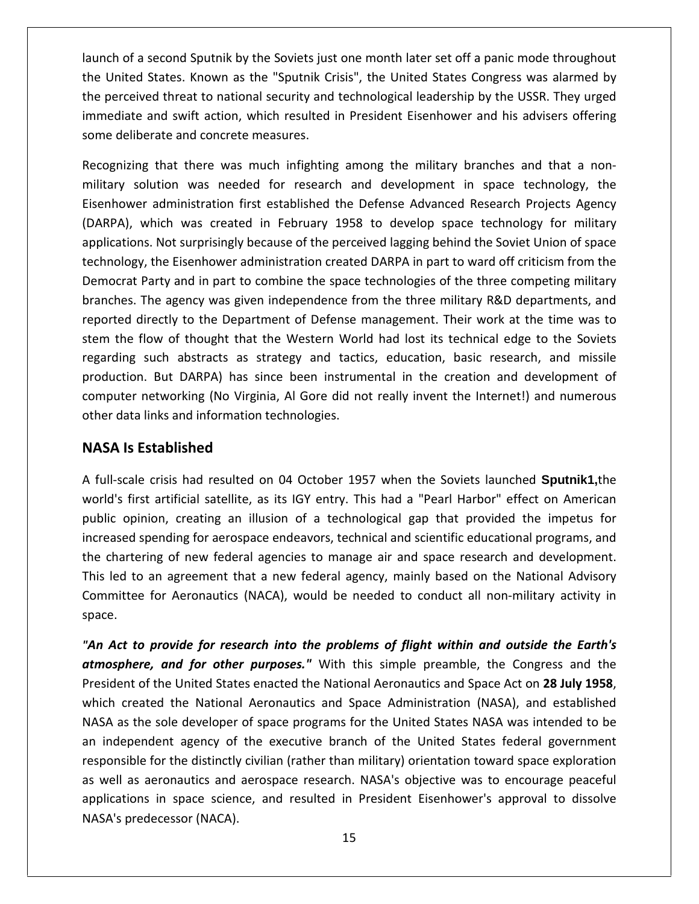launch of a second Sputnik by the Soviets just one month later set off a panic mode throughout the United States. Known as the "Sputnik Crisis", the United States Congress was alarmed by the perceived threat to national security and technological leadership by the USSR. They urged immediate and swift action, which resulted in President Eisenhower and his advisers offering some deliberate and concrete measures.

Recognizing that there was much infighting among the military branches and that a non-military solution was needed for research and development in space technology, the Eisenhower administration first established the Defense Advanced Research Projects Agency (DARPA), which was created in February 1958 to develop space technology for military applications. Not surprisingly because of the perceived lagging behind the Soviet Union of space technology, the Eisenhower administration created DARPA in part to ward off criticism from the Democrat Party and in part to combine the space technologies of the three competing military branches. The agency was given independence from the three military R&D departments, and reported directly to the Department of Defense management. Their work at the time was to stem the flow of thought that the Western World had lost its technical edge to the Soviets regarding such abstracts as strategy and tactics, education, basic research, and missile production. But DARPA) has since been instrumental in the creation and development of computer networking (No Virginia, Al Gore did not really invent the Internet!) and numerous other data links and information technologies.

## NASA Is Established

A full-scale crisis had resulted on 04 October 1957 when the Soviets launched **Sputnik1,**the world's first artificial satellite, as its IGY entry. This had a "Pearl Harbor" effect on American public opinion, creating an illusion of a technological gap that provided the impetus for increased spending for aerospace endeavors, technical and scientific educational programs, and the chartering of new federal agencies to manage air and space research and development. This led to an agreement that a new federal agency, mainly based on the National Advisory Committee for Aeronautics (NACA), would be needed to conduct all non-military activity in space.

***"An Act to provide for research into the problems of flight within and outside the Earth's atmosphere, and for other purposes."*** With this simple preamble, the Congress and the President of the United States enacted the National Aeronautics and Space Act on **28 July 1958**, which created the National Aeronautics and Space Administration (NASA), and established NASA as the sole developer of space programs for the United States NASA was intended to be an independent agency of the executive branch of the United States federal government responsible for the distinctly civilian (rather than military) orientation toward space exploration as well as aeronautics and aerospace research. NASA's objective was to encourage peaceful applications in space science, and resulted in President Eisenhower's approval to dissolve NASA's predecessor (NACA).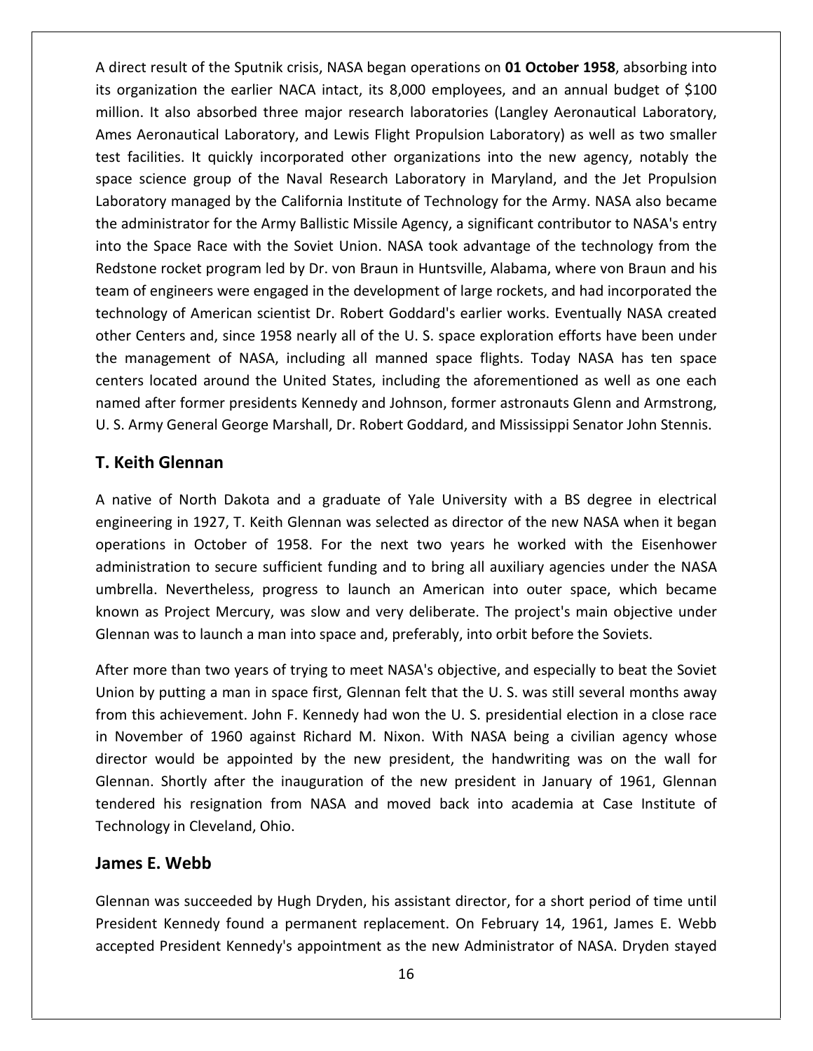A direct result of the Sputnik crisis, NASA began operations on **01 October 1958**, absorbing into its organization the earlier NACA intact, its 8,000 employees, and an annual budget of $100 million. It also absorbed three major research laboratories (Langley Aeronautical Laboratory, Ames Aeronautical Laboratory, and Lewis Flight Propulsion Laboratory) as well as two smaller test facilities. It quickly incorporated other organizations into the new agency, notably the space science group of the Naval Research Laboratory in Maryland, and the Jet Propulsion Laboratory managed by the California Institute of Technology for the Army. NASA also became the administrator for the Army Ballistic Missile Agency, a significant contributor to NASA's entry into the Space Race with the Soviet Union. NASA took advantage of the technology from the Redstone rocket program led by Dr. von Braun in Huntsville, Alabama, where von Braun and his team of engineers were engaged in the development of large rockets, and had incorporated the technology of American scientist Dr. Robert Goddard's earlier works. Eventually NASA created other Centers and, since 1958 nearly all of the U. S. space exploration efforts have been under the management of NASA, including all manned space flights. Today NASA has ten space centers located around the United States, including the aforementioned as well as one each named after former presidents Kennedy and Johnson, former astronauts Glenn and Armstrong, U. S. Army General George Marshall, Dr. Robert Goddard, and Mississippi Senator John Stennis.

## T. Keith Glennan

A native of North Dakota and a graduate of Yale University with a BS degree in electrical engineering in 1927, T. Keith Glennan was selected as director of the new NASA when it began operations in October of 1958. For the next two years he worked with the Eisenhower administration to secure sufficient funding and to bring all auxiliary agencies under the NASA umbrella. Nevertheless, progress to launch an American into outer space, which became known as Project Mercury, was slow and very deliberate. The project's main objective under Glennan was to launch a man into space and, preferably, into orbit before the Soviets.

After more than two years of trying to meet NASA's objective, and especially to beat the Soviet Union by putting a man in space first, Glennan felt that the U. S. was still several months away from this achievement. John F. Kennedy had won the U. S. presidential election in a close race in November of 1960 against Richard M. Nixon. With NASA being a civilian agency whose director would be appointed by the new president, the handwriting was on the wall for Glennan. Shortly after the inauguration of the new president in January of 1961, Glennan tendered his resignation from NASA and moved back into academia at Case Institute of Technology in Cleveland, Ohio.

## James E. Webb

Glennan was succeeded by Hugh Dryden, his assistant director, for a short period of time until President Kennedy found a permanent replacement. On February 14, 1961, James E. Webb accepted President Kennedy's appointment as the new Administrator of NASA. Dryden stayed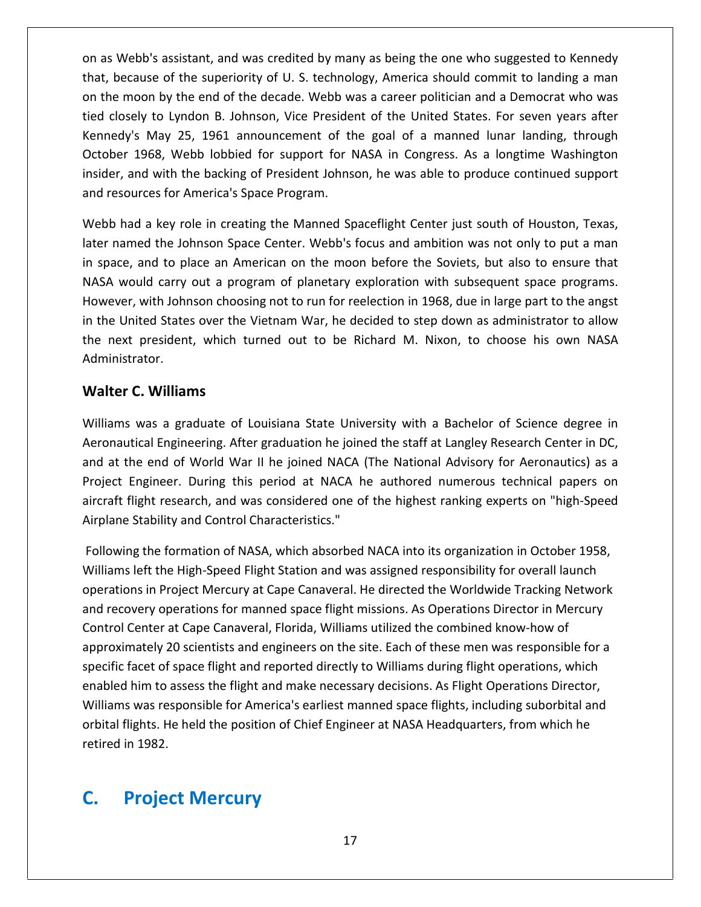on as Webb's assistant, and was credited by many as being the one who suggested to Kennedy that, because of the superiority of U. S. technology, America should commit to landing a man on the moon by the end of the decade. Webb was a career politician and a Democrat who was tied closely to Lyndon B. Johnson, Vice President of the United States. For seven years after Kennedy's May 25, 1961 announcement of the goal of a manned lunar landing, through October 1968, Webb lobbied for support for NASA in Congress. As a longtime Washington insider, and with the backing of President Johnson, he was able to produce continued support and resources for America's Space Program.

Webb had a key role in creating the Manned Spaceflight Center just south of Houston, Texas, later named the Johnson Space Center. Webb's focus and ambition was not only to put a man in space, and to place an American on the moon before the Soviets, but also to ensure that NASA would carry out a program of planetary exploration with subsequent space programs. However, with Johnson choosing not to run for reelection in 1968, due in large part to the angst in the United States over the Vietnam War, he decided to step down as administrator to allow the next president, which turned out to be Richard M. Nixon, to choose his own NASA Administrator.

### Walter C. Williams

Williams was a graduate of Louisiana State University with a Bachelor of Science degree in Aeronautical Engineering. After graduation he joined the staff at Langley Research Center in DC, and at the end of World War II he joined NACA (The National Advisory for Aeronautics) as a Project Engineer. During this period at NACA he authored numerous technical papers on aircraft flight research, and was considered one of the highest ranking experts on "high-Speed Airplane Stability and Control Characteristics."

Following the formation of NASA, which absorbed NACA into its organization in October 1958, Williams left the High-Speed Flight Station and was assigned responsibility for overall launch operations in Project Mercury at Cape Canaveral. He directed the Worldwide Tracking Network and recovery operations for manned space flight missions. As Operations Director in Mercury Control Center at Cape Canaveral, Florida, Williams utilized the combined know-how of approximately 20 scientists and engineers on the site. Each of these men was responsible for a specific facet of space flight and reported directly to Williams during flight operations, which enabled him to assess the flight and make necessary decisions. As Flight Operations Director, Williams was responsible for America's earliest manned space flights, including suborbital and orbital flights. He held the position of Chief Engineer at NASA Headquarters, from which he retired in 1982.

## C. Project Mercury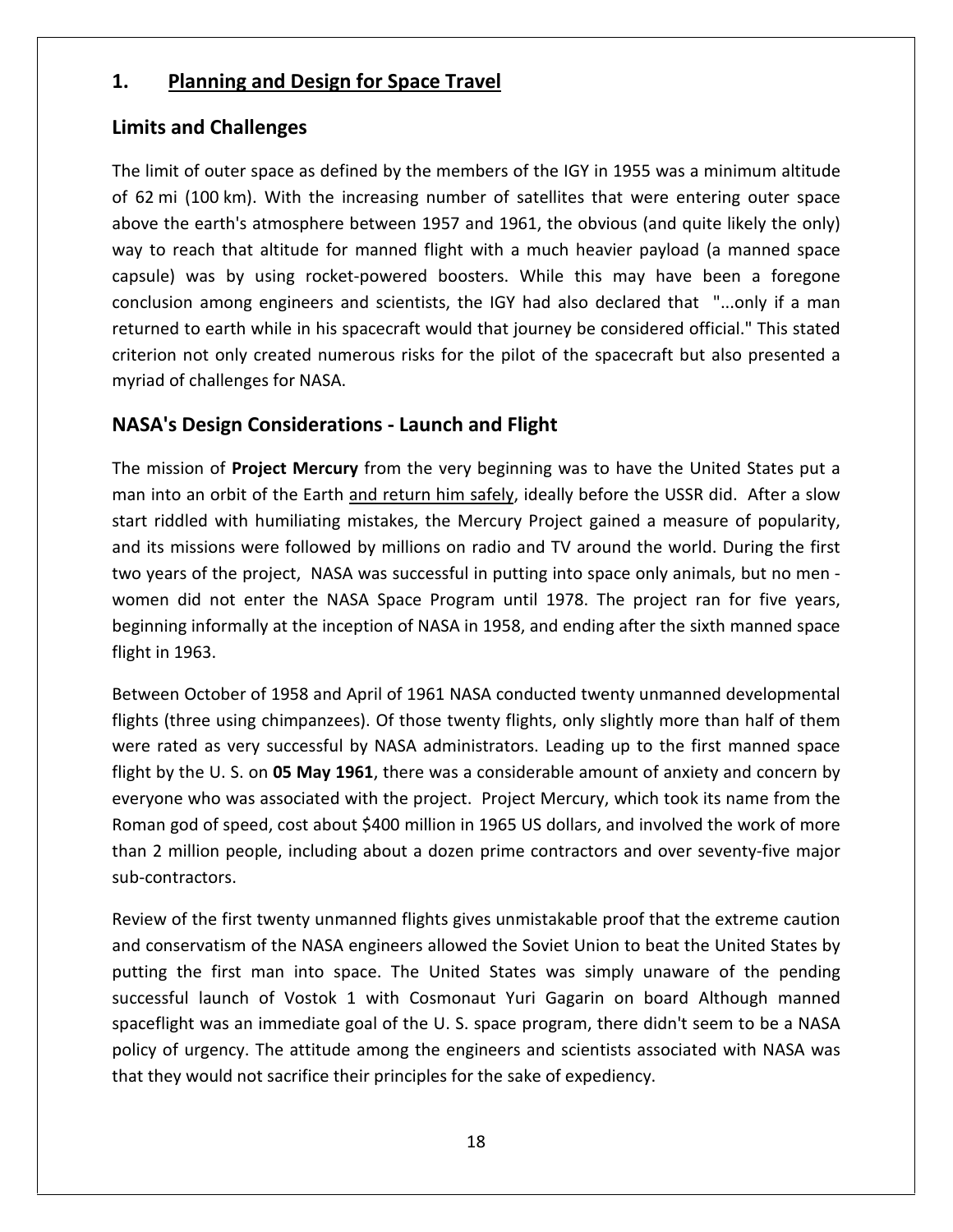# 1. Planning and Design for Space Travel

## Limits and Challenges

The limit of outer space as defined by the members of the IGY in 1955 was a minimum altitude of 62 mi (100 km). With the increasing number of satellites that were entering outer space above the earth's atmosphere between 1957 and 1961, the obvious (and quite likely the only) way to reach that altitude for manned flight with a much heavier payload (a manned space capsule) was by using rocket-powered boosters. While this may have been a foregone conclusion among engineers and scientists, the IGY had also declared that "...only if a man returned to earth while in his spacecraft would that journey be considered official." This stated criterion not only created numerous risks for the pilot of the spacecraft but also presented a myriad of challenges for NASA.

## NASA's Design Considerations - Launch and Flight

The mission of **Project Mercury** from the very beginning was to have the United States put a man into an orbit of the Earth <u>and return him safely</u>, ideally before the USSR did. After a slow start riddled with humiliating mistakes, the Mercury Project gained a measure of popularity, and its missions were followed by millions on radio and TV around the world. During the first two years of the project, NASA was successful in putting into space only animals, but no men - women did not enter the NASA Space Program until 1978. The project ran for five years, beginning informally at the inception of NASA in 1958, and ending after the sixth manned space flight in 1963.

Between October of 1958 and April of 1961 NASA conducted twenty unmanned developmental flights (three using chimpanzees). Of those twenty flights, only slightly more than half of them were rated as very successful by NASA administrators. Leading up to the first manned space flight by the U. S. on **05 May 1961**, there was a considerable amount of anxiety and concern by everyone who was associated with the project. Project Mercury, which took its name from the Roman god of speed, cost about $400 million in 1965 US dollars, and involved the work of more than 2 million people, including about a dozen prime contractors and over seventy-five major sub-contractors.

Review of the first twenty unmanned flights gives unmistakable proof that the extreme caution and conservatism of the NASA engineers allowed the Soviet Union to beat the United States by putting the first man into space. The United States was simply unaware of the pending successful launch of Vostok 1 with Cosmonaut Yuri Gagarin on board Although manned spaceflight was an immediate goal of the U. S. space program, there didn't seem to be a NASA policy of urgency. The attitude among the engineers and scientists associated with NASA was that they would not sacrifice their principles for the sake of expediency.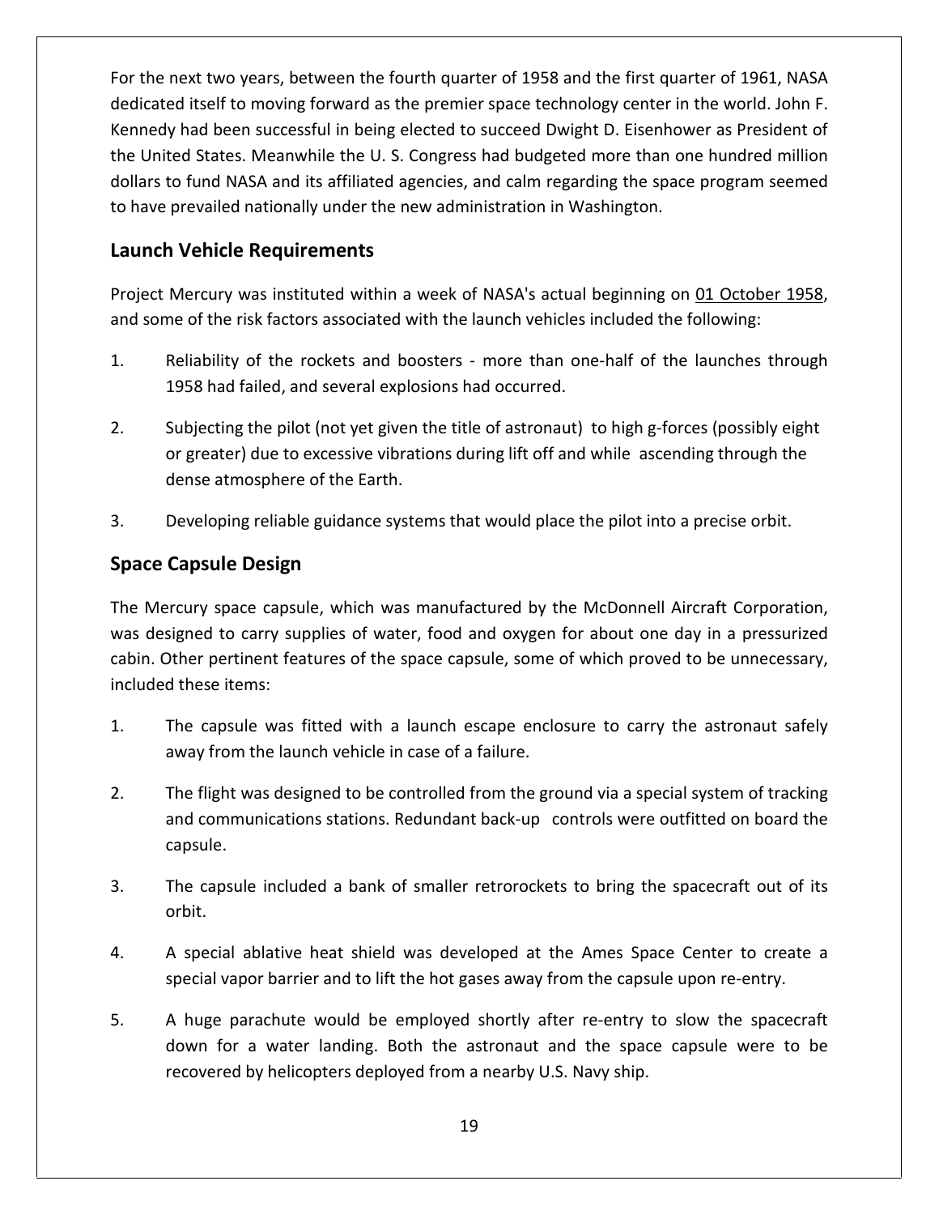For the next two years, between the fourth quarter of 1958 and the first quarter of 1961, NASA dedicated itself to moving forward as the premier space technology center in the world. John F. Kennedy had been successful in being elected to succeed Dwight D. Eisenhower as President of the United States. Meanwhile the U. S. Congress had budgeted more than one hundred million dollars to fund NASA and its affiliated agencies, and calm regarding the space program seemed to have prevailed nationally under the new administration in Washington.

## Launch Vehicle Requirements

Project Mercury was instituted within a week of NASA's actual beginning on 01 October 1958, and some of the risk factors associated with the launch vehicles included the following:

1. Reliability of the rockets and boosters - more than one-half of the launches through 1958 had failed, and several explosions had occurred.

2. Subjecting the pilot (not yet given the title of astronaut) to high g-forces (possibly eight or greater) due to excessive vibrations during lift off and while ascending through the dense atmosphere of the Earth.

3. Developing reliable guidance systems that would place the pilot into a precise orbit.

## Space Capsule Design

The Mercury space capsule, which was manufactured by the McDonnell Aircraft Corporation, was designed to carry supplies of water, food and oxygen for about one day in a pressurized cabin. Other pertinent features of the space capsule, some of which proved to be unnecessary, included these items:

1. The capsule was fitted with a launch escape enclosure to carry the astronaut safely away from the launch vehicle in case of a failure.

2. The flight was designed to be controlled from the ground via a special system of tracking and communications stations. Redundant back-up controls were outfitted on board the capsule.

3. The capsule included a bank of smaller retrorockets to bring the spacecraft out of its orbit.

4. A special ablative heat shield was developed at the Ames Space Center to create a special vapor barrier and to lift the hot gases away from the capsule upon re-entry.

5. A huge parachute would be employed shortly after re-entry to slow the spacecraft down for a water landing. Both the astronaut and the space capsule were to be recovered by helicopters deployed from a nearby U.S. Navy ship.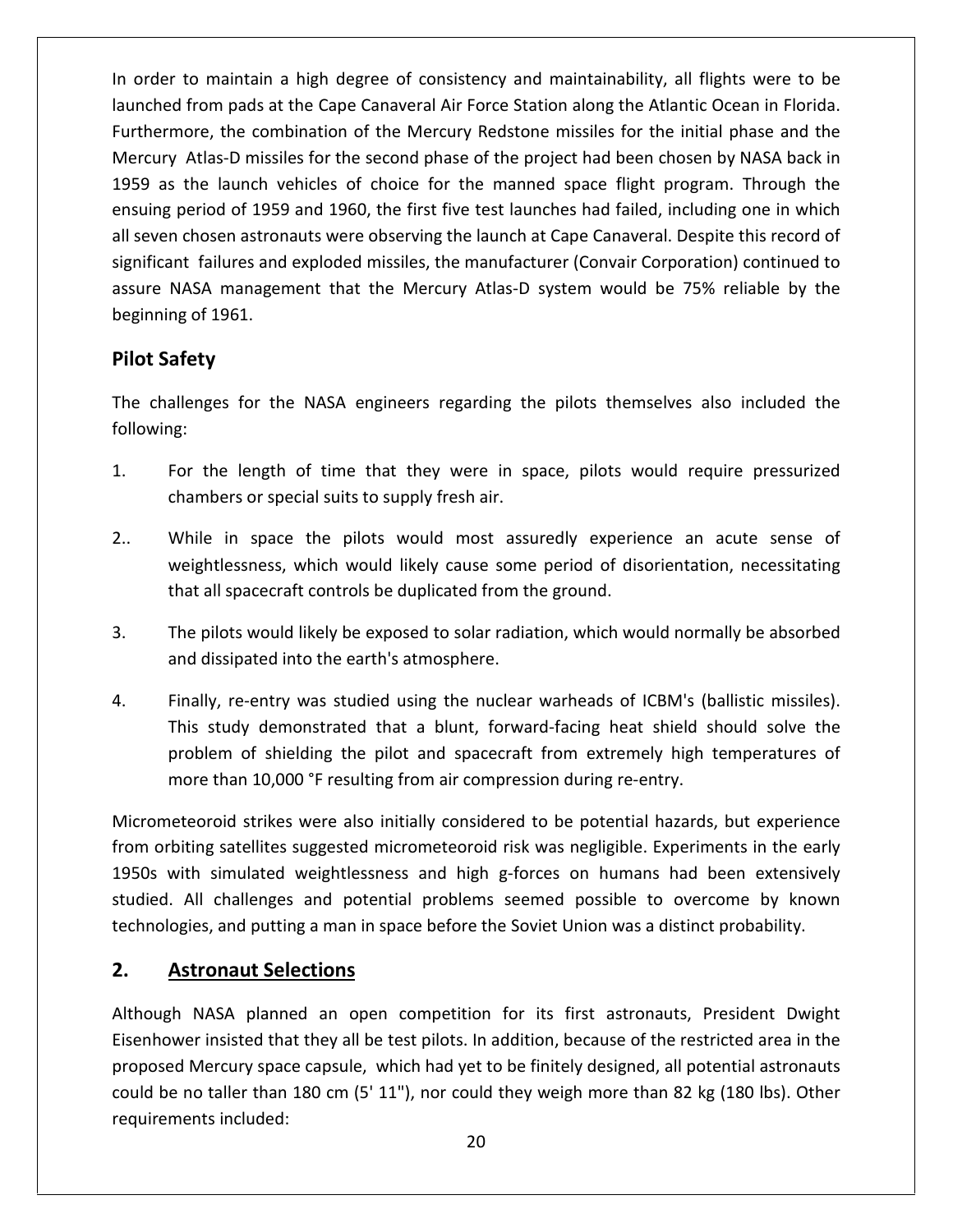In order to maintain a high degree of consistency and maintainability, all flights were to be launched from pads at the Cape Canaveral Air Force Station along the Atlantic Ocean in Florida. Furthermore, the combination of the Mercury Redstone missiles for the initial phase and the Mercury Atlas-D missiles for the second phase of the project had been chosen by NASA back in 1959 as the launch vehicles of choice for the manned space flight program. Through the ensuing period of 1959 and 1960, the first five test launches had failed, including one in which all seven chosen astronauts were observing the launch at Cape Canaveral. Despite this record of significant failures and exploded missiles, the manufacturer (Convair Corporation) continued to assure NASA management that the Mercury Atlas-D system would be 75% reliable by the beginning of 1961.

### Pilot Safety

The challenges for the NASA engineers regarding the pilots themselves also included the following:

1. For the length of time that they were in space, pilots would require pressurized chambers or special suits to supply fresh air.

2.. While in space the pilots would most assuredly experience an acute sense of weightlessness, which would likely cause some period of disorientation, necessitating that all spacecraft controls be duplicated from the ground.

3. The pilots would likely be exposed to solar radiation, which would normally be absorbed and dissipated into the earth's atmosphere.

4. Finally, re-entry was studied using the nuclear warheads of ICBM's (ballistic missiles). This study demonstrated that a blunt, forward-facing heat shield should solve the problem of shielding the pilot and spacecraft from extremely high temperatures of more than 10,000 °F resulting from air compression during re-entry.

Micrometeoroid strikes were also initially considered to be potential hazards, but experience from orbiting satellites suggested micrometeoroid risk was negligible. Experiments in the early 1950s with simulated weightlessness and high g-forces on humans had been extensively studied. All challenges and potential problems seemed possible to overcome by known technologies, and putting a man in space before the Soviet Union was a distinct probability.

## 2. <u>Astronaut Selections</u>

Although NASA planned an open competition for its first astronauts, President Dwight Eisenhower insisted that they all be test pilots. In addition, because of the restricted area in the proposed Mercury space capsule, which had yet to be finitely designed, all potential astronauts could be no taller than 180 cm (5' 11"), nor could they weigh more than 82 kg (180 lbs). Other requirements included: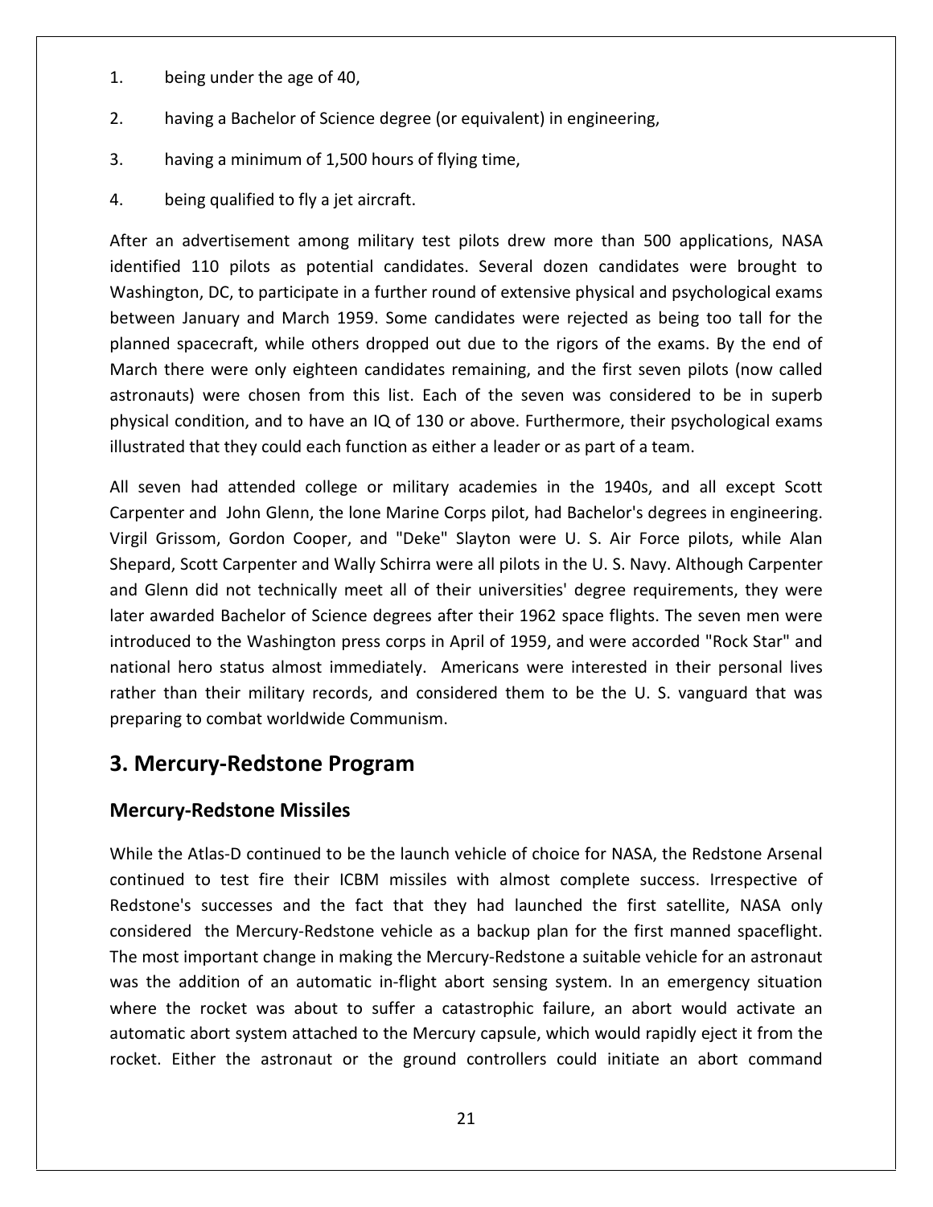1. being under the age of 40,
2. having a Bachelor of Science degree (or equivalent) in engineering,
3. having a minimum of 1,500 hours of flying time,
4. being qualified to fly a jet aircraft.

After an advertisement among military test pilots drew more than 500 applications, NASA identified 110 pilots as potential candidates. Several dozen candidates were brought to Washington, DC, to participate in a further round of extensive physical and psychological exams between January and March 1959. Some candidates were rejected as being too tall for the planned spacecraft, while others dropped out due to the rigors of the exams. By the end of March there were only eighteen candidates remaining, and the first seven pilots (now called astronauts) were chosen from this list. Each of the seven was considered to be in superb physical condition, and to have an IQ of 130 or above. Furthermore, their psychological exams illustrated that they could each function as either a leader or as part of a team.

All seven had attended college or military academies in the 1940s, and all except Scott Carpenter and John Glenn, the lone Marine Corps pilot, had Bachelor's degrees in engineering. Virgil Grissom, Gordon Cooper, and "Deke" Slayton were U. S. Air Force pilots, while Alan Shepard, Scott Carpenter and Wally Schirra were all pilots in the U. S. Navy. Although Carpenter and Glenn did not technically meet all of their universities' degree requirements, they were later awarded Bachelor of Science degrees after their 1962 space flights. The seven men were introduced to the Washington press corps in April of 1959, and were accorded "Rock Star" and national hero status almost immediately. Americans were interested in their personal lives rather than their military records, and considered them to be the U. S. vanguard that was preparing to combat worldwide Communism.

# 3. Mercury-Redstone Program

## Mercury-Redstone Missiles

While the Atlas-D continued to be the launch vehicle of choice for NASA, the Redstone Arsenal continued to test fire their ICBM missiles with almost complete success. Irrespective of Redstone's successes and the fact that they had launched the first satellite, NASA only considered the Mercury-Redstone vehicle as a backup plan for the first manned spaceflight. The most important change in making the Mercury-Redstone a suitable vehicle for an astronaut was the addition of an automatic in-flight abort sensing system. In an emergency situation where the rocket was about to suffer a catastrophic failure, an abort would activate an automatic abort system attached to the Mercury capsule, which would rapidly eject it from the rocket. Either the astronaut or the ground controllers could initiate an abort command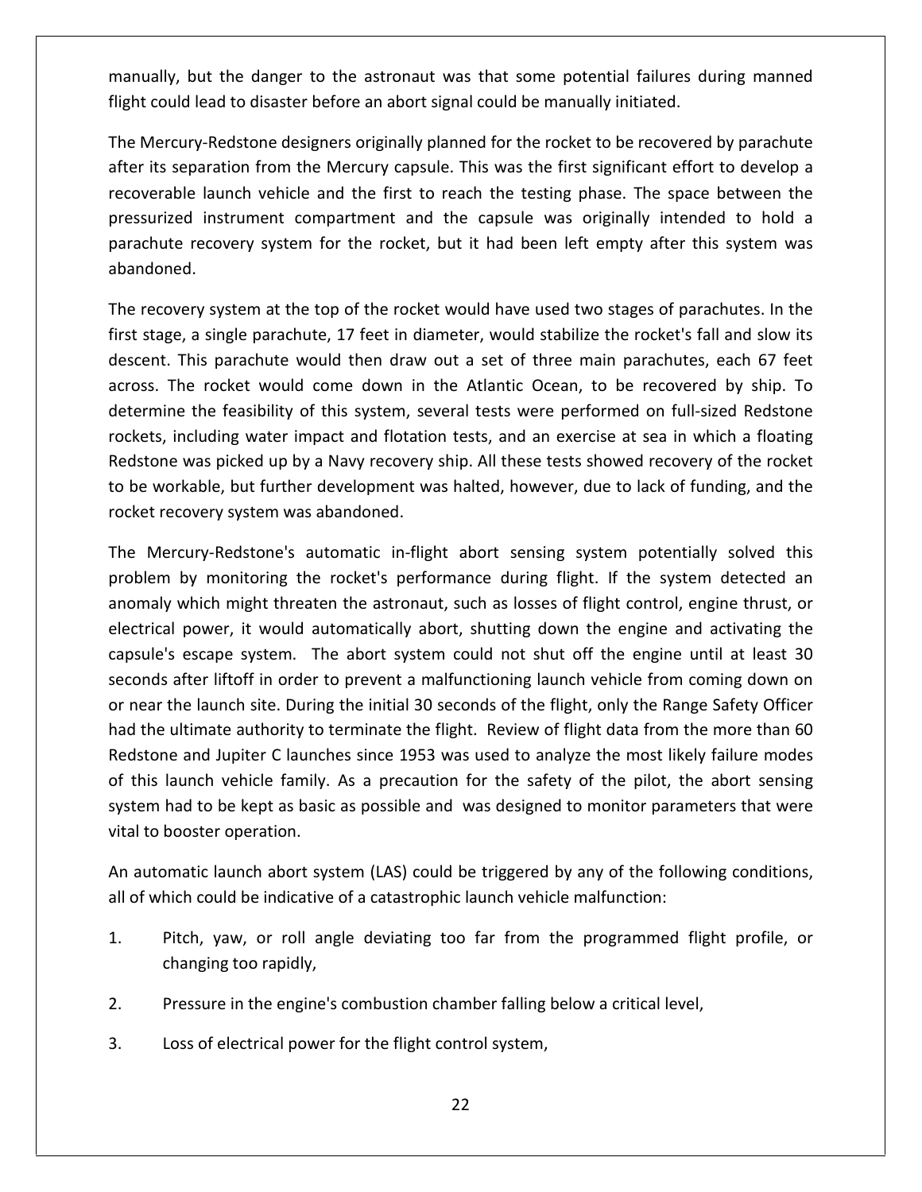manually, but the danger to the astronaut was that some potential failures during manned flight could lead to disaster before an abort signal could be manually initiated.

The Mercury-Redstone designers originally planned for the rocket to be recovered by parachute after its separation from the Mercury capsule. This was the first significant effort to develop a recoverable launch vehicle and the first to reach the testing phase. The space between the pressurized instrument compartment and the capsule was originally intended to hold a parachute recovery system for the rocket, but it had been left empty after this system was abandoned.

The recovery system at the top of the rocket would have used two stages of parachutes. In the first stage, a single parachute, 17 feet in diameter, would stabilize the rocket's fall and slow its descent. This parachute would then draw out a set of three main parachutes, each 67 feet across. The rocket would come down in the Atlantic Ocean, to be recovered by ship. To determine the feasibility of this system, several tests were performed on full-sized Redstone rockets, including water impact and flotation tests, and an exercise at sea in which a floating Redstone was picked up by a Navy recovery ship. All these tests showed recovery of the rocket to be workable, but further development was halted, however, due to lack of funding, and the rocket recovery system was abandoned.

The Mercury-Redstone's automatic in-flight abort sensing system potentially solved this problem by monitoring the rocket's performance during flight. If the system detected an anomaly which might threaten the astronaut, such as losses of flight control, engine thrust, or electrical power, it would automatically abort, shutting down the engine and activating the capsule's escape system. The abort system could not shut off the engine until at least 30 seconds after liftoff in order to prevent a malfunctioning launch vehicle from coming down on or near the launch site. During the initial 30 seconds of the flight, only the Range Safety Officer had the ultimate authority to terminate the flight. Review of flight data from the more than 60 Redstone and Jupiter C launches since 1953 was used to analyze the most likely failure modes of this launch vehicle family. As a precaution for the safety of the pilot, the abort sensing system had to be kept as basic as possible and was designed to monitor parameters that were vital to booster operation.

An automatic launch abort system (LAS) could be triggered by any of the following conditions, all of which could be indicative of a catastrophic launch vehicle malfunction:

1. Pitch, yaw, or roll angle deviating too far from the programmed flight profile, or changing too rapidly,
2. Pressure in the engine's combustion chamber falling below a critical level,
3. Loss of electrical power for the flight control system,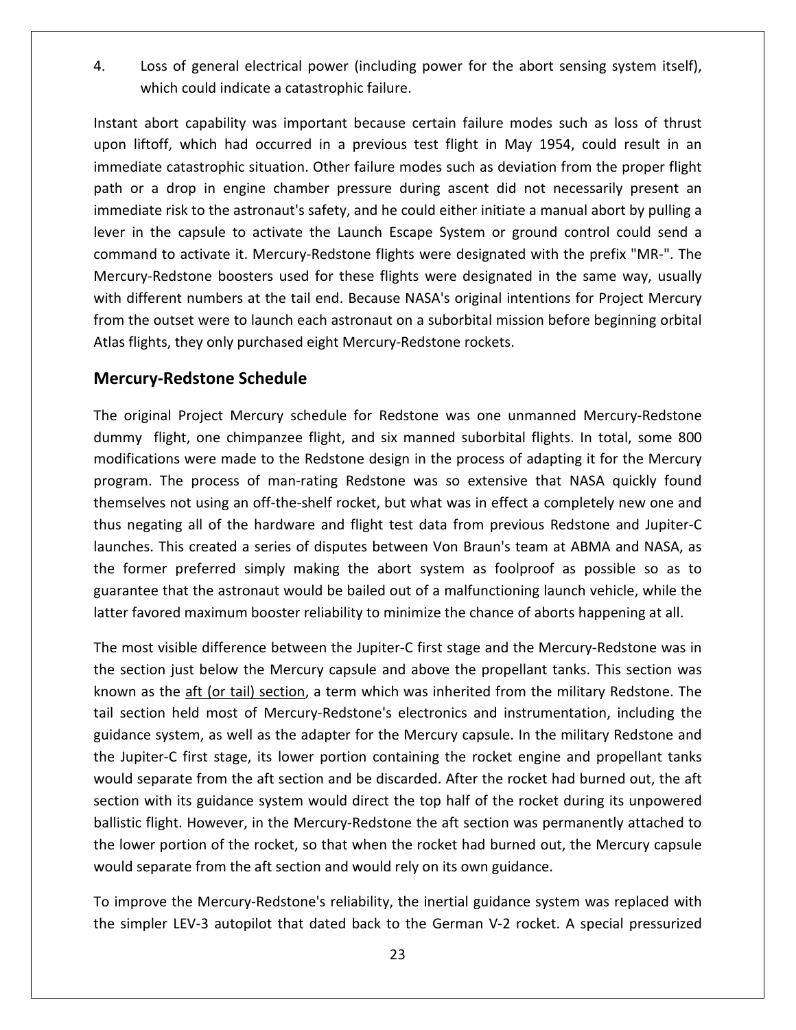4. Loss of general electrical power (including power for the abort sensing system itself), which could indicate a catastrophic failure.

Instant abort capability was important because certain failure modes such as loss of thrust upon liftoff, which had occurred in a previous test flight in May 1954, could result in an immediate catastrophic situation. Other failure modes such as deviation from the proper flight path or a drop in engine chamber pressure during ascent did not necessarily present an immediate risk to the astronaut's safety, and he could either initiate a manual abort by pulling a lever in the capsule to activate the Launch Escape System or ground control could send a command to activate it. Mercury-Redstone flights were designated with the prefix "MR-". The Mercury-Redstone boosters used for these flights were designated in the same way, usually with different numbers at the tail end. Because NASA's original intentions for Project Mercury from the outset were to launch each astronaut on a suborbital mission before beginning orbital Atlas flights, they only purchased eight Mercury-Redstone rockets.

## Mercury-Redstone Schedule

The original Project Mercury schedule for Redstone was one unmanned Mercury-Redstone dummy flight, one chimpanzee flight, and six manned suborbital flights. In total, some 800 modifications were made to the Redstone design in the process of adapting it for the Mercury program. The process of man-rating Redstone was so extensive that NASA quickly found themselves not using an off-the-shelf rocket, but what was in effect a completely new one and thus negating all of the hardware and flight test data from previous Redstone and Jupiter-C launches. This created a series of disputes between Von Braun's team at ABMA and NASA, as the former preferred simply making the abort system as foolproof as possible so as to guarantee that the astronaut would be bailed out of a malfunctioning launch vehicle, while the latter favored maximum booster reliability to minimize the chance of aborts happening at all.

The most visible difference between the Jupiter-C first stage and the Mercury-Redstone was in the section just below the Mercury capsule and above the propellant tanks. This section was known as the aft (or tail) section, a term which was inherited from the military Redstone. The tail section held most of Mercury-Redstone's electronics and instrumentation, including the guidance system, as well as the adapter for the Mercury capsule. In the military Redstone and the Jupiter-C first stage, its lower portion containing the rocket engine and propellant tanks would separate from the aft section and be discarded. After the rocket had burned out, the aft section with its guidance system would direct the top half of the rocket during its unpowered ballistic flight. However, in the Mercury-Redstone the aft section was permanently attached to the lower portion of the rocket, so that when the rocket had burned out, the Mercury capsule would separate from the aft section and would rely on its own guidance.

To improve the Mercury-Redstone's reliability, the inertial guidance system was replaced with the simpler LEV-3 autopilot that dated back to the German V-2 rocket. A special pressurized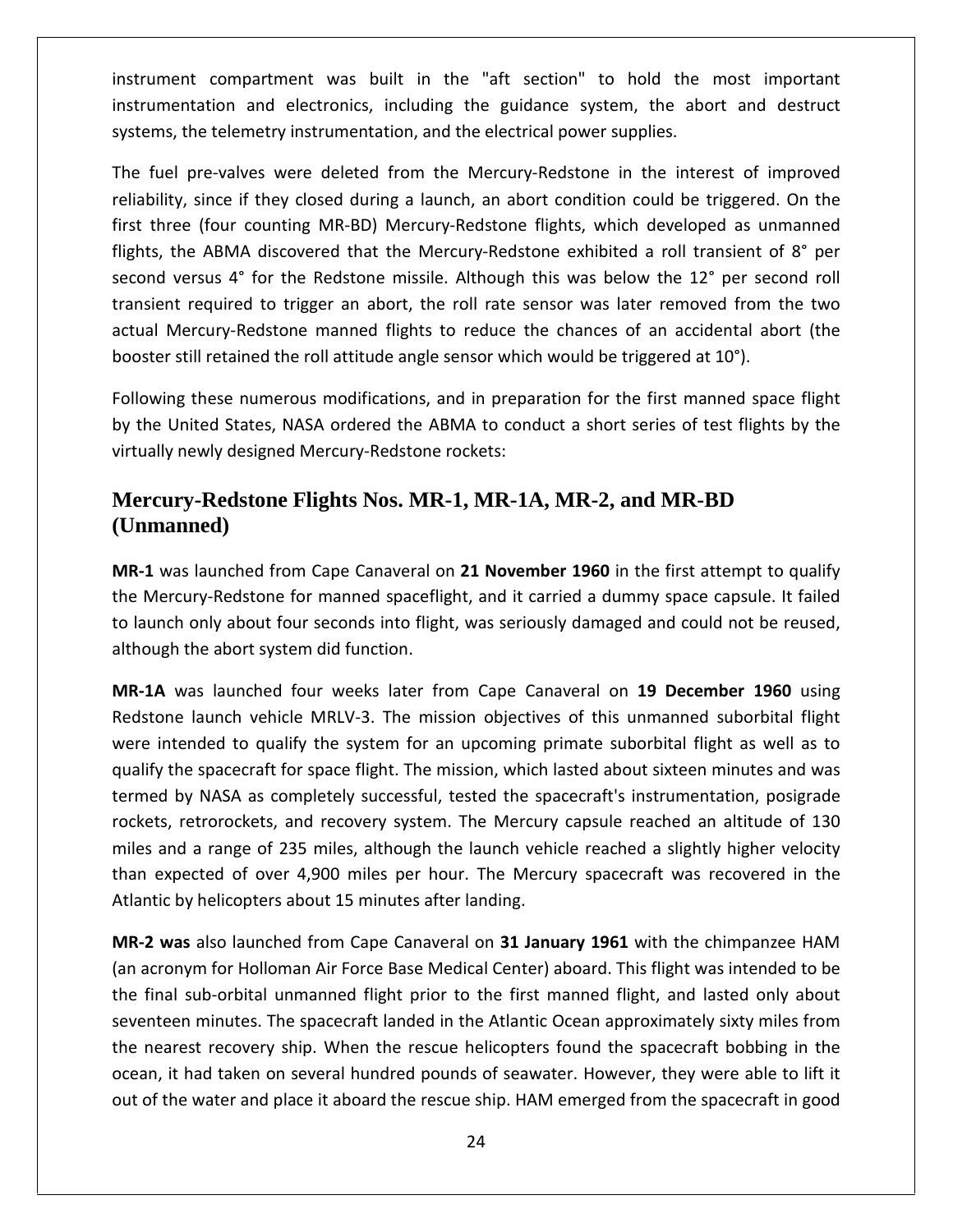instrument compartment was built in the "aft section" to hold the most important instrumentation and electronics, including the guidance system, the abort and destruct systems, the telemetry instrumentation, and the electrical power supplies.

The fuel pre-valves were deleted from the Mercury-Redstone in the interest of improved reliability, since if they closed during a launch, an abort condition could be triggered. On the first three (four counting MR-BD) Mercury-Redstone flights, which developed as unmanned flights, the ABMA discovered that the Mercury-Redstone exhibited a roll transient of 8° per second versus 4° for the Redstone missile. Although this was below the 12° per second roll transient required to trigger an abort, the roll rate sensor was later removed from the two actual Mercury-Redstone manned flights to reduce the chances of an accidental abort (the booster still retained the roll attitude angle sensor which would be triggered at 10°).

Following these numerous modifications, and in preparation for the first manned space flight by the United States, NASA ordered the ABMA to conduct a short series of test flights by the virtually newly designed Mercury-Redstone rockets:

## Mercury-Redstone Flights Nos. MR-1, MR-1A, MR-2, and MR-BD (Unmanned)

**MR-1** was launched from Cape Canaveral on **21 November 1960** in the first attempt to qualify the Mercury-Redstone for manned spaceflight, and it carried a dummy space capsule. It failed to launch only about four seconds into flight, was seriously damaged and could not be reused, although the abort system did function.

**MR-1A** was launched four weeks later from Cape Canaveral on **19 December 1960** using Redstone launch vehicle MRLV-3. The mission objectives of this unmanned suborbital flight were intended to qualify the system for an upcoming primate suborbital flight as well as to qualify the spacecraft for space flight. The mission, which lasted about sixteen minutes and was termed by NASA as completely successful, tested the spacecraft's instrumentation, posigrade rockets, retrorockets, and recovery system. The Mercury capsule reached an altitude of 130 miles and a range of 235 miles, although the launch vehicle reached a slightly higher velocity than expected of over 4,900 miles per hour. The Mercury spacecraft was recovered in the Atlantic by helicopters about 15 minutes after landing.

**MR-2 was** also launched from Cape Canaveral on **31 January 1961** with the chimpanzee HAM (an acronym for Holloman Air Force Base Medical Center) aboard. This flight was intended to be the final sub-orbital unmanned flight prior to the first manned flight, and lasted only about seventeen minutes. The spacecraft landed in the Atlantic Ocean approximately sixty miles from the nearest recovery ship. When the rescue helicopters found the spacecraft bobbing in the ocean, it had taken on several hundred pounds of seawater. However, they were able to lift it out of the water and place it aboard the rescue ship. HAM emerged from the spacecraft in good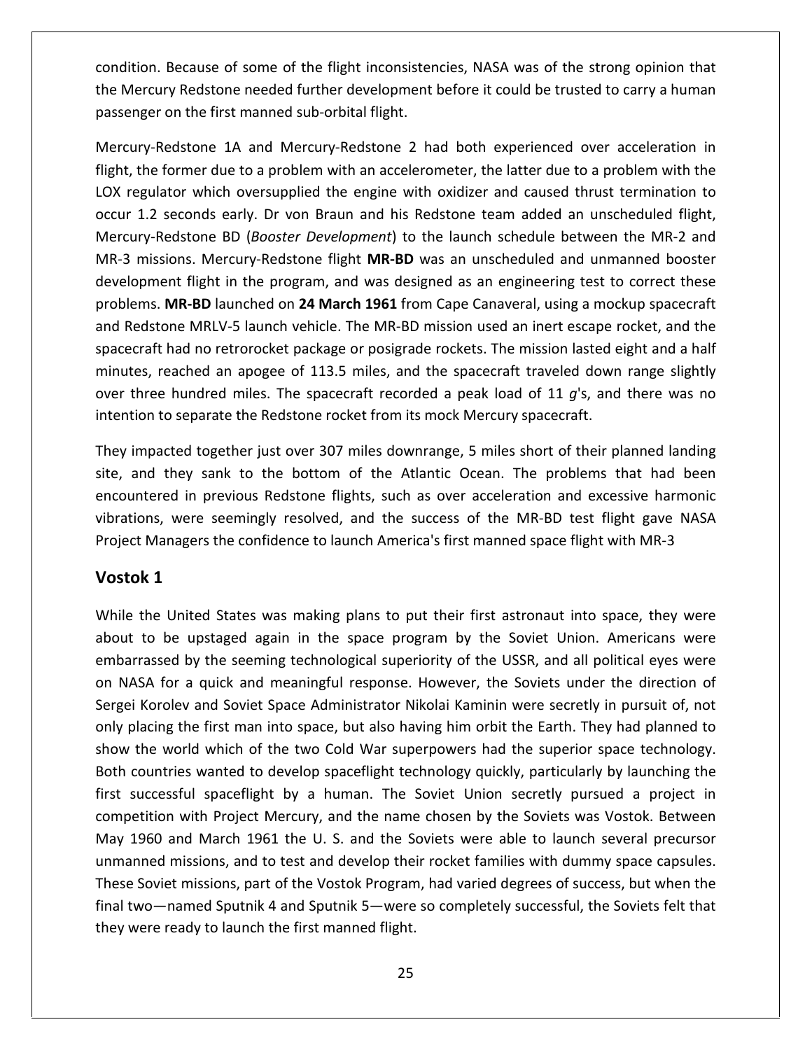condition. Because of some of the flight inconsistencies, NASA was of the strong opinion that the Mercury Redstone needed further development before it could be trusted to carry a human passenger on the first manned sub-orbital flight.

Mercury-Redstone 1A and Mercury-Redstone 2 had both experienced over acceleration in flight, the former due to a problem with an accelerometer, the latter due to a problem with the LOX regulator which oversupplied the engine with oxidizer and caused thrust termination to occur 1.2 seconds early. Dr von Braun and his Redstone team added an unscheduled flight, Mercury-Redstone BD (*Booster Development*) to the launch schedule between the MR-2 and MR-3 missions. Mercury-Redstone flight **MR-BD** was an unscheduled and unmanned booster development flight in the program, and was designed as an engineering test to correct these problems. **MR-BD** launched on **24 March 1961** from Cape Canaveral, using a mockup spacecraft and Redstone MRLV-5 launch vehicle. The MR-BD mission used an inert escape rocket, and the spacecraft had no retrorocket package or posigrade rockets. The mission lasted eight and a half minutes, reached an apogee of 113.5 miles, and the spacecraft traveled down range slightly over three hundred miles. The spacecraft recorded a peak load of 11 *g*'s, and there was no intention to separate the Redstone rocket from its mock Mercury spacecraft.

They impacted together just over 307 miles downrange, 5 miles short of their planned landing site, and they sank to the bottom of the Atlantic Ocean. The problems that had been encountered in previous Redstone flights, such as over acceleration and excessive harmonic vibrations, were seemingly resolved, and the success of the MR-BD test flight gave NASA Project Managers the confidence to launch America's first manned space flight with MR-3

## Vostok 1

While the United States was making plans to put their first astronaut into space, they were about to be upstaged again in the space program by the Soviet Union. Americans were embarrassed by the seeming technological superiority of the USSR, and all political eyes were on NASA for a quick and meaningful response. However, the Soviets under the direction of Sergei Korolev and Soviet Space Administrator Nikolai Kaminin were secretly in pursuit of, not only placing the first man into space, but also having him orbit the Earth. They had planned to show the world which of the two Cold War superpowers had the superior space technology. Both countries wanted to develop spaceflight technology quickly, particularly by launching the first successful spaceflight by a human. The Soviet Union secretly pursued a project in competition with Project Mercury, and the name chosen by the Soviets was Vostok. Between May 1960 and March 1961 the U. S. and the Soviets were able to launch several precursor unmanned missions, and to test and develop their rocket families with dummy space capsules. These Soviet missions, part of the Vostok Program, had varied degrees of success, but when the final two—named Sputnik 4 and Sputnik 5—were so completely successful, the Soviets felt that they were ready to launch the first manned flight.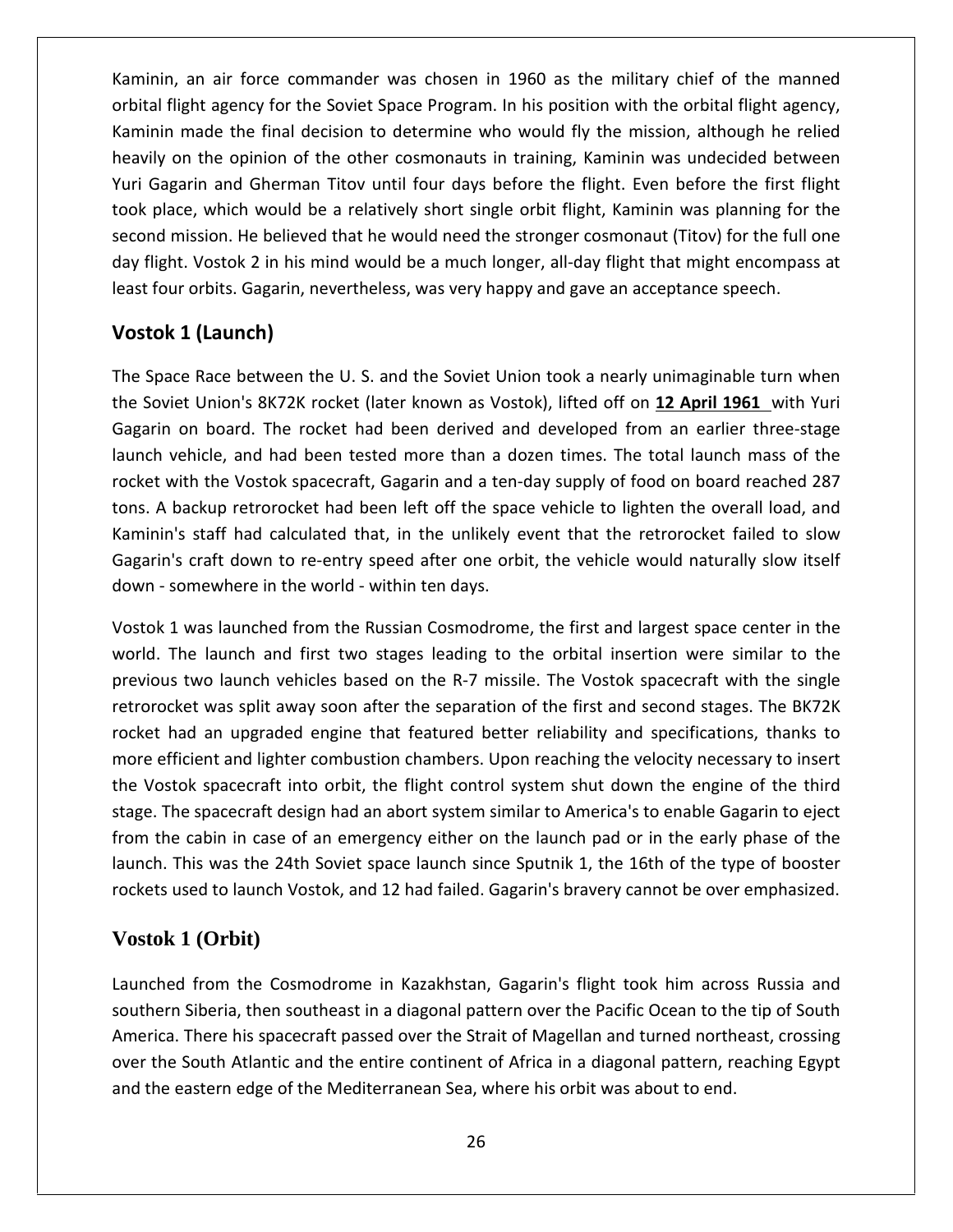Kaminin, an air force commander was chosen in 1960 as the military chief of the manned orbital flight agency for the Soviet Space Program. In his position with the orbital flight agency, Kaminin made the final decision to determine who would fly the mission, although he relied heavily on the opinion of the other cosmonauts in training, Kaminin was undecided between Yuri Gagarin and Gherman Titov until four days before the flight. Even before the first flight took place, which would be a relatively short single orbit flight, Kaminin was planning for the second mission. He believed that he would need the stronger cosmonaut (Titov) for the full one day flight. Vostok 2 in his mind would be a much longer, all-day flight that might encompass at least four orbits. Gagarin, nevertheless, was very happy and gave an acceptance speech.

## Vostok 1 (Launch)

The Space Race between the U. S. and the Soviet Union took a nearly unimaginable turn when the Soviet Union's 8K72K rocket (later known as Vostok), lifted off on **12 April 1961** with Yuri Gagarin on board. The rocket had been derived and developed from an earlier three-stage launch vehicle, and had been tested more than a dozen times. The total launch mass of the rocket with the Vostok spacecraft, Gagarin and a ten-day supply of food on board reached 287 tons. A backup retrorocket had been left off the space vehicle to lighten the overall load, and Kaminin's staff had calculated that, in the unlikely event that the retrorocket failed to slow Gagarin's craft down to re-entry speed after one orbit, the vehicle would naturally slow itself down - somewhere in the world - within ten days.

Vostok 1 was launched from the Russian Cosmodrome, the first and largest space center in the world. The launch and first two stages leading to the orbital insertion were similar to the previous two launch vehicles based on the R-7 missile. The Vostok spacecraft with the single retrorocket was split away soon after the separation of the first and second stages. The BK72K rocket had an upgraded engine that featured better reliability and specifications, thanks to more efficient and lighter combustion chambers. Upon reaching the velocity necessary to insert the Vostok spacecraft into orbit, the flight control system shut down the engine of the third stage. The spacecraft design had an abort system similar to America's to enable Gagarin to eject from the cabin in case of an emergency either on the launch pad or in the early phase of the launch. This was the 24th Soviet space launch since Sputnik 1, the 16th of the type of booster rockets used to launch Vostok, and 12 had failed. Gagarin's bravery cannot be over emphasized.

## Vostok 1 (Orbit)

Launched from the Cosmodrome in Kazakhstan, Gagarin's flight took him across Russia and southern Siberia, then southeast in a diagonal pattern over the Pacific Ocean to the tip of South America. There his spacecraft passed over the Strait of Magellan and turned northeast, crossing over the South Atlantic and the entire continent of Africa in a diagonal pattern, reaching Egypt and the eastern edge of the Mediterranean Sea, where his orbit was about to end.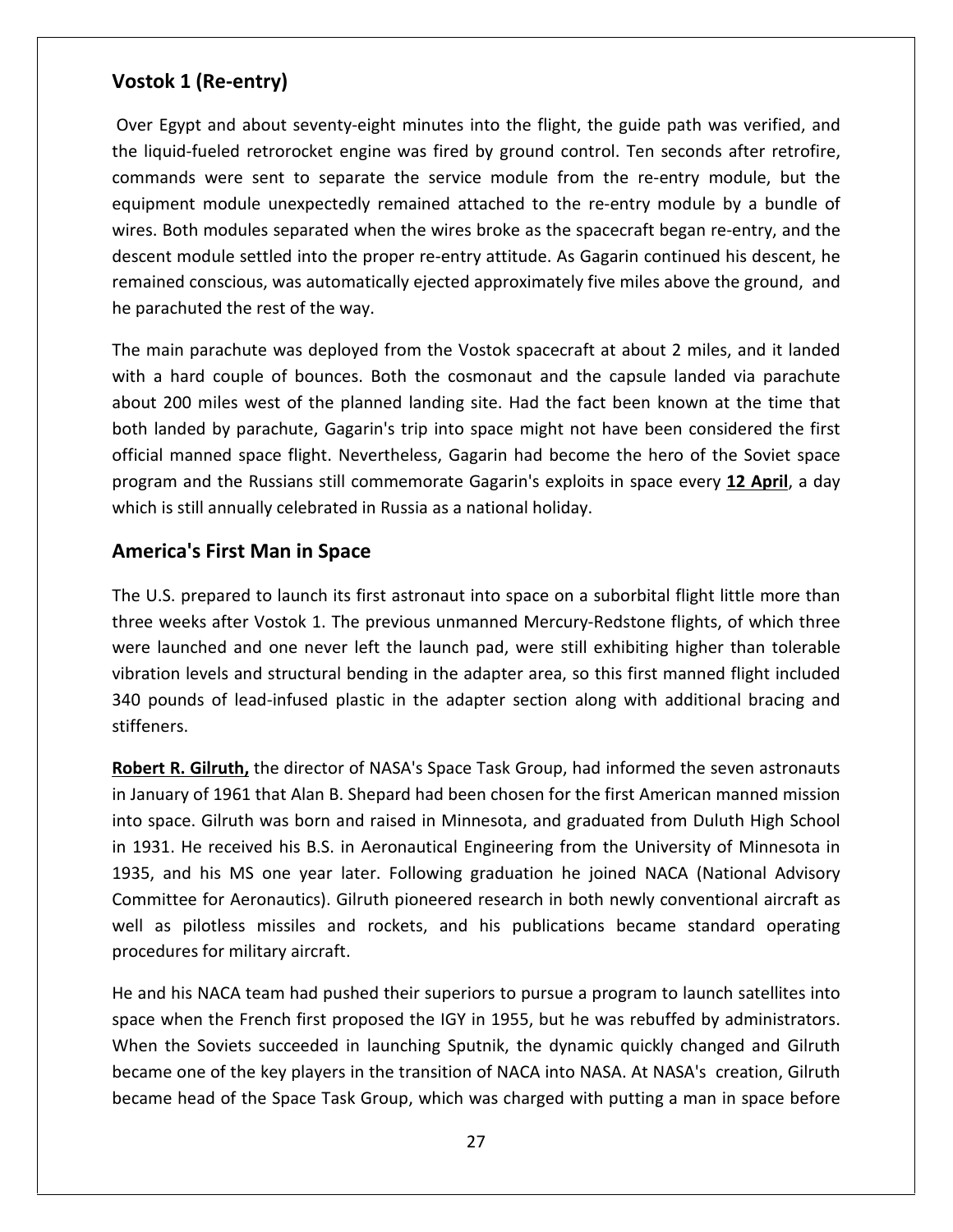## Vostok 1 (Re-entry)

Over Egypt and about seventy-eight minutes into the flight, the guide path was verified, and the liquid-fueled retrorocket engine was fired by ground control. Ten seconds after retrofire, commands were sent to separate the service module from the re-entry module, but the equipment module unexpectedly remained attached to the re-entry module by a bundle of wires. Both modules separated when the wires broke as the spacecraft began re-entry, and the descent module settled into the proper re-entry attitude. As Gagarin continued his descent, he remained conscious, was automatically ejected approximately five miles above the ground, and he parachuted the rest of the way.

The main parachute was deployed from the Vostok spacecraft at about 2 miles, and it landed with a hard couple of bounces. Both the cosmonaut and the capsule landed via parachute about 200 miles west of the planned landing site. Had the fact been known at the time that both landed by parachute, Gagarin's trip into space might not have been considered the first official manned space flight. Nevertheless, Gagarin had become the hero of the Soviet space program and the Russians still commemorate Gagarin's exploits in space every **12 April**, a day which is still annually celebrated in Russia as a national holiday.

## America's First Man in Space

The U.S. prepared to launch its first astronaut into space on a suborbital flight little more than three weeks after Vostok 1. The previous unmanned Mercury-Redstone flights, of which three were launched and one never left the launch pad, were still exhibiting higher than tolerable vibration levels and structural bending in the adapter area, so this first manned flight included 340 pounds of lead-infused plastic in the adapter section along with additional bracing and stiffeners.

**Robert R. Gilruth,** the director of NASA's Space Task Group, had informed the seven astronauts in January of 1961 that Alan B. Shepard had been chosen for the first American manned mission into space. Gilruth was born and raised in Minnesota, and graduated from Duluth High School in 1931. He received his B.S. in Aeronautical Engineering from the University of Minnesota in 1935, and his MS one year later. Following graduation he joined NACA (National Advisory Committee for Aeronautics). Gilruth pioneered research in both newly conventional aircraft as well as pilotless missiles and rockets, and his publications became standard operating procedures for military aircraft.

He and his NACA team had pushed their superiors to pursue a program to launch satellites into space when the French first proposed the IGY in 1955, but he was rebuffed by administrators. When the Soviets succeeded in launching Sputnik, the dynamic quickly changed and Gilruth became one of the key players in the transition of NACA into NASA. At NASA's creation, Gilruth became head of the Space Task Group, which was charged with putting a man in space before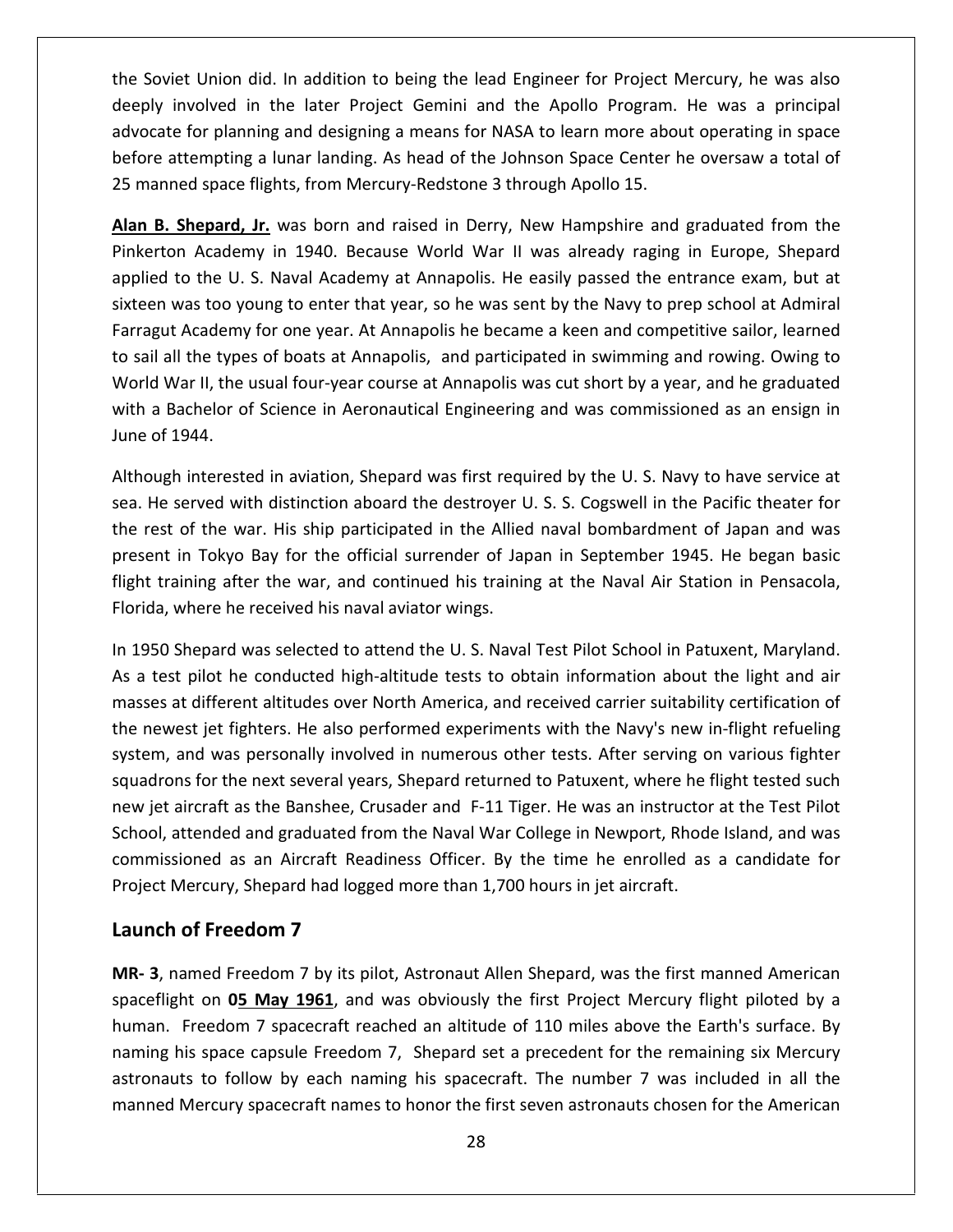the Soviet Union did. In addition to being the lead Engineer for Project Mercury, he was also deeply involved in the later Project Gemini and the Apollo Program. He was a principal advocate for planning and designing a means for NASA to learn more about operating in space before attempting a lunar landing. As head of the Johnson Space Center he oversaw a total of 25 manned space flights, from Mercury-Redstone 3 through Apollo 15.

**Alan B. Shepard, Jr.** was born and raised in Derry, New Hampshire and graduated from the Pinkerton Academy in 1940. Because World War II was already raging in Europe, Shepard applied to the U. S. Naval Academy at Annapolis. He easily passed the entrance exam, but at sixteen was too young to enter that year, so he was sent by the Navy to prep school at Admiral Farragut Academy for one year. At Annapolis he became a keen and competitive sailor, learned to sail all the types of boats at Annapolis, and participated in swimming and rowing. Owing to World War II, the usual four-year course at Annapolis was cut short by a year, and he graduated with a Bachelor of Science in Aeronautical Engineering and was commissioned as an ensign in June of 1944.

Although interested in aviation, Shepard was first required by the U. S. Navy to have service at sea. He served with distinction aboard the destroyer U. S. S. Cogswell in the Pacific theater for the rest of the war. His ship participated in the Allied naval bombardment of Japan and was present in Tokyo Bay for the official surrender of Japan in September 1945. He began basic flight training after the war, and continued his training at the Naval Air Station in Pensacola, Florida, where he received his naval aviator wings.

In 1950 Shepard was selected to attend the U. S. Naval Test Pilot School in Patuxent, Maryland. As a test pilot he conducted high-altitude tests to obtain information about the light and air masses at different altitudes over North America, and received carrier suitability certification of the newest jet fighters. He also performed experiments with the Navy's new in-flight refueling system, and was personally involved in numerous other tests. After serving on various fighter squadrons for the next several years, Shepard returned to Patuxent, where he flight tested such new jet aircraft as the Banshee, Crusader and F-11 Tiger. He was an instructor at the Test Pilot School, attended and graduated from the Naval War College in Newport, Rhode Island, and was commissioned as an Aircraft Readiness Officer. By the time he enrolled as a candidate for Project Mercury, Shepard had logged more than 1,700 hours in jet aircraft.

## Launch of Freedom 7

**MR- 3**, named Freedom 7 by its pilot, Astronaut Allen Shepard, was the first manned American spaceflight on **05 May 1961**, and was obviously the first Project Mercury flight piloted by a human. Freedom 7 spacecraft reached an altitude of 110 miles above the Earth's surface. By naming his space capsule Freedom 7, Shepard set a precedent for the remaining six Mercury astronauts to follow by each naming his spacecraft. The number 7 was included in all the manned Mercury spacecraft names to honor the first seven astronauts chosen for the American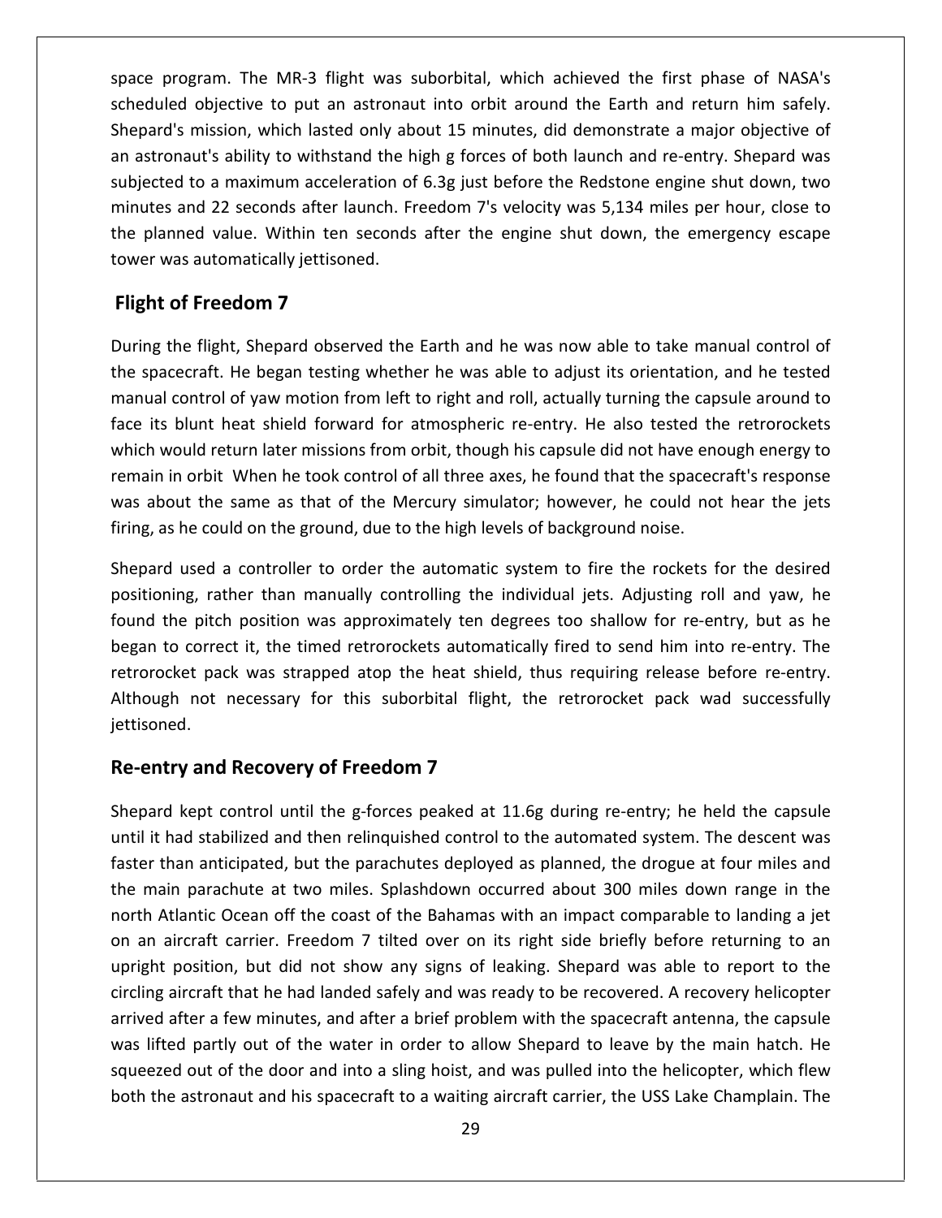space program. The MR-3 flight was suborbital, which achieved the first phase of NASA's scheduled objective to put an astronaut into orbit around the Earth and return him safely. Shepard's mission, which lasted only about 15 minutes, did demonstrate a major objective of an astronaut's ability to withstand the high g forces of both launch and re-entry. Shepard was subjected to a maximum acceleration of 6.3g just before the Redstone engine shut down, two minutes and 22 seconds after launch. Freedom 7's velocity was 5,134 miles per hour, close to the planned value. Within ten seconds after the engine shut down, the emergency escape tower was automatically jettisoned.

## Flight of Freedom 7

During the flight, Shepard observed the Earth and he was now able to take manual control of the spacecraft. He began testing whether he was able to adjust its orientation, and he tested manual control of yaw motion from left to right and roll, actually turning the capsule around to face its blunt heat shield forward for atmospheric re-entry. He also tested the retrorockets which would return later missions from orbit, though his capsule did not have enough energy to remain in orbit When he took control of all three axes, he found that the spacecraft's response was about the same as that of the Mercury simulator; however, he could not hear the jets firing, as he could on the ground, due to the high levels of background noise.

Shepard used a controller to order the automatic system to fire the rockets for the desired positioning, rather than manually controlling the individual jets. Adjusting roll and yaw, he found the pitch position was approximately ten degrees too shallow for re-entry, but as he began to correct it, the timed retrorockets automatically fired to send him into re-entry. The retrorocket pack was strapped atop the heat shield, thus requiring release before re-entry. Although not necessary for this suborbital flight, the retrorocket pack wad successfully jettisoned.

## Re-entry and Recovery of Freedom 7

Shepard kept control until the g-forces peaked at 11.6g during re-entry; he held the capsule until it had stabilized and then relinquished control to the automated system. The descent was faster than anticipated, but the parachutes deployed as planned, the drogue at four miles and the main parachute at two miles. Splashdown occurred about 300 miles down range in the north Atlantic Ocean off the coast of the Bahamas with an impact comparable to landing a jet on an aircraft carrier. Freedom 7 tilted over on its right side briefly before returning to an upright position, but did not show any signs of leaking. Shepard was able to report to the circling aircraft that he had landed safely and was ready to be recovered. A recovery helicopter arrived after a few minutes, and after a brief problem with the spacecraft antenna, the capsule was lifted partly out of the water in order to allow Shepard to leave by the main hatch. He squeezed out of the door and into a sling hoist, and was pulled into the helicopter, which flew both the astronaut and his spacecraft to a waiting aircraft carrier, the USS Lake Champlain. The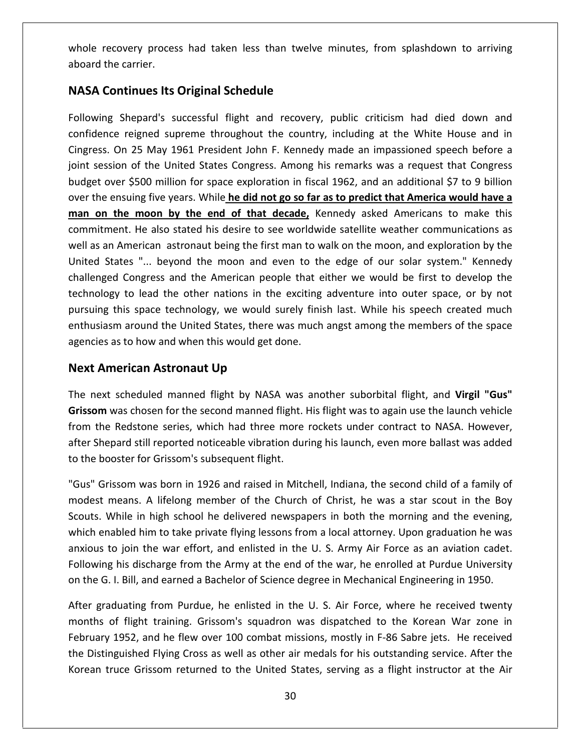whole recovery process had taken less than twelve minutes, from splashdown to arriving aboard the carrier.

## NASA Continues Its Original Schedule

Following Shepard's successful flight and recovery, public criticism had died down and confidence reigned supreme throughout the country, including at the White House and in Cingress. On 25 May 1961 President John F. Kennedy made an impassioned speech before a joint session of the United States Congress. Among his remarks was a request that Congress budget over $500 million for space exploration in fiscal 1962, and an additional $7 to 9 billion over the ensuing five years. While **<u>he did not go so far as to predict that America would have a man on the moon by the end of that decade,</u>** Kennedy asked Americans to make this commitment. He also stated his desire to see worldwide satellite weather communications as well as an American astronaut being the first man to walk on the moon, and exploration by the United States "... beyond the moon and even to the edge of our solar system." Kennedy challenged Congress and the American people that either we would be first to develop the technology to lead the other nations in the exciting adventure into outer space, or by not pursuing this space technology, we would surely finish last. While his speech created much enthusiasm around the United States, there was much angst among the members of the space agencies as to how and when this would get done.

## Next American Astronaut Up

The next scheduled manned flight by NASA was another suborbital flight, and **Virgil "Gus" Grissom** was chosen for the second manned flight. His flight was to again use the launch vehicle from the Redstone series, which had three more rockets under contract to NASA. However, after Shepard still reported noticeable vibration during his launch, even more ballast was added to the booster for Grissom's subsequent flight.

"Gus" Grissom was born in 1926 and raised in Mitchell, Indiana, the second child of a family of modest means. A lifelong member of the Church of Christ, he was a star scout in the Boy Scouts. While in high school he delivered newspapers in both the morning and the evening, which enabled him to take private flying lessons from a local attorney. Upon graduation he was anxious to join the war effort, and enlisted in the U. S. Army Air Force as an aviation cadet. Following his discharge from the Army at the end of the war, he enrolled at Purdue University on the G. I. Bill, and earned a Bachelor of Science degree in Mechanical Engineering in 1950.

After graduating from Purdue, he enlisted in the U. S. Air Force, where he received twenty months of flight training. Grissom's squadron was dispatched to the Korean War zone in February 1952, and he flew over 100 combat missions, mostly in F-86 Sabre jets. He received the Distinguished Flying Cross as well as other air medals for his outstanding service. After the Korean truce Grissom returned to the United States, serving as a flight instructor at the Air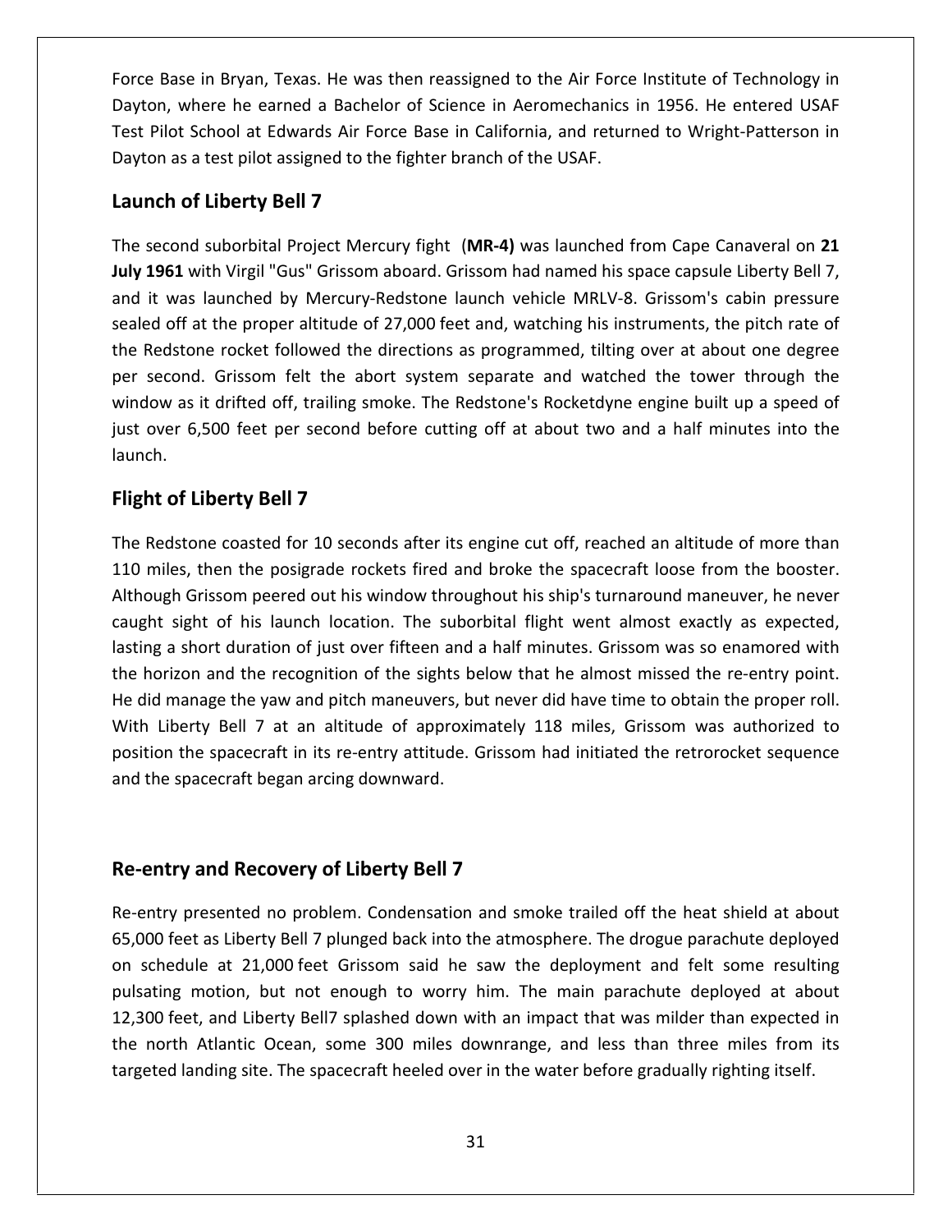Force Base in Bryan, Texas. He was then reassigned to the Air Force Institute of Technology in Dayton, where he earned a Bachelor of Science in Aeromechanics in 1956. He entered USAF Test Pilot School at Edwards Air Force Base in California, and returned to Wright-Patterson in Dayton as a test pilot assigned to the fighter branch of the USAF.

## Launch of Liberty Bell 7

The second suborbital Project Mercury fight (**MR-4)** was launched from Cape Canaveral on **21 July 1961** with Virgil "Gus" Grissom aboard. Grissom had named his space capsule Liberty Bell 7, and it was launched by Mercury-Redstone launch vehicle MRLV-8. Grissom's cabin pressure sealed off at the proper altitude of 27,000 feet and, watching his instruments, the pitch rate of the Redstone rocket followed the directions as programmed, tilting over at about one degree per second. Grissom felt the abort system separate and watched the tower through the window as it drifted off, trailing smoke. The Redstone's Rocketdyne engine built up a speed of just over 6,500 feet per second before cutting off at about two and a half minutes into the launch.

## Flight of Liberty Bell 7

The Redstone coasted for 10 seconds after its engine cut off, reached an altitude of more than 110 miles, then the posigrade rockets fired and broke the spacecraft loose from the booster. Although Grissom peered out his window throughout his ship's turnaround maneuver, he never caught sight of his launch location. The suborbital flight went almost exactly as expected, lasting a short duration of just over fifteen and a half minutes. Grissom was so enamored with the horizon and the recognition of the sights below that he almost missed the re-entry point. He did manage the yaw and pitch maneuvers, but never did have time to obtain the proper roll. With Liberty Bell 7 at an altitude of approximately 118 miles, Grissom was authorized to position the spacecraft in its re-entry attitude. Grissom had initiated the retrorocket sequence and the spacecraft began arcing downward.

## Re-entry and Recovery of Liberty Bell 7

Re-entry presented no problem. Condensation and smoke trailed off the heat shield at about 65,000 feet as Liberty Bell 7 plunged back into the atmosphere. The drogue parachute deployed on schedule at 21,000 feet Grissom said he saw the deployment and felt some resulting pulsating motion, but not enough to worry him. The main parachute deployed at about 12,300 feet, and Liberty Bell7 splashed down with an impact that was milder than expected in the north Atlantic Ocean, some 300 miles downrange, and less than three miles from its targeted landing site. The spacecraft heeled over in the water before gradually righting itself.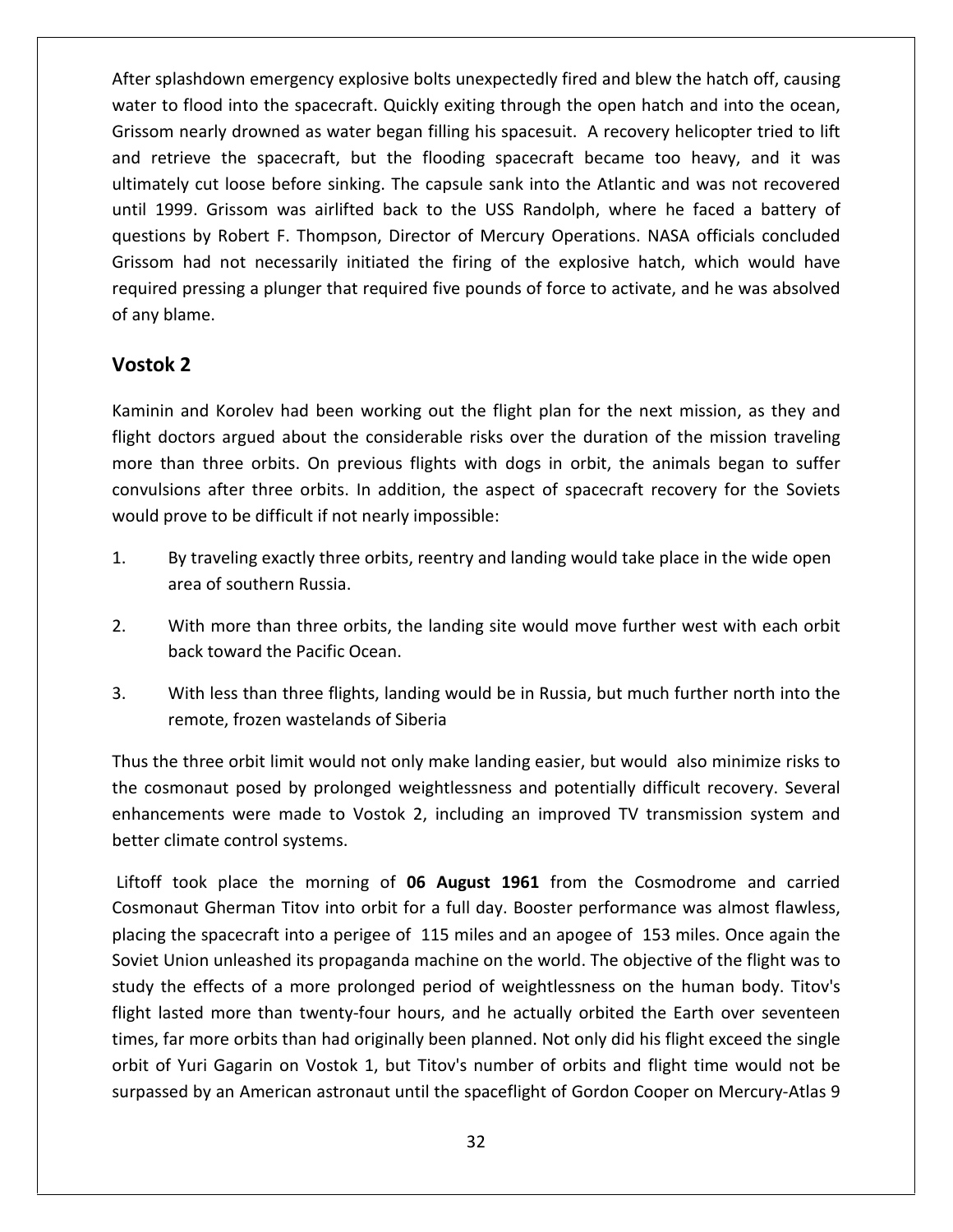After splashdown emergency explosive bolts unexpectedly fired and blew the hatch off, causing water to flood into the spacecraft. Quickly exiting through the open hatch and into the ocean, Grissom nearly drowned as water began filling his spacesuit. A recovery helicopter tried to lift and retrieve the spacecraft, but the flooding spacecraft became too heavy, and it was ultimately cut loose before sinking. The capsule sank into the Atlantic and was not recovered until 1999. Grissom was airlifted back to the USS Randolph, where he faced a battery of questions by Robert F. Thompson, Director of Mercury Operations. NASA officials concluded Grissom had not necessarily initiated the firing of the explosive hatch, which would have required pressing a plunger that required five pounds of force to activate, and he was absolved of any blame.

## Vostok 2

Kaminin and Korolev had been working out the flight plan for the next mission, as they and flight doctors argued about the considerable risks over the duration of the mission traveling more than three orbits. On previous flights with dogs in orbit, the animals began to suffer convulsions after three orbits. In addition, the aspect of spacecraft recovery for the Soviets would prove to be difficult if not nearly impossible:

1. By traveling exactly three orbits, reentry and landing would take place in the wide open area of southern Russia.
2. With more than three orbits, the landing site would move further west with each orbit back toward the Pacific Ocean.
3. With less than three flights, landing would be in Russia, but much further north into the remote, frozen wastelands of Siberia

Thus the three orbit limit would not only make landing easier, but would also minimize risks to the cosmonaut posed by prolonged weightlessness and potentially difficult recovery. Several enhancements were made to Vostok 2, including an improved TV transmission system and better climate control systems.

Liftoff took place the morning of **06 August 1961** from the Cosmodrome and carried Cosmonaut Gherman Titov into orbit for a full day. Booster performance was almost flawless, placing the spacecraft into a perigee of 115 miles and an apogee of 153 miles. Once again the Soviet Union unleashed its propaganda machine on the world. The objective of the flight was to study the effects of a more prolonged period of weightlessness on the human body. Titov's flight lasted more than twenty-four hours, and he actually orbited the Earth over seventeen times, far more orbits than had originally been planned. Not only did his flight exceed the single orbit of Yuri Gagarin on Vostok 1, but Titov's number of orbits and flight time would not be surpassed by an American astronaut until the spaceflight of Gordon Cooper on Mercury-Atlas 9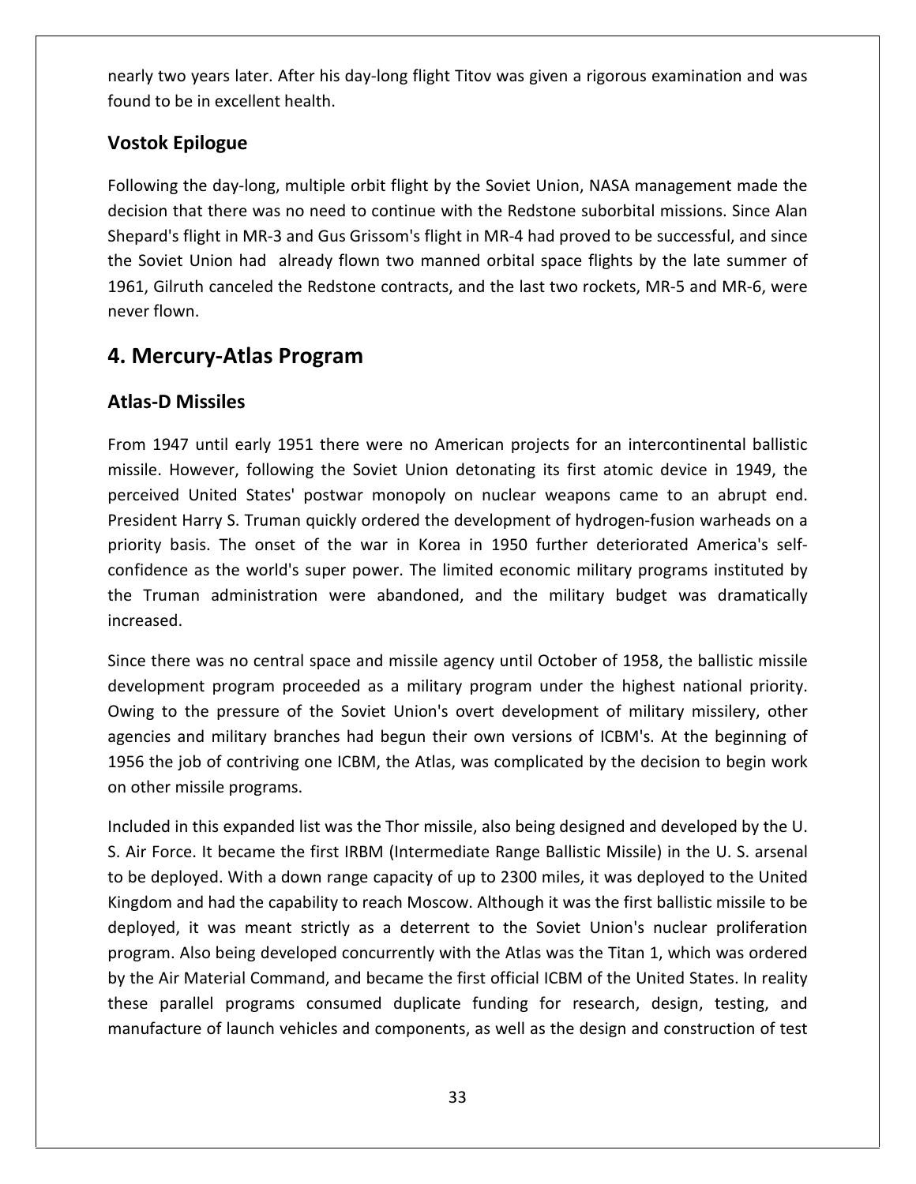nearly two years later. After his day-long flight Titov was given a rigorous examination and was found to be in excellent health.

### Vostok Epilogue

Following the day-long, multiple orbit flight by the Soviet Union, NASA management made the decision that there was no need to continue with the Redstone suborbital missions. Since Alan Shepard's flight in MR-3 and Gus Grissom's flight in MR-4 had proved to be successful, and since the Soviet Union had already flown two manned orbital space flights by the late summer of 1961, Gilruth canceled the Redstone contracts, and the last two rockets, MR-5 and MR-6, were never flown.

## 4. Mercury-Atlas Program

### Atlas-D Missiles

From 1947 until early 1951 there were no American projects for an intercontinental ballistic missile. However, following the Soviet Union detonating its first atomic device in 1949, the perceived United States' postwar monopoly on nuclear weapons came to an abrupt end. President Harry S. Truman quickly ordered the development of hydrogen-fusion warheads on a priority basis. The onset of the war in Korea in 1950 further deteriorated America's self-confidence as the world's super power. The limited economic military programs instituted by the Truman administration were abandoned, and the military budget was dramatically increased.

Since there was no central space and missile agency until October of 1958, the ballistic missile development program proceeded as a military program under the highest national priority. Owing to the pressure of the Soviet Union's overt development of military missilery, other agencies and military branches had begun their own versions of ICBM's. At the beginning of 1956 the job of contriving one ICBM, the Atlas, was complicated by the decision to begin work on other missile programs.

Included in this expanded list was the Thor missile, also being designed and developed by the U. S. Air Force. It became the first IRBM (Intermediate Range Ballistic Missile) in the U. S. arsenal to be deployed. With a down range capacity of up to 2300 miles, it was deployed to the United Kingdom and had the capability to reach Moscow. Although it was the first ballistic missile to be deployed, it was meant strictly as a deterrent to the Soviet Union's nuclear proliferation program. Also being developed concurrently with the Atlas was the Titan 1, which was ordered by the Air Material Command, and became the first official ICBM of the United States. In reality these parallel programs consumed duplicate funding for research, design, testing, and manufacture of launch vehicles and components, as well as the design and construction of test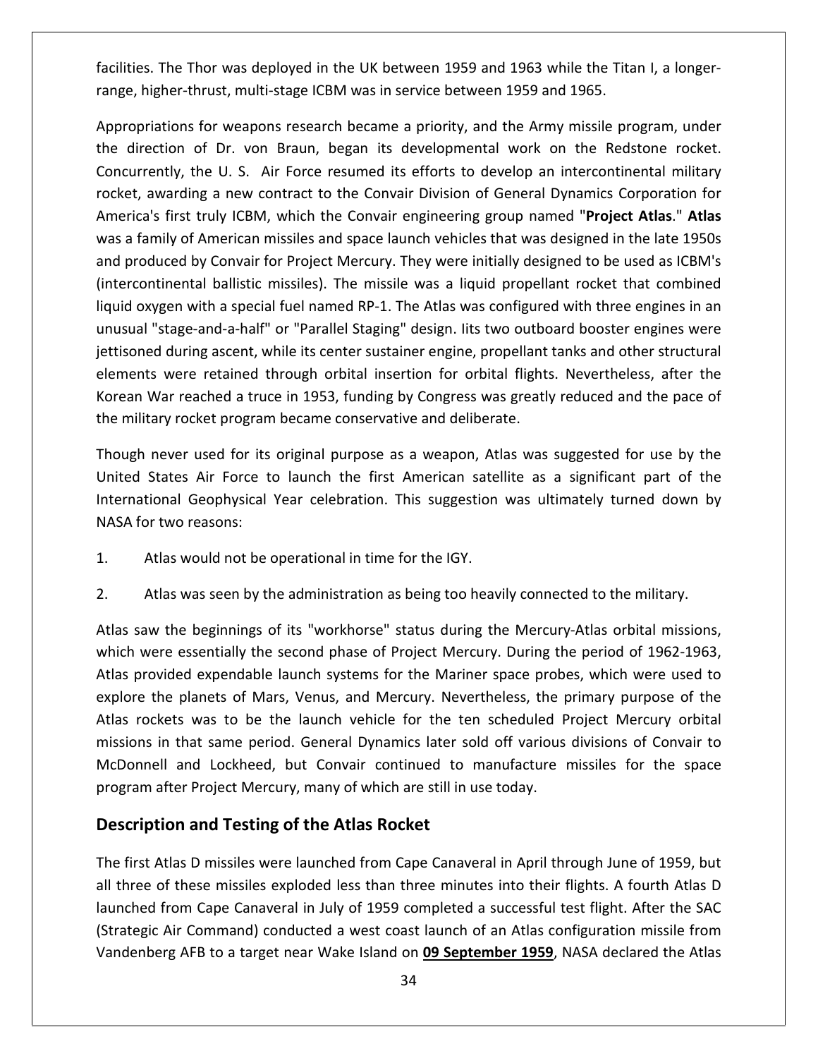facilities. The Thor was deployed in the UK between 1959 and 1963 while the Titan I, a longer-range, higher-thrust, multi-stage ICBM was in service between 1959 and 1965.

Appropriations for weapons research became a priority, and the Army missile program, under the direction of Dr. von Braun, began its developmental work on the Redstone rocket. Concurrently, the U. S. Air Force resumed its efforts to develop an intercontinental military rocket, awarding a new contract to the Convair Division of General Dynamics Corporation for America's first truly ICBM, which the Convair engineering group named "**Project Atlas**." **Atlas** was a family of American missiles and space launch vehicles that was designed in the late 1950s and produced by Convair for Project Mercury. They were initially designed to be used as ICBM's (intercontinental ballistic missiles). The missile was a liquid propellant rocket that combined liquid oxygen with a special fuel named RP-1. The Atlas was configured with three engines in an unusual "stage-and-a-half" or "Parallel Staging" design. Iits two outboard booster engines were jettisoned during ascent, while its center sustainer engine, propellant tanks and other structural elements were retained through orbital insertion for orbital flights. Nevertheless, after the Korean War reached a truce in 1953, funding by Congress was greatly reduced and the pace of the military rocket program became conservative and deliberate.

Though never used for its original purpose as a weapon, Atlas was suggested for use by the United States Air Force to launch the first American satellite as a significant part of the International Geophysical Year celebration. This suggestion was ultimately turned down by NASA for two reasons:

1. Atlas would not be operational in time for the IGY.
2. Atlas was seen by the administration as being too heavily connected to the military.

Atlas saw the beginnings of its "workhorse" status during the Mercury-Atlas orbital missions, which were essentially the second phase of Project Mercury. During the period of 1962-1963, Atlas provided expendable launch systems for the Mariner space probes, which were used to explore the planets of Mars, Venus, and Mercury. Nevertheless, the primary purpose of the Atlas rockets was to be the launch vehicle for the ten scheduled Project Mercury orbital missions in that same period. General Dynamics later sold off various divisions of Convair to McDonnell and Lockheed, but Convair continued to manufacture missiles for the space program after Project Mercury, many of which are still in use today.

## Description and Testing of the Atlas Rocket

The first Atlas D missiles were launched from Cape Canaveral in April through June of 1959, but all three of these missiles exploded less than three minutes into their flights. A fourth Atlas D launched from Cape Canaveral in July of 1959 completed a successful test flight. After the SAC (Strategic Air Command) conducted a west coast launch of an Atlas configuration missile from Vandenberg AFB to a target near Wake Island on **<u>09 September 1959</u>**, NASA declared the Atlas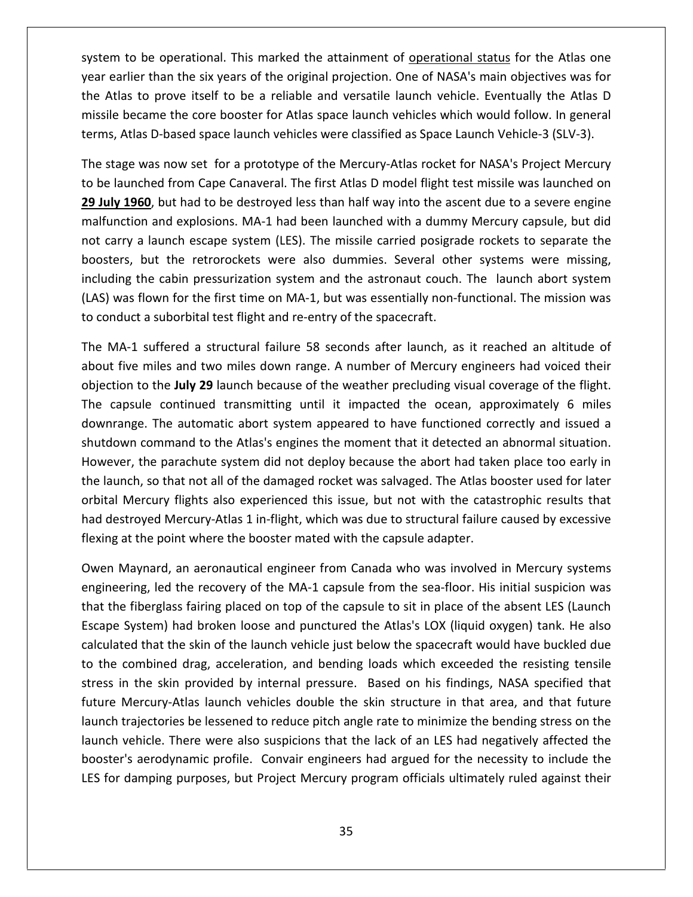system to be operational. This marked the attainment of operational status for the Atlas one year earlier than the six years of the original projection. One of NASA's main objectives was for the Atlas to prove itself to be a reliable and versatile launch vehicle. Eventually the Atlas D missile became the core booster for Atlas space launch vehicles which would follow. In general terms, Atlas D-based space launch vehicles were classified as Space Launch Vehicle-3 (SLV-3).

The stage was now set for a prototype of the Mercury-Atlas rocket for NASA's Project Mercury to be launched from Cape Canaveral. The first Atlas D model flight test missile was launched on **29 July 1960**, but had to be destroyed less than half way into the ascent due to a severe engine malfunction and explosions. MA-1 had been launched with a dummy Mercury capsule, but did not carry a launch escape system (LES). The missile carried posigrade rockets to separate the boosters, but the retrorockets were also dummies. Several other systems were missing, including the cabin pressurization system and the astronaut couch. The launch abort system (LAS) was flown for the first time on MA-1, but was essentially non-functional. The mission was to conduct a suborbital test flight and re-entry of the spacecraft.

The MA-1 suffered a structural failure 58 seconds after launch, as it reached an altitude of about five miles and two miles down range. A number of Mercury engineers had voiced their objection to the **July 29** launch because of the weather precluding visual coverage of the flight. The capsule continued transmitting until it impacted the ocean, approximately 6 miles downrange. The automatic abort system appeared to have functioned correctly and issued a shutdown command to the Atlas's engines the moment that it detected an abnormal situation. However, the parachute system did not deploy because the abort had taken place too early in the launch, so that not all of the damaged rocket was salvaged. The Atlas booster used for later orbital Mercury flights also experienced this issue, but not with the catastrophic results that had destroyed Mercury-Atlas 1 in-flight, which was due to structural failure caused by excessive flexing at the point where the booster mated with the capsule adapter.

Owen Maynard, an aeronautical engineer from Canada who was involved in Mercury systems engineering, led the recovery of the MA-1 capsule from the sea-floor. His initial suspicion was that the fiberglass fairing placed on top of the capsule to sit in place of the absent LES (Launch Escape System) had broken loose and punctured the Atlas's LOX (liquid oxygen) tank. He also calculated that the skin of the launch vehicle just below the spacecraft would have buckled due to the combined drag, acceleration, and bending loads which exceeded the resisting tensile stress in the skin provided by internal pressure. Based on his findings, NASA specified that future Mercury-Atlas launch vehicles double the skin structure in that area, and that future launch trajectories be lessened to reduce pitch angle rate to minimize the bending stress on the launch vehicle. There were also suspicions that the lack of an LES had negatively affected the booster's aerodynamic profile. Convair engineers had argued for the necessity to include the LES for damping purposes, but Project Mercury program officials ultimately ruled against their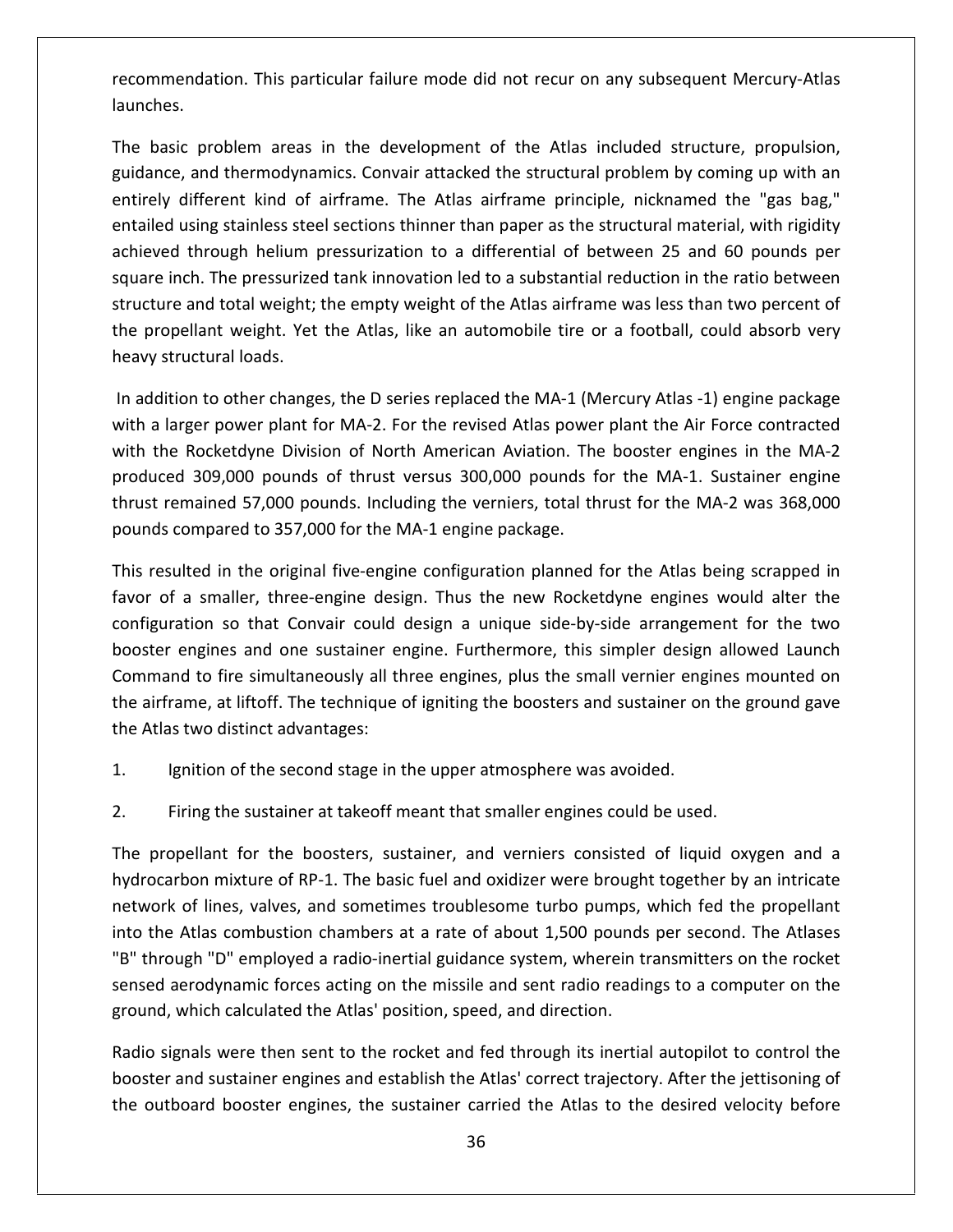recommendation. This particular failure mode did not recur on any subsequent Mercury-Atlas launches.

The basic problem areas in the development of the Atlas included structure, propulsion, guidance, and thermodynamics. Convair attacked the structural problem by coming up with an entirely different kind of airframe. The Atlas airframe principle, nicknamed the "gas bag," entailed using stainless steel sections thinner than paper as the structural material, with rigidity achieved through helium pressurization to a differential of between 25 and 60 pounds per square inch. The pressurized tank innovation led to a substantial reduction in the ratio between structure and total weight; the empty weight of the Atlas airframe was less than two percent of the propellant weight. Yet the Atlas, like an automobile tire or a football, could absorb very heavy structural loads.

In addition to other changes, the D series replaced the MA-1 (Mercury Atlas -1) engine package with a larger power plant for MA-2. For the revised Atlas power plant the Air Force contracted with the Rocketdyne Division of North American Aviation. The booster engines in the MA-2 produced 309,000 pounds of thrust versus 300,000 pounds for the MA-1. Sustainer engine thrust remained 57,000 pounds. Including the verniers, total thrust for the MA-2 was 368,000 pounds compared to 357,000 for the MA-1 engine package.

This resulted in the original five-engine configuration planned for the Atlas being scrapped in favor of a smaller, three-engine design. Thus the new Rocketdyne engines would alter the configuration so that Convair could design a unique side-by-side arrangement for the two booster engines and one sustainer engine. Furthermore, this simpler design allowed Launch Command to fire simultaneously all three engines, plus the small vernier engines mounted on the airframe, at liftoff. The technique of igniting the boosters and sustainer on the ground gave the Atlas two distinct advantages:

1. Ignition of the second stage in the upper atmosphere was avoided.
2. Firing the sustainer at takeoff meant that smaller engines could be used.

The propellant for the boosters, sustainer, and verniers consisted of liquid oxygen and a hydrocarbon mixture of RP-1. The basic fuel and oxidizer were brought together by an intricate network of lines, valves, and sometimes troublesome turbo pumps, which fed the propellant into the Atlas combustion chambers at a rate of about 1,500 pounds per second. The Atlases "B" through "D" employed a radio-inertial guidance system, wherein transmitters on the rocket sensed aerodynamic forces acting on the missile and sent radio readings to a computer on the ground, which calculated the Atlas' position, speed, and direction.

Radio signals were then sent to the rocket and fed through its inertial autopilot to control the booster and sustainer engines and establish the Atlas' correct trajectory. After the jettisoning of the outboard booster engines, the sustainer carried the Atlas to the desired velocity before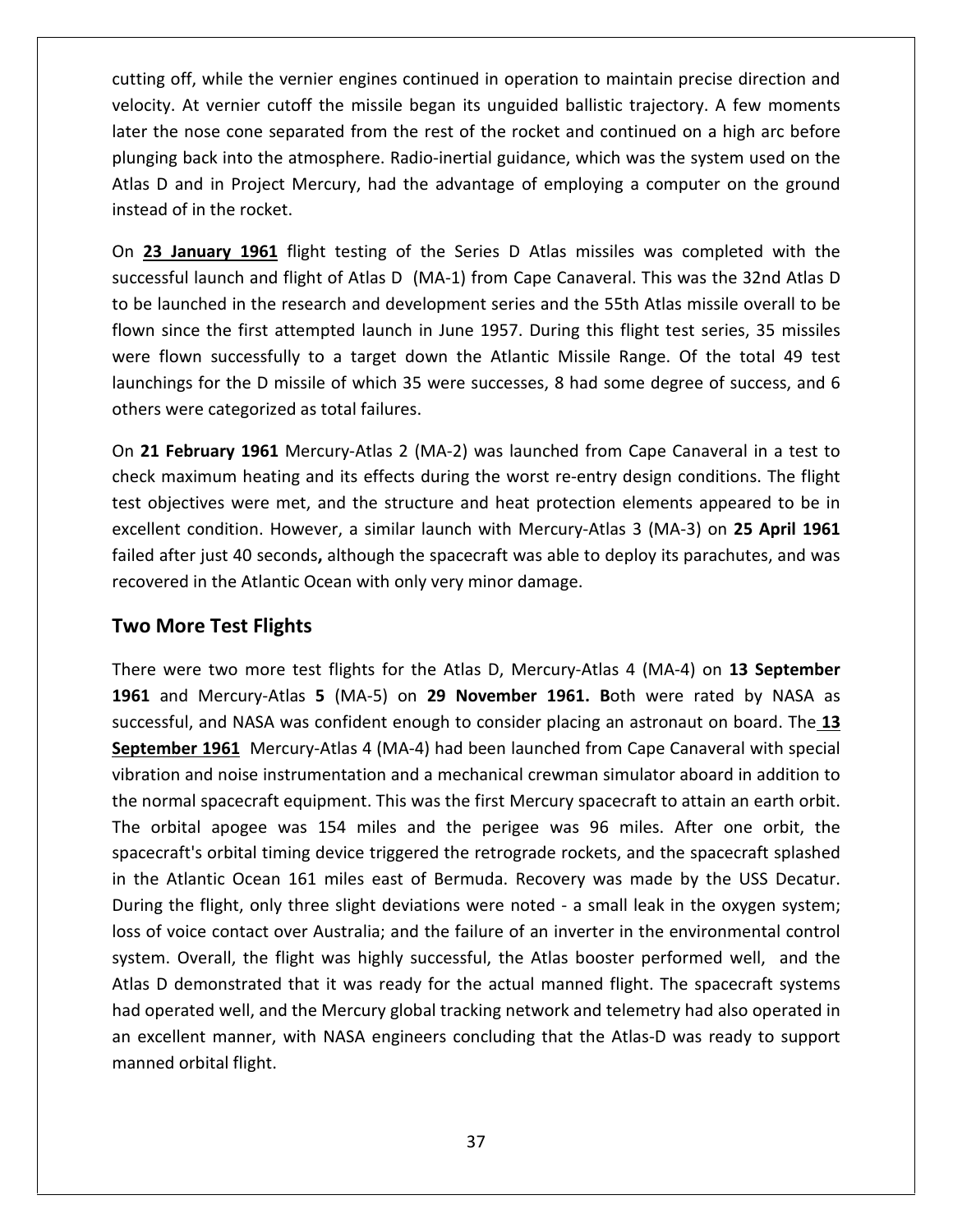cutting off, while the vernier engines continued in operation to maintain precise direction and velocity. At vernier cutoff the missile began its unguided ballistic trajectory. A few moments later the nose cone separated from the rest of the rocket and continued on a high arc before plunging back into the atmosphere. Radio-inertial guidance, which was the system used on the Atlas D and in Project Mercury, had the advantage of employing a computer on the ground instead of in the rocket.

On **23 January 1961** flight testing of the Series D Atlas missiles was completed with the successful launch and flight of Atlas D (MA-1) from Cape Canaveral. This was the 32nd Atlas D to be launched in the research and development series and the 55th Atlas missile overall to be flown since the first attempted launch in June 1957. During this flight test series, 35 missiles were flown successfully to a target down the Atlantic Missile Range. Of the total 49 test launchings for the D missile of which 35 were successes, 8 had some degree of success, and 6 others were categorized as total failures.

On **21 February 1961** Mercury-Atlas 2 (MA-2) was launched from Cape Canaveral in a test to check maximum heating and its effects during the worst re-entry design conditions. The flight test objectives were met, and the structure and heat protection elements appeared to be in excellent condition. However, a similar launch with Mercury-Atlas 3 (MA-3) on **25 April 1961** failed after just 40 seconds**,** although the spacecraft was able to deploy its parachutes, and was recovered in the Atlantic Ocean with only very minor damage.

## Two More Test Flights

There were two more test flights for the Atlas D, Mercury-Atlas 4 (MA-4) on **13 September 1961** and Mercury-Atlas **5** (MA-5) on **29 November 1961. B**oth were rated by NASA as successful, and NASA was confident enough to consider placing an astronaut on board. The **13 September 1961** Mercury-Atlas 4 (MA-4) had been launched from Cape Canaveral with special vibration and noise instrumentation and a mechanical crewman simulator aboard in addition to the normal spacecraft equipment. This was the first Mercury spacecraft to attain an earth orbit. The orbital apogee was 154 miles and the perigee was 96 miles. After one orbit, the spacecraft's orbital timing device triggered the retrograde rockets, and the spacecraft splashed in the Atlantic Ocean 161 miles east of Bermuda. Recovery was made by the USS Decatur. During the flight, only three slight deviations were noted - a small leak in the oxygen system; loss of voice contact over Australia; and the failure of an inverter in the environmental control system. Overall, the flight was highly successful, the Atlas booster performed well, and the Atlas D demonstrated that it was ready for the actual manned flight. The spacecraft systems had operated well, and the Mercury global tracking network and telemetry had also operated in an excellent manner, with NASA engineers concluding that the Atlas-D was ready to support manned orbital flight.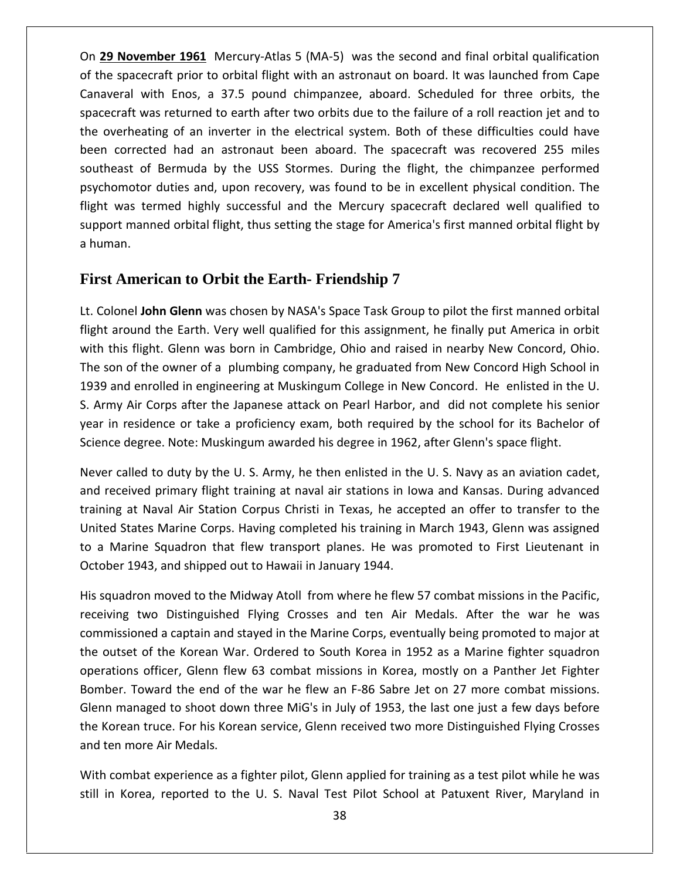On **29 November 1961** Mercury-Atlas 5 (MA-5) was the second and final orbital qualification of the spacecraft prior to orbital flight with an astronaut on board. It was launched from Cape Canaveral with Enos, a 37.5 pound chimpanzee, aboard. Scheduled for three orbits, the spacecraft was returned to earth after two orbits due to the failure of a roll reaction jet and to the overheating of an inverter in the electrical system. Both of these difficulties could have been corrected had an astronaut been aboard. The spacecraft was recovered 255 miles southeast of Bermuda by the USS Stormes. During the flight, the chimpanzee performed psychomotor duties and, upon recovery, was found to be in excellent physical condition. The flight was termed highly successful and the Mercury spacecraft declared well qualified to support manned orbital flight, thus setting the stage for America's first manned orbital flight by a human.

## First American to Orbit the Earth- Friendship 7

Lt. Colonel **John Glenn** was chosen by NASA's Space Task Group to pilot the first manned orbital flight around the Earth. Very well qualified for this assignment, he finally put America in orbit with this flight. Glenn was born in Cambridge, Ohio and raised in nearby New Concord, Ohio. The son of the owner of a plumbing company, he graduated from New Concord High School in 1939 and enrolled in engineering at Muskingum College in New Concord. He enlisted in the U. S. Army Air Corps after the Japanese attack on Pearl Harbor, and did not complete his senior year in residence or take a proficiency exam, both required by the school for its Bachelor of Science degree. Note: Muskingum awarded his degree in 1962, after Glenn's space flight.

Never called to duty by the U. S. Army, he then enlisted in the U. S. Navy as an aviation cadet, and received primary flight training at naval air stations in Iowa and Kansas. During advanced training at Naval Air Station Corpus Christi in Texas, he accepted an offer to transfer to the United States Marine Corps. Having completed his training in March 1943, Glenn was assigned to a Marine Squadron that flew transport planes. He was promoted to First Lieutenant in October 1943, and shipped out to Hawaii in January 1944.

His squadron moved to the Midway Atoll from where he flew 57 combat missions in the Pacific, receiving two Distinguished Flying Crosses and ten Air Medals. After the war he was commissioned a captain and stayed in the Marine Corps, eventually being promoted to major at the outset of the Korean War. Ordered to South Korea in 1952 as a Marine fighter squadron operations officer, Glenn flew 63 combat missions in Korea, mostly on a Panther Jet Fighter Bomber. Toward the end of the war he flew an F-86 Sabre Jet on 27 more combat missions. Glenn managed to shoot down three MiG's in July of 1953, the last one just a few days before the Korean truce. For his Korean service, Glenn received two more Distinguished Flying Crosses and ten more Air Medals.

With combat experience as a fighter pilot, Glenn applied for training as a test pilot while he was still in Korea, reported to the U. S. Naval Test Pilot School at Patuxent River, Maryland in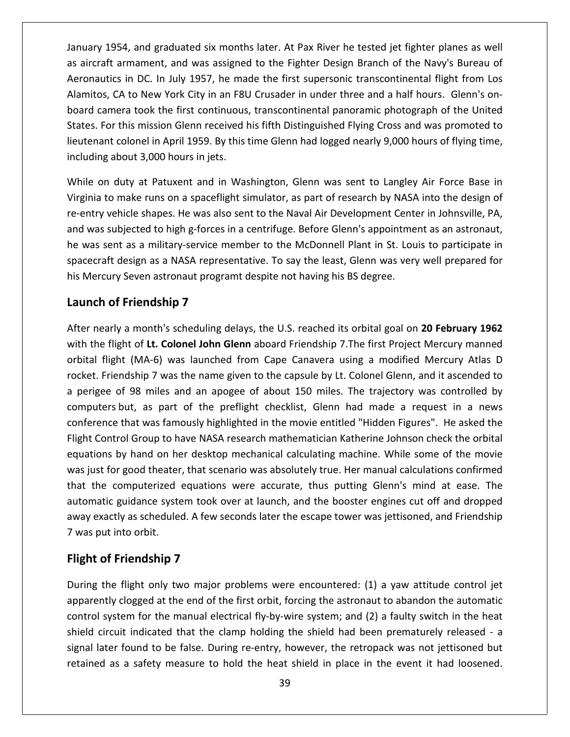January 1954, and graduated six months later. At Pax River he tested jet fighter planes as well as aircraft armament, and was assigned to the Fighter Design Branch of the Navy's Bureau of Aeronautics in DC. In July 1957, he made the first supersonic transcontinental flight from Los Alamitos, CA to New York City in an F8U Crusader in under three and a half hours. Glenn's on-board camera took the first continuous, transcontinental panoramic photograph of the United States. For this mission Glenn received his fifth Distinguished Flying Cross and was promoted to lieutenant colonel in April 1959. By this time Glenn had logged nearly 9,000 hours of flying time, including about 3,000 hours in jets.

While on duty at Patuxent and in Washington, Glenn was sent to Langley Air Force Base in Virginia to make runs on a spaceflight simulator, as part of research by NASA into the design of re-entry vehicle shapes. He was also sent to the Naval Air Development Center in Johnsville, PA, and was subjected to high g-forces in a centrifuge. Before Glenn's appointment as an astronaut, he was sent as a military-service member to the McDonnell Plant in St. Louis to participate in spacecraft design as a NASA representative. To say the least, Glenn was very well prepared for his Mercury Seven astronaut programt despite not having his BS degree.

## Launch of Friendship 7

After nearly a month's scheduling delays, the U.S. reached its orbital goal on **20 February 1962** with the flight of **Lt. Colonel John Glenn** aboard Friendship 7.The first Project Mercury manned orbital flight (MA-6) was launched from Cape Canavera using a modified Mercury Atlas D rocket. Friendship 7 was the name given to the capsule by Lt. Colonel Glenn, and it ascended to a perigee of 98 miles and an apogee of about 150 miles. The trajectory was controlled by computers but, as part of the preflight checklist, Glenn had made a request in a news conference that was famously highlighted in the movie entitled "Hidden Figures". He asked the Flight Control Group to have NASA research mathematician Katherine Johnson check the orbital equations by hand on her desktop mechanical calculating machine. While some of the movie was just for good theater, that scenario was absolutely true. Her manual calculations confirmed that the computerized equations were accurate, thus putting Glenn's mind at ease. The automatic guidance system took over at launch, and the booster engines cut off and dropped away exactly as scheduled. A few seconds later the escape tower was jettisoned, and Friendship 7 was put into orbit.

## Flight of Friendship 7

During the flight only two major problems were encountered: (1) a yaw attitude control jet apparently clogged at the end of the first orbit, forcing the astronaut to abandon the automatic control system for the manual electrical fly-by-wire system; and (2) a faulty switch in the heat shield circuit indicated that the clamp holding the shield had been prematurely released - a signal later found to be false. During re-entry, however, the retropack was not jettisoned but retained as a safety measure to hold the heat shield in place in the event it had loosened.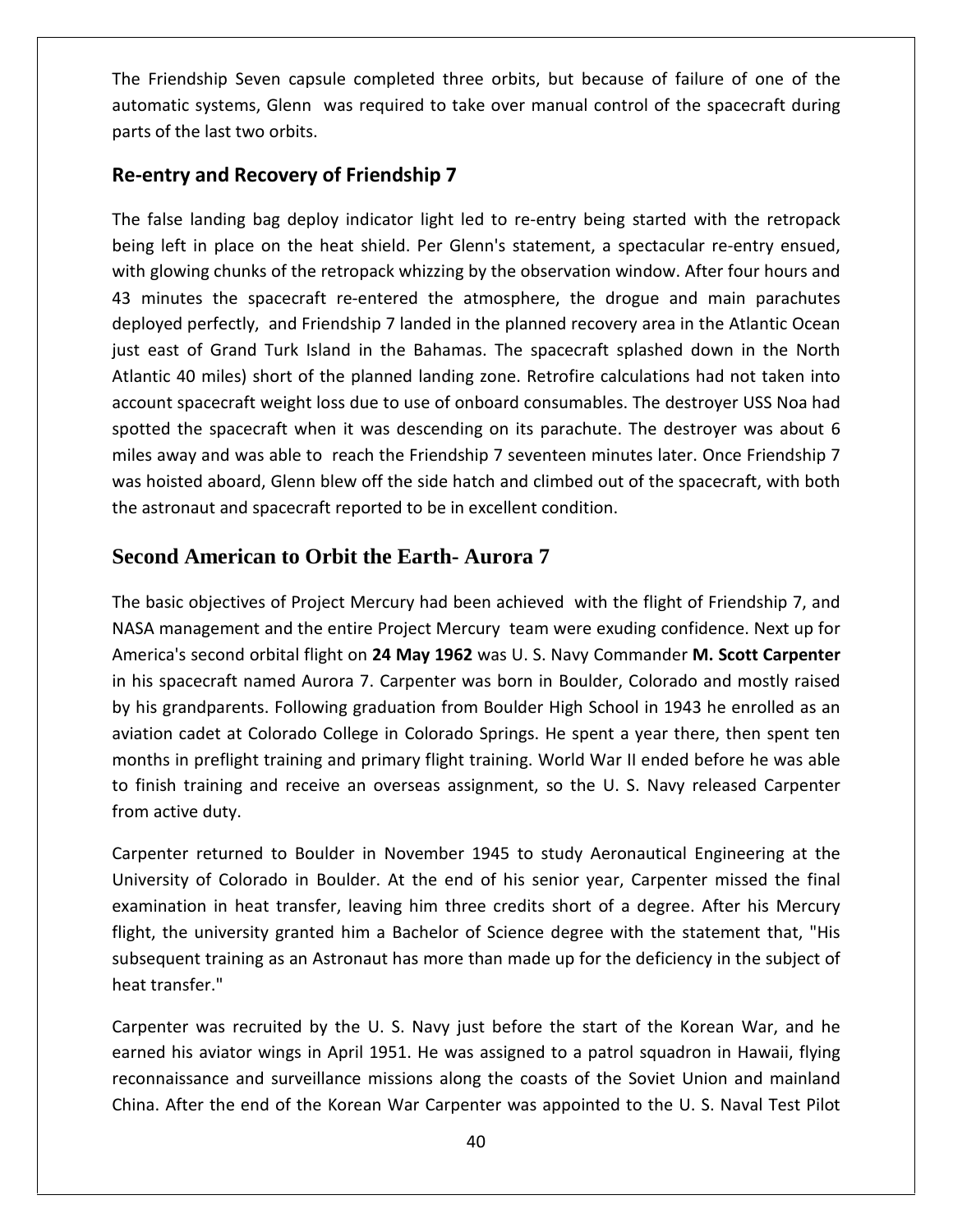The Friendship Seven capsule completed three orbits, but because of failure of one of the automatic systems, Glenn was required to take over manual control of the spacecraft during parts of the last two orbits.

## Re-entry and Recovery of Friendship 7

The false landing bag deploy indicator light led to re-entry being started with the retropack being left in place on the heat shield. Per Glenn's statement, a spectacular re-entry ensued, with glowing chunks of the retropack whizzing by the observation window. After four hours and 43 minutes the spacecraft re-entered the atmosphere, the drogue and main parachutes deployed perfectly, and Friendship 7 landed in the planned recovery area in the Atlantic Ocean just east of Grand Turk Island in the Bahamas. The spacecraft splashed down in the North Atlantic 40 miles) short of the planned landing zone. Retrofire calculations had not taken into account spacecraft weight loss due to use of onboard consumables. The destroyer USS Noa had spotted the spacecraft when it was descending on its parachute. The destroyer was about 6 miles away and was able to reach the Friendship 7 seventeen minutes later. Once Friendship 7 was hoisted aboard, Glenn blew off the side hatch and climbed out of the spacecraft, with both the astronaut and spacecraft reported to be in excellent condition.

# Second American to Orbit the Earth- Aurora 7

The basic objectives of Project Mercury had been achieved with the flight of Friendship 7, and NASA management and the entire Project Mercury team were exuding confidence. Next up for America's second orbital flight on **24 May 1962** was U. S. Navy Commander **M. Scott Carpenter** in his spacecraft named Aurora 7. Carpenter was born in Boulder, Colorado and mostly raised by his grandparents. Following graduation from Boulder High School in 1943 he enrolled as an aviation cadet at Colorado College in Colorado Springs. He spent a year there, then spent ten months in preflight training and primary flight training. World War II ended before he was able to finish training and receive an overseas assignment, so the U. S. Navy released Carpenter from active duty.

Carpenter returned to Boulder in November 1945 to study Aeronautical Engineering at the University of Colorado in Boulder. At the end of his senior year, Carpenter missed the final examination in heat transfer, leaving him three credits short of a degree. After his Mercury flight, the university granted him a Bachelor of Science degree with the statement that, "His subsequent training as an Astronaut has more than made up for the deficiency in the subject of heat transfer."

Carpenter was recruited by the U. S. Navy just before the start of the Korean War, and he earned his aviator wings in April 1951. He was assigned to a patrol squadron in Hawaii, flying reconnaissance and surveillance missions along the coasts of the Soviet Union and mainland China. After the end of the Korean War Carpenter was appointed to the U. S. Naval Test Pilot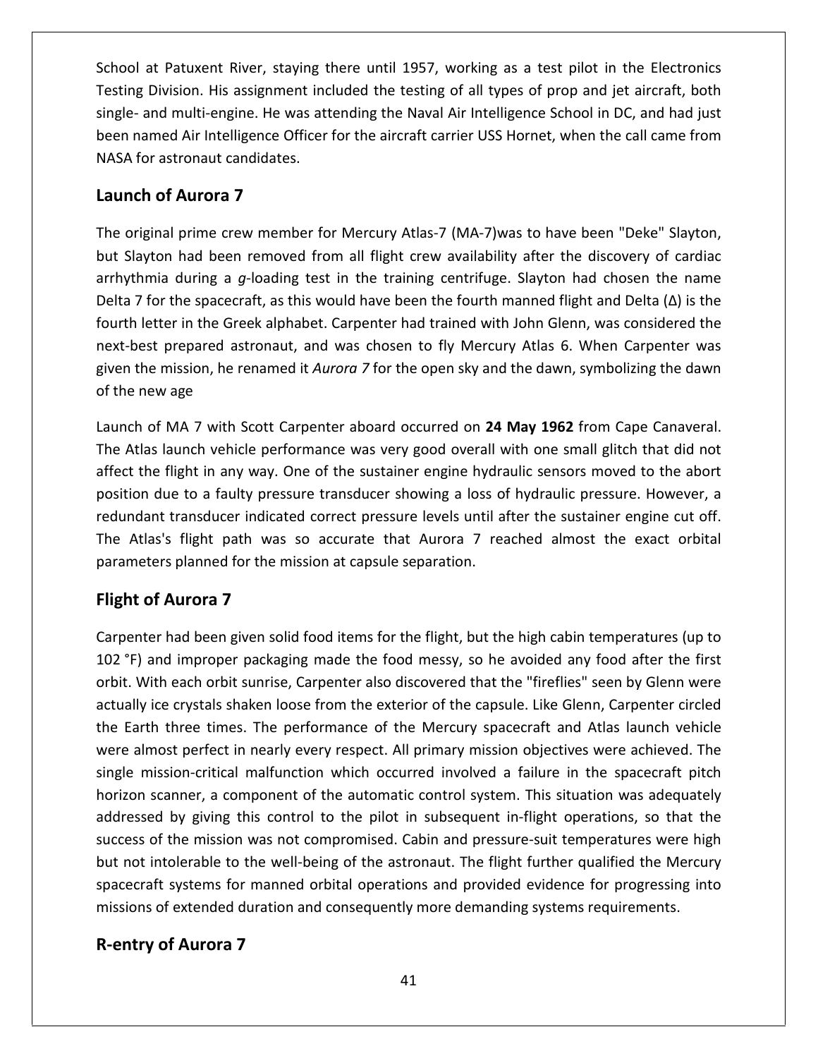School at Patuxent River, staying there until 1957, working as a test pilot in the Electronics Testing Division. His assignment included the testing of all types of prop and jet aircraft, both single- and multi-engine. He was attending the Naval Air Intelligence School in DC, and had just been named Air Intelligence Officer for the aircraft carrier USS Hornet, when the call came from NASA for astronaut candidates.

## Launch of Aurora 7

The original prime crew member for Mercury Atlas-7 (MA-7)was to have been "Deke" Slayton, but Slayton had been removed from all flight crew availability after the discovery of cardiac arrhythmia during a *g*-loading test in the training centrifuge. Slayton had chosen the name Delta 7 for the spacecraft, as this would have been the fourth manned flight and Delta (Δ) is the fourth letter in the Greek alphabet. Carpenter had trained with John Glenn, was considered the next-best prepared astronaut, and was chosen to fly Mercury Atlas 6. When Carpenter was given the mission, he renamed it *Aurora 7* for the open sky and the dawn, symbolizing the dawn of the new age

Launch of MA 7 with Scott Carpenter aboard occurred on **24 May 1962** from Cape Canaveral. The Atlas launch vehicle performance was very good overall with one small glitch that did not affect the flight in any way. One of the sustainer engine hydraulic sensors moved to the abort position due to a faulty pressure transducer showing a loss of hydraulic pressure. However, a redundant transducer indicated correct pressure levels until after the sustainer engine cut off. The Atlas's flight path was so accurate that Aurora 7 reached almost the exact orbital parameters planned for the mission at capsule separation.

## Flight of Aurora 7

Carpenter had been given solid food items for the flight, but the high cabin temperatures (up to 102 °F) and improper packaging made the food messy, so he avoided any food after the first orbit. With each orbit sunrise, Carpenter also discovered that the "fireflies" seen by Glenn were actually ice crystals shaken loose from the exterior of the capsule. Like Glenn, Carpenter circled the Earth three times. The performance of the Mercury spacecraft and Atlas launch vehicle were almost perfect in nearly every respect. All primary mission objectives were achieved. The single mission-critical malfunction which occurred involved a failure in the spacecraft pitch horizon scanner, a component of the automatic control system. This situation was adequately addressed by giving this control to the pilot in subsequent in-flight operations, so that the success of the mission was not compromised. Cabin and pressure-suit temperatures were high but not intolerable to the well-being of the astronaut. The flight further qualified the Mercury spacecraft systems for manned orbital operations and provided evidence for progressing into missions of extended duration and consequently more demanding systems requirements.

## R-entry of Aurora 7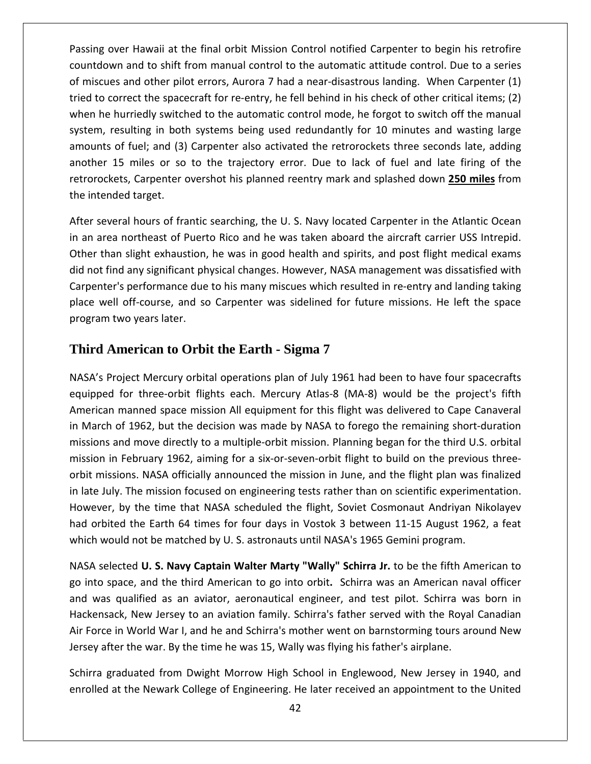Passing over Hawaii at the final orbit Mission Control notified Carpenter to begin his retrofire countdown and to shift from manual control to the automatic attitude control. Due to a series of miscues and other pilot errors, Aurora 7 had a near-disastrous landing. When Carpenter (1) tried to correct the spacecraft for re-entry, he fell behind in his check of other critical items; (2) when he hurriedly switched to the automatic control mode, he forgot to switch off the manual system, resulting in both systems being used redundantly for 10 minutes and wasting large amounts of fuel; and (3) Carpenter also activated the retrorockets three seconds late, adding another 15 miles or so to the trajectory error. Due to lack of fuel and late firing of the retrorockets, Carpenter overshot his planned reentry mark and splashed down **250 miles** from the intended target.

After several hours of frantic searching, the U. S. Navy located Carpenter in the Atlantic Ocean in an area northeast of Puerto Rico and he was taken aboard the aircraft carrier USS Intrepid. Other than slight exhaustion, he was in good health and spirits, and post flight medical exams did not find any significant physical changes. However, NASA management was dissatisfied with Carpenter's performance due to his many miscues which resulted in re-entry and landing taking place well off-course, and so Carpenter was sidelined for future missions. He left the space program two years later.

## Third American to Orbit the Earth - Sigma 7

NASA's Project Mercury orbital operations plan of July 1961 had been to have four spacecrafts equipped for three-orbit flights each. Mercury Atlas-8 (MA-8) would be the project's fifth American manned space mission All equipment for this flight was delivered to Cape Canaveral in March of 1962, but the decision was made by NASA to forego the remaining short-duration missions and move directly to a multiple-orbit mission. Planning began for the third U.S. orbital mission in February 1962, aiming for a six-or-seven-orbit flight to build on the previous three-orbit missions. NASA officially announced the mission in June, and the flight plan was finalized in late July. The mission focused on engineering tests rather than on scientific experimentation. However, by the time that NASA scheduled the flight, Soviet Cosmonaut Andriyan Nikolayev had orbited the Earth 64 times for four days in Vostok 3 between 11-15 August 1962, a feat which would not be matched by U. S. astronauts until NASA's 1965 Gemini program.

NASA selected **U. S. Navy Captain Walter Marty "Wally" Schirra Jr.** to be the fifth American to go into space, and the third American to go into orbit**.** Schirra was an American naval officer and was qualified as an aviator, aeronautical engineer, and test pilot. Schirra was born in Hackensack, New Jersey to an aviation family. Schirra's father served with the Royal Canadian Air Force in World War I, and he and Schirra's mother went on barnstorming tours around New Jersey after the war. By the time he was 15, Wally was flying his father's airplane.

Schirra graduated from Dwight Morrow High School in Englewood, New Jersey in 1940, and enrolled at the Newark College of Engineering. He later received an appointment to the United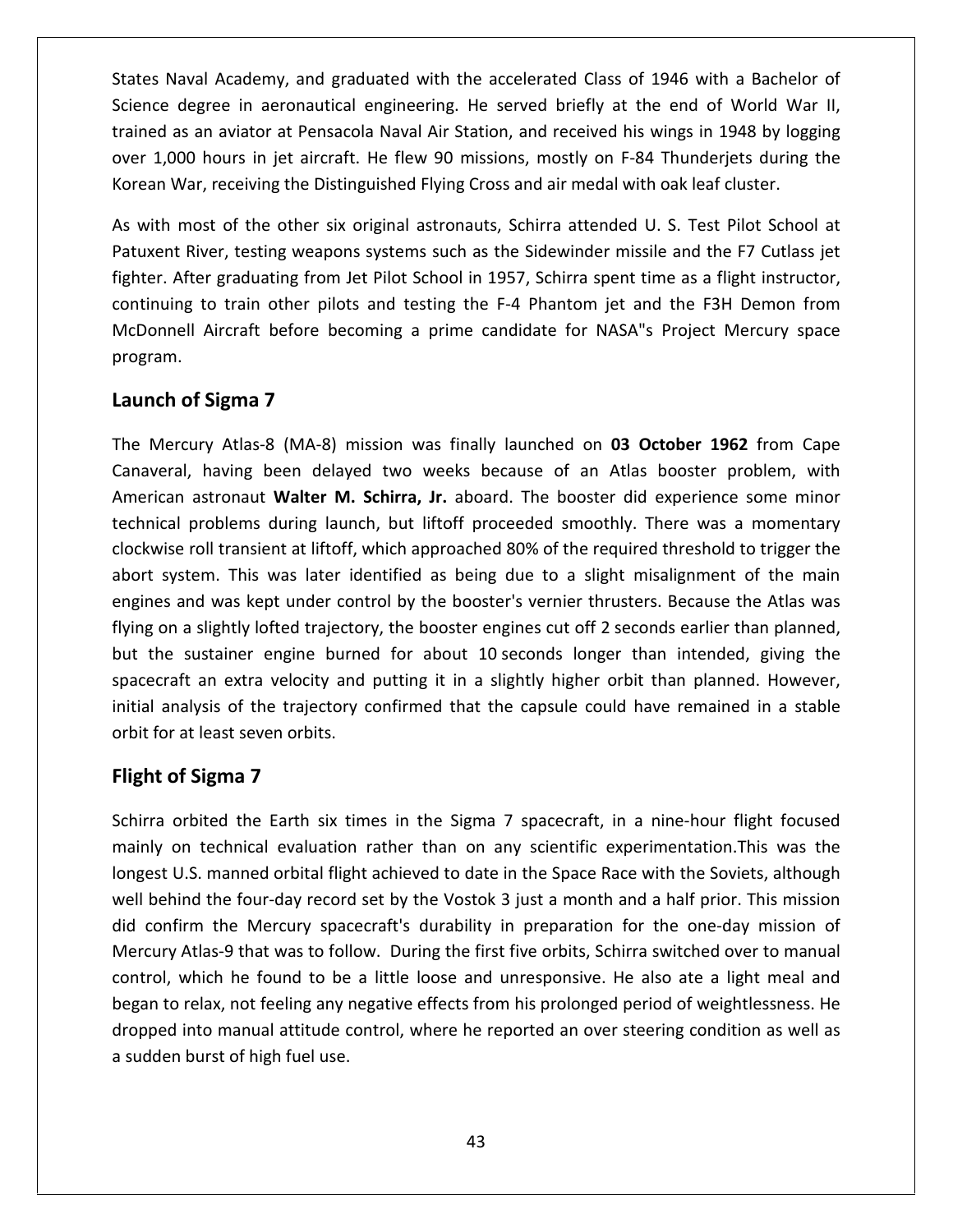States Naval Academy, and graduated with the accelerated Class of 1946 with a Bachelor of Science degree in aeronautical engineering. He served briefly at the end of World War II, trained as an aviator at Pensacola Naval Air Station, and received his wings in 1948 by logging over 1,000 hours in jet aircraft. He flew 90 missions, mostly on F-84 Thunderjets during the Korean War, receiving the Distinguished Flying Cross and air medal with oak leaf cluster.

As with most of the other six original astronauts, Schirra attended U. S. Test Pilot School at Patuxent River, testing weapons systems such as the Sidewinder missile and the F7 Cutlass jet fighter. After graduating from Jet Pilot School in 1957, Schirra spent time as a flight instructor, continuing to train other pilots and testing the F-4 Phantom jet and the F3H Demon from McDonnell Aircraft before becoming a prime candidate for NASA"s Project Mercury space program.

## Launch of Sigma 7

The Mercury Atlas-8 (MA-8) mission was finally launched on **03 October 1962** from Cape Canaveral, having been delayed two weeks because of an Atlas booster problem, with American astronaut **Walter M. Schirra, Jr.** aboard. The booster did experience some minor technical problems during launch, but liftoff proceeded smoothly. There was a momentary clockwise roll transient at liftoff, which approached 80% of the required threshold to trigger the abort system. This was later identified as being due to a slight misalignment of the main engines and was kept under control by the booster's vernier thrusters. Because the Atlas was flying on a slightly lofted trajectory, the booster engines cut off 2 seconds earlier than planned, but the sustainer engine burned for about 10 seconds longer than intended, giving the spacecraft an extra velocity and putting it in a slightly higher orbit than planned. However, initial analysis of the trajectory confirmed that the capsule could have remained in a stable orbit for at least seven orbits.

## Flight of Sigma 7

Schirra orbited the Earth six times in the Sigma 7 spacecraft, in a nine-hour flight focused mainly on technical evaluation rather than on any scientific experimentation.This was the longest U.S. manned orbital flight achieved to date in the Space Race with the Soviets, although well behind the four-day record set by the Vostok 3 just a month and a half prior. This mission did confirm the Mercury spacecraft's durability in preparation for the one-day mission of Mercury Atlas-9 that was to follow. During the first five orbits, Schirra switched over to manual control, which he found to be a little loose and unresponsive. He also ate a light meal and began to relax, not feeling any negative effects from his prolonged period of weightlessness. He dropped into manual attitude control, where he reported an over steering condition as well as a sudden burst of high fuel use.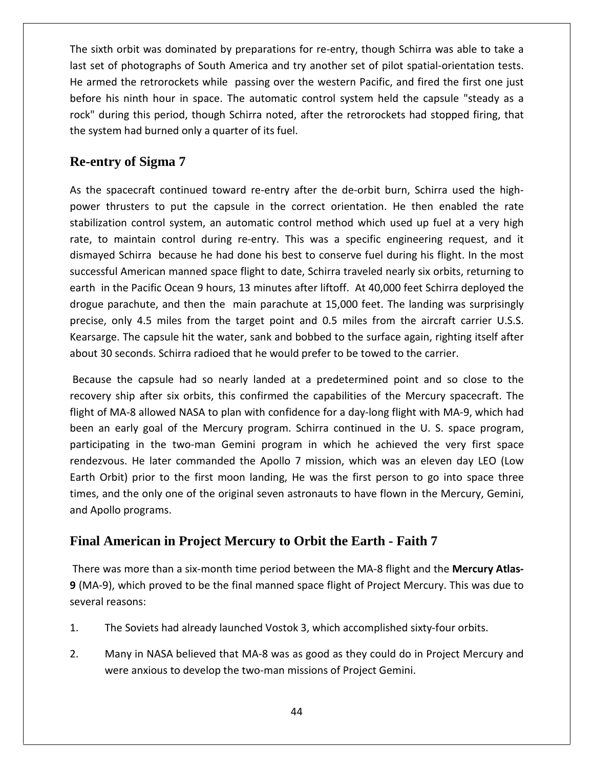The sixth orbit was dominated by preparations for re-entry, though Schirra was able to take a last set of photographs of South America and try another set of pilot spatial-orientation tests. He armed the retrorockets while passing over the western Pacific, and fired the first one just before his ninth hour in space. The automatic control system held the capsule "steady as a rock" during this period, though Schirra noted, after the retrorockets had stopped firing, that the system had burned only a quarter of its fuel.

## Re-entry of Sigma 7

As the spacecraft continued toward re-entry after the de-orbit burn, Schirra used the high-power thrusters to put the capsule in the correct orientation. He then enabled the rate stabilization control system, an automatic control method which used up fuel at a very high rate, to maintain control during re-entry. This was a specific engineering request, and it dismayed Schirra because he had done his best to conserve fuel during his flight. In the most successful American manned space flight to date, Schirra traveled nearly six orbits, returning to earth in the Pacific Ocean 9 hours, 13 minutes after liftoff. At 40,000 feet Schirra deployed the drogue parachute, and then the main parachute at 15,000 feet. The landing was surprisingly precise, only 4.5 miles from the target point and 0.5 miles from the aircraft carrier U.S.S. Kearsarge. The capsule hit the water, sank and bobbed to the surface again, righting itself after about 30 seconds. Schirra radioed that he would prefer to be towed to the carrier.

Because the capsule had so nearly landed at a predetermined point and so close to the recovery ship after six orbits, this confirmed the capabilities of the Mercury spacecraft. The flight of MA-8 allowed NASA to plan with confidence for a day-long flight with MA-9, which had been an early goal of the Mercury program. Schirra continued in the U. S. space program, participating in the two-man Gemini program in which he achieved the very first space rendezvous. He later commanded the Apollo 7 mission, which was an eleven day LEO (Low Earth Orbit) prior to the first moon landing, He was the first person to go into space three times, and the only one of the original seven astronauts to have flown in the Mercury, Gemini, and Apollo programs.

## Final American in Project Mercury to Orbit the Earth - Faith 7

There was more than a six-month time period between the MA-8 flight and the **Mercury Atlas-9** (MA-9), which proved to be the final manned space flight of Project Mercury. This was due to several reasons:

1. The Soviets had already launched Vostok 3, which accomplished sixty-four orbits.
2. Many in NASA believed that MA-8 was as good as they could do in Project Mercury and were anxious to develop the two-man missions of Project Gemini.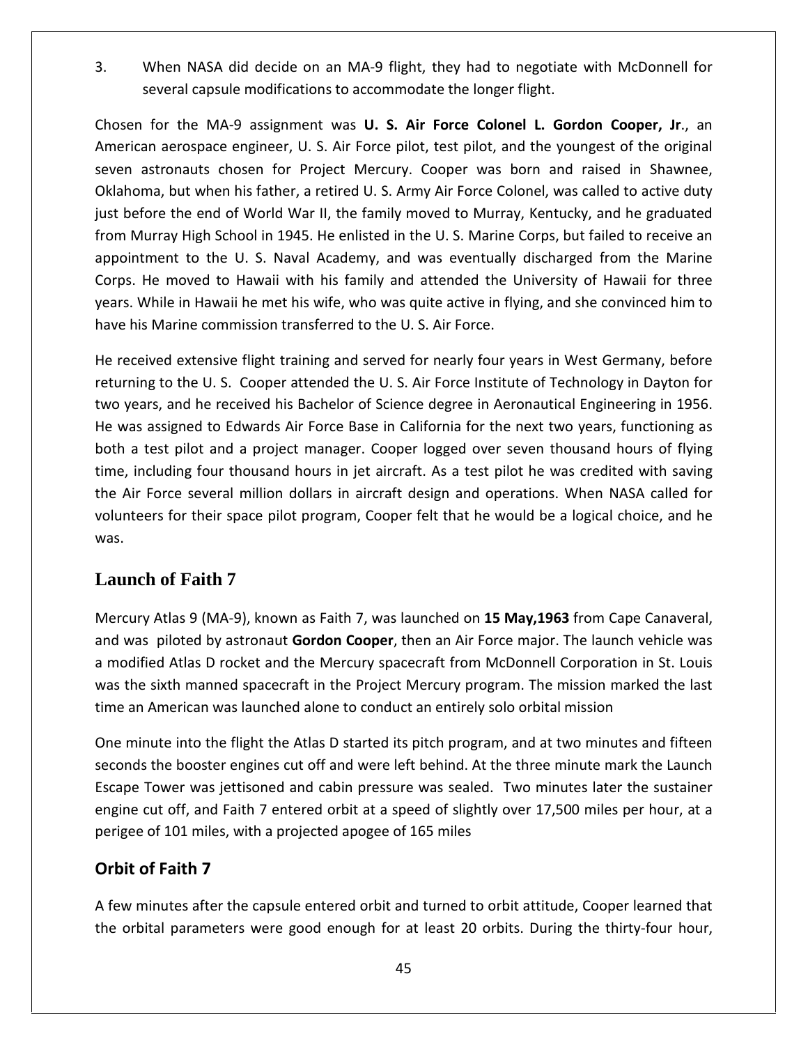3. When NASA did decide on an MA-9 flight, they had to negotiate with McDonnell for several capsule modifications to accommodate the longer flight.

Chosen for the MA-9 assignment was **U. S. Air Force Colonel L. Gordon Cooper, Jr**., an American aerospace engineer, U. S. Air Force pilot, test pilot, and the youngest of the original seven astronauts chosen for Project Mercury. Cooper was born and raised in Shawnee, Oklahoma, but when his father, a retired U. S. Army Air Force Colonel, was called to active duty just before the end of World War II, the family moved to Murray, Kentucky, and he graduated from Murray High School in 1945. He enlisted in the U. S. Marine Corps, but failed to receive an appointment to the U. S. Naval Academy, and was eventually discharged from the Marine Corps. He moved to Hawaii with his family and attended the University of Hawaii for three years. While in Hawaii he met his wife, who was quite active in flying, and she convinced him to have his Marine commission transferred to the U. S. Air Force.

He received extensive flight training and served for nearly four years in West Germany, before returning to the U. S. Cooper attended the U. S. Air Force Institute of Technology in Dayton for two years, and he received his Bachelor of Science degree in Aeronautical Engineering in 1956. He was assigned to Edwards Air Force Base in California for the next two years, functioning as both a test pilot and a project manager. Cooper logged over seven thousand hours of flying time, including four thousand hours in jet aircraft. As a test pilot he was credited with saving the Air Force several million dollars in aircraft design and operations. When NASA called for volunteers for their space pilot program, Cooper felt that he would be a logical choice, and he was.

## Launch of Faith 7

Mercury Atlas 9 (MA-9), known as Faith 7, was launched on **15 May,1963** from Cape Canaveral, and was piloted by astronaut **Gordon Cooper**, then an Air Force major. The launch vehicle was a modified Atlas D rocket and the Mercury spacecraft from McDonnell Corporation in St. Louis was the sixth manned spacecraft in the Project Mercury program. The mission marked the last time an American was launched alone to conduct an entirely solo orbital mission

One minute into the flight the Atlas D started its pitch program, and at two minutes and fifteen seconds the booster engines cut off and were left behind. At the three minute mark the Launch Escape Tower was jettisoned and cabin pressure was sealed. Two minutes later the sustainer engine cut off, and Faith 7 entered orbit at a speed of slightly over 17,500 miles per hour, at a perigee of 101 miles, with a projected apogee of 165 miles

## Orbit of Faith 7

A few minutes after the capsule entered orbit and turned to orbit attitude, Cooper learned that the orbital parameters were good enough for at least 20 orbits. During the thirty-four hour,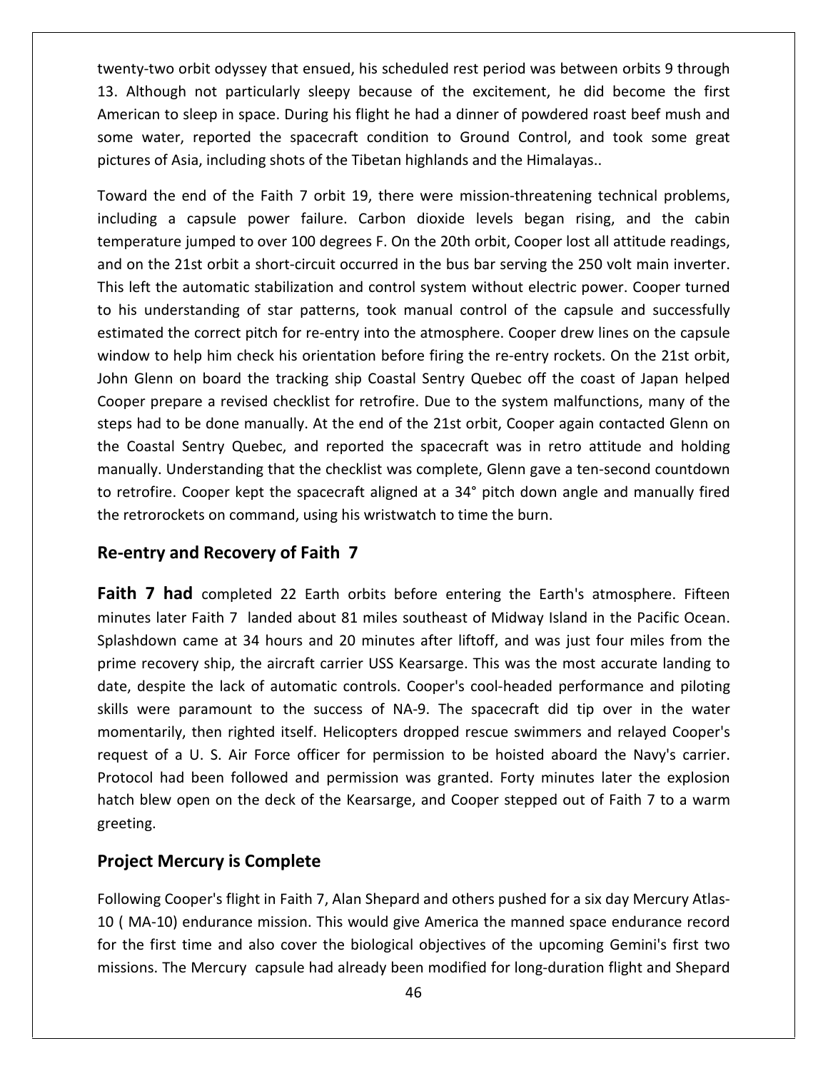twenty-two orbit odyssey that ensued, his scheduled rest period was between orbits 9 through 13. Although not particularly sleepy because of the excitement, he did become the first American to sleep in space. During his flight he had a dinner of powdered roast beef mush and some water, reported the spacecraft condition to Ground Control, and took some great pictures of Asia, including shots of the Tibetan highlands and the Himalayas..

Toward the end of the Faith 7 orbit 19, there were mission-threatening technical problems, including a capsule power failure. Carbon dioxide levels began rising, and the cabin temperature jumped to over 100 degrees F. On the 20th orbit, Cooper lost all attitude readings, and on the 21st orbit a short-circuit occurred in the bus bar serving the 250 volt main inverter. This left the automatic stabilization and control system without electric power. Cooper turned to his understanding of star patterns, took manual control of the capsule and successfully estimated the correct pitch for re-entry into the atmosphere. Cooper drew lines on the capsule window to help him check his orientation before firing the re-entry rockets. On the 21st orbit, John Glenn on board the tracking ship Coastal Sentry Quebec off the coast of Japan helped Cooper prepare a revised checklist for retrofire. Due to the system malfunctions, many of the steps had to be done manually. At the end of the 21st orbit, Cooper again contacted Glenn on the Coastal Sentry Quebec, and reported the spacecraft was in retro attitude and holding manually. Understanding that the checklist was complete, Glenn gave a ten-second countdown to retrofire. Cooper kept the spacecraft aligned at a 34° pitch down angle and manually fired the retrorockets on command, using his wristwatch to time the burn.

## Re-entry and Recovery of Faith 7

**Faith 7 had** completed 22 Earth orbits before entering the Earth's atmosphere. Fifteen minutes later Faith 7 landed about 81 miles southeast of Midway Island in the Pacific Ocean. Splashdown came at 34 hours and 20 minutes after liftoff, and was just four miles from the prime recovery ship, the aircraft carrier USS Kearsarge. This was the most accurate landing to date, despite the lack of automatic controls. Cooper's cool-headed performance and piloting skills were paramount to the success of NA-9. The spacecraft did tip over in the water momentarily, then righted itself. Helicopters dropped rescue swimmers and relayed Cooper's request of a U. S. Air Force officer for permission to be hoisted aboard the Navy's carrier. Protocol had been followed and permission was granted. Forty minutes later the explosion hatch blew open on the deck of the Kearsarge, and Cooper stepped out of Faith 7 to a warm greeting.

## Project Mercury is Complete

Following Cooper's flight in Faith 7, Alan Shepard and others pushed for a six day Mercury Atlas-10 ( MA-10) endurance mission. This would give America the manned space endurance record for the first time and also cover the biological objectives of the upcoming Gemini's first two missions. The Mercury capsule had already been modified for long-duration flight and Shepard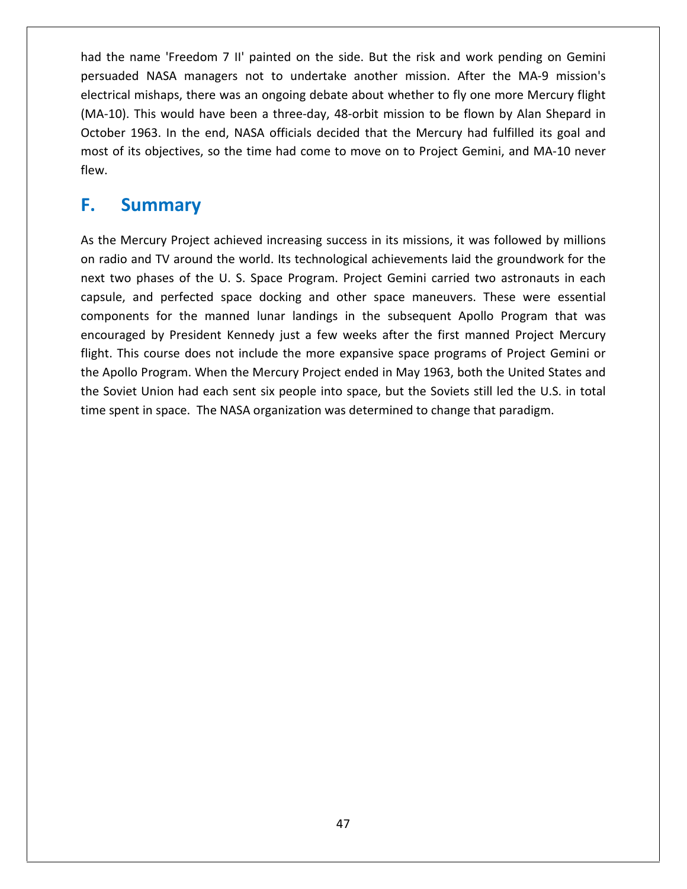had the name 'Freedom 7 II' painted on the side. But the risk and work pending on Gemini persuaded NASA managers not to undertake another mission. After the MA-9 mission's electrical mishaps, there was an ongoing debate about whether to fly one more Mercury flight (MA-10). This would have been a three-day, 48-orbit mission to be flown by Alan Shepard in October 1963. In the end, NASA officials decided that the Mercury had fulfilled its goal and most of its objectives, so the time had come to move on to Project Gemini, and MA-10 never flew.

## F. Summary

As the Mercury Project achieved increasing success in its missions, it was followed by millions on radio and TV around the world. Its technological achievements laid the groundwork for the next two phases of the U. S. Space Program. Project Gemini carried two astronauts in each capsule, and perfected space docking and other space maneuvers. These were essential components for the manned lunar landings in the subsequent Apollo Program that was encouraged by President Kennedy just a few weeks after the first manned Project Mercury flight. This course does not include the more expansive space programs of Project Gemini or the Apollo Program. When the Mercury Project ended in May 1963, both the United States and the Soviet Union had each sent six people into space, but the Soviets still led the U.S. in total time spent in space. The NASA organization was determined to change that paradigm.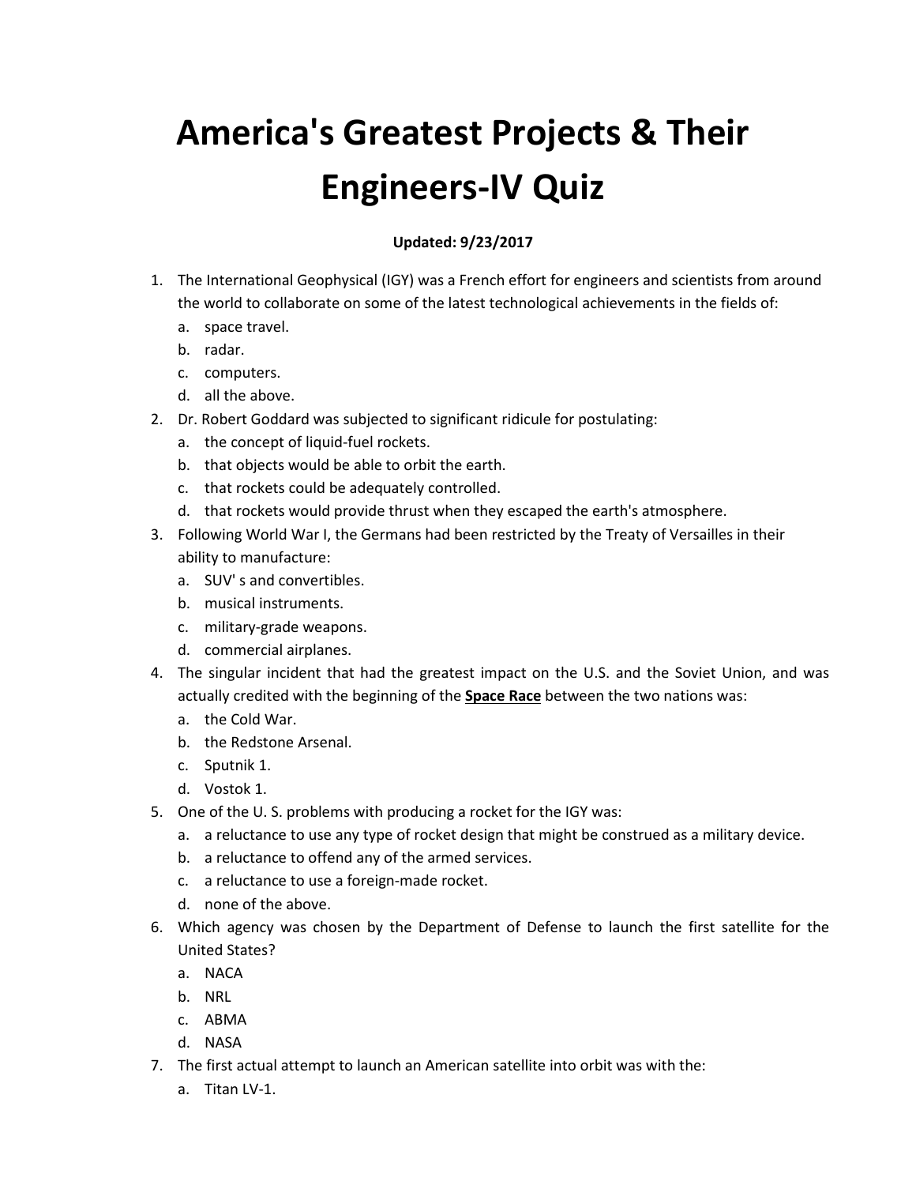# America's Greatest Projects & Their Engineers-IV Quiz

**Updated: 9/23/2017**

1. The International Geophysical (IGY) was a French effort for engineers and scientists from around the world to collaborate on some of the latest technological achievements in the fields of:
   a. space travel.
   b. radar.
   c. computers.
   d. all the above.
2. Dr. Robert Goddard was subjected to significant ridicule for postulating:
   a. the concept of liquid-fuel rockets.
   b. that objects would be able to orbit the earth.
   c. that rockets could be adequately controlled.
   d. that rockets would provide thrust when they escaped the earth's atmosphere.
3. Following World War I, the Germans had been restricted by the Treaty of Versailles in their ability to manufacture:
   a. SUV' s and convertibles.
   b. musical instruments.
   c. military-grade weapons.
   d. commercial airplanes.
4. The singular incident that had the greatest impact on the U.S. and the Soviet Union, and was actually credited with the beginning of the <u>**Space Race**</u> between the two nations was:
   a. the Cold War.
   b. the Redstone Arsenal.
   c. Sputnik 1.
   d. Vostok 1.
5. One of the U. S. problems with producing a rocket for the IGY was:
   a. a reluctance to use any type of rocket design that might be construed as a military device.
   b. a reluctance to offend any of the armed services.
   c. a reluctance to use a foreign-made rocket.
   d. none of the above.
6. Which agency was chosen by the Department of Defense to launch the first satellite for the United States?
   a. NACA
   b. NRL
   c. ABMA
   d. NASA
7. The first actual attempt to launch an American satellite into orbit was with the:
   a. Titan LV-1.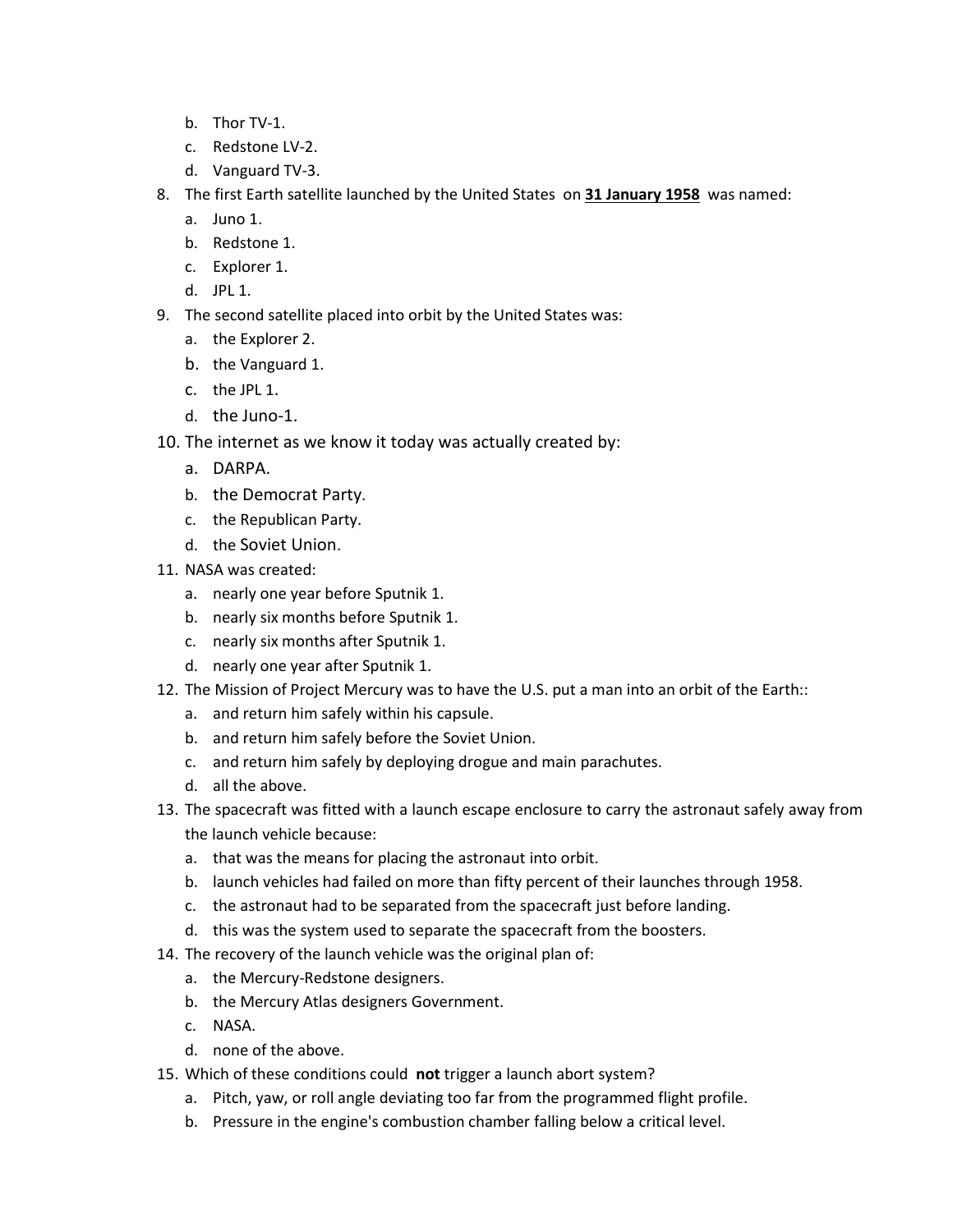b. Thor TV-1.
   c. Redstone LV-2.
   d. Vanguard TV-3.

8. The first Earth satellite launched by the United States on **31 January 1958** was named:
   a. Juno 1.
   b. Redstone 1.
   c. Explorer 1.
   d. JPL 1.
9. The second satellite placed into orbit by the United States was:
   a. the Explorer 2.
   b. the Vanguard 1.
   c. the JPL 1.
   d. the Juno-1.
10. The internet as we know it today was actually created by:
    a. DARPA.
    b. the Democrat Party.
    c. the Republican Party.
    d. the Soviet Union.
11. NASA was created:
    a. nearly one year before Sputnik 1.
    b. nearly six months before Sputnik 1.
    c. nearly six months after Sputnik 1.
    d. nearly one year after Sputnik 1.
12. The Mission of Project Mercury was to have the U.S. put a man into an orbit of the Earth::
    a. and return him safely within his capsule.
    b. and return him safely before the Soviet Union.
    c. and return him safely by deploying drogue and main parachutes.
    d. all the above.
13. The spacecraft was fitted with a launch escape enclosure to carry the astronaut safely away from the launch vehicle because:
    a. that was the means for placing the astronaut into orbit.
    b. launch vehicles had failed on more than fifty percent of their launches through 1958.
    c. the astronaut had to be separated from the spacecraft just before landing.
    d. this was the system used to separate the spacecraft from the boosters.
14. The recovery of the launch vehicle was the original plan of:
    a. the Mercury-Redstone designers.
    b. the Mercury Atlas designers Government.
    c. NASA.
    d. none of the above.
15. Which of these conditions could **not** trigger a launch abort system?
    a. Pitch, yaw, or roll angle deviating too far from the programmed flight profile.
    b. Pressure in the engine's combustion chamber falling below a critical level.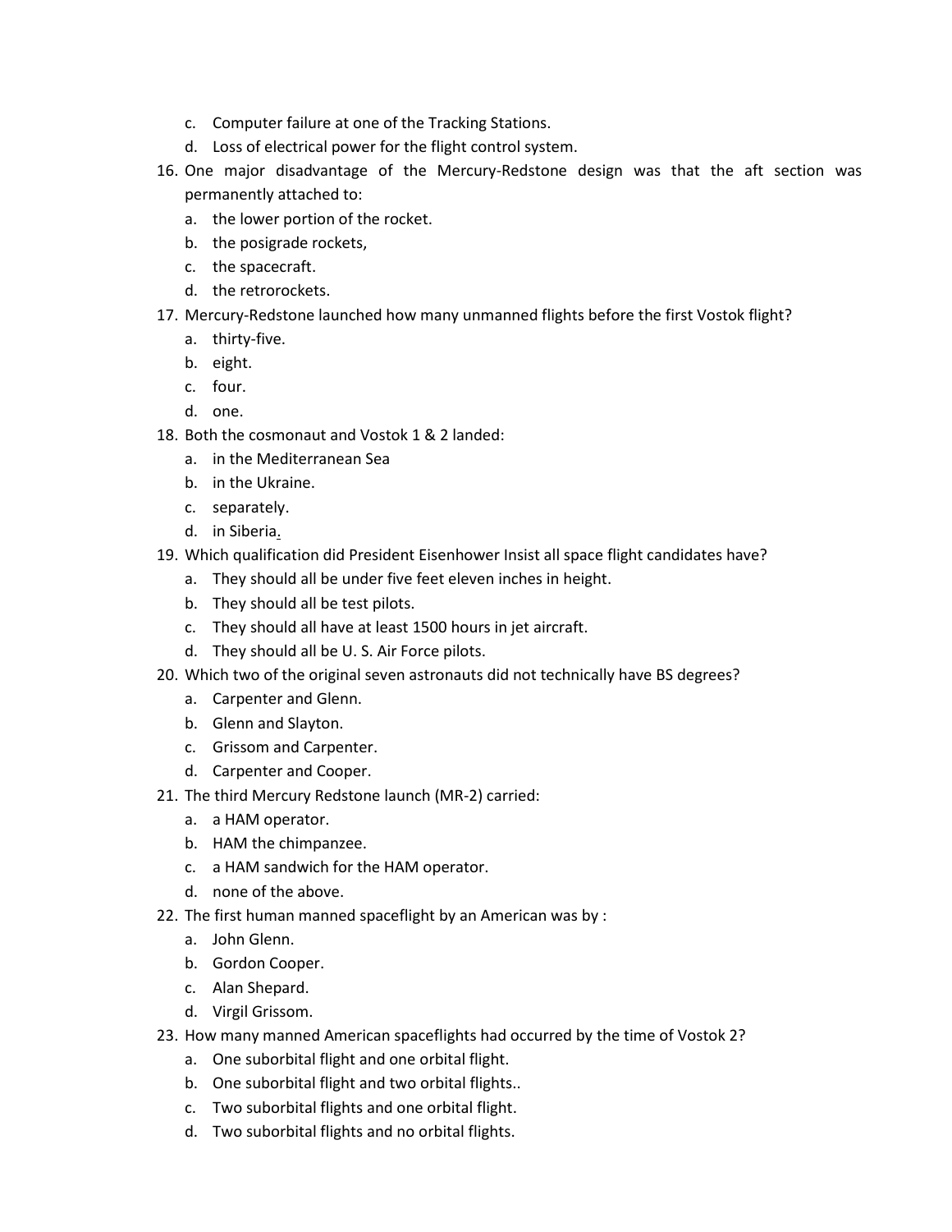c. Computer failure at one of the Tracking Stations.
d. Loss of electrical power for the flight control system.

16. One major disadvantage of the Mercury-Redstone design was that the aft section was permanently attached to:
    a. the lower portion of the rocket.
    b. the posigrade rockets,
    c. the spacecraft.
    d. the retrorockets.
17. Mercury-Redstone launched how many unmanned flights before the first Vostok flight?
    a. thirty-five.
    b. eight.
    c. four.
    d. one.
18. Both the cosmonaut and Vostok 1 & 2 landed:
    a. in the Mediterranean Sea
    b. in the Ukraine.
    c. separately.
    d. in Siberia.
19. Which qualification did President Eisenhower Insist all space flight candidates have?
    a. They should all be under five feet eleven inches in height.
    b. They should all be test pilots.
    c. They should all have at least 1500 hours in jet aircraft.
    d. They should all be U. S. Air Force pilots.
20. Which two of the original seven astronauts did not technically have BS degrees?
    a. Carpenter and Glenn.
    b. Glenn and Slayton.
    c. Grissom and Carpenter.
    d. Carpenter and Cooper.
21. The third Mercury Redstone launch (MR-2) carried:
    a. a HAM operator.
    b. HAM the chimpanzee.
    c. a HAM sandwich for the HAM operator.
    d. none of the above.
22. The first human manned spaceflight by an American was by :
    a. John Glenn.
    b. Gordon Cooper.
    c. Alan Shepard.
    d. Virgil Grissom.
23. How many manned American spaceflights had occurred by the time of Vostok 2?
    a. One suborbital flight and one orbital flight.
    b. One suborbital flight and two orbital flights..
    c. Two suborbital flights and one orbital flight.
    d. Two suborbital flights and no orbital flights.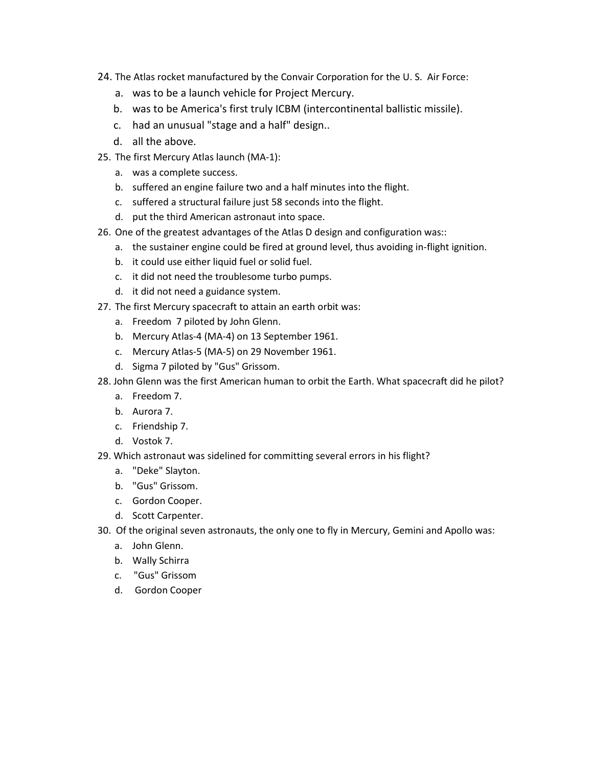24. The Atlas rocket manufactured by the Convair Corporation for the U. S. Air Force:
    a. was to be a launch vehicle for Project Mercury.
    b. was to be America's first truly ICBM (intercontinental ballistic missile).
    c. had an unusual "stage and a half" design..
    d. all the above.
25. The first Mercury Atlas launch (MA-1):
    a. was a complete success.
    b. suffered an engine failure two and a half minutes into the flight.
    c. suffered a structural failure just 58 seconds into the flight.
    d. put the third American astronaut into space.
26. One of the greatest advantages of the Atlas D design and configuration was::
    a. the sustainer engine could be fired at ground level, thus avoiding in-flight ignition.
    b. it could use either liquid fuel or solid fuel.
    c. it did not need the troublesome turbo pumps.
    d. it did not need a guidance system.
27. The first Mercury spacecraft to attain an earth orbit was:
    a. Freedom 7 piloted by John Glenn.
    b. Mercury Atlas-4 (MA-4) on 13 September 1961.
    c. Mercury Atlas-5 (MA-5) on 29 November 1961.
    d. Sigma 7 piloted by "Gus" Grissom.
28. John Glenn was the first American human to orbit the Earth. What spacecraft did he pilot?
    a. Freedom 7.
    b. Aurora 7.
    c. Friendship 7.
    d. Vostok 7.
29. Which astronaut was sidelined for committing several errors in his flight?
    a. "Deke" Slayton.
    b. "Gus" Grissom.
    c. Gordon Cooper.
    d. Scott Carpenter.
30. Of the original seven astronauts, the only one to fly in Mercury, Gemini and Apollo was:
    a. John Glenn.
    b. Wally Schirra
    c. "Gus" Grissom
    d. Gordon Cooper